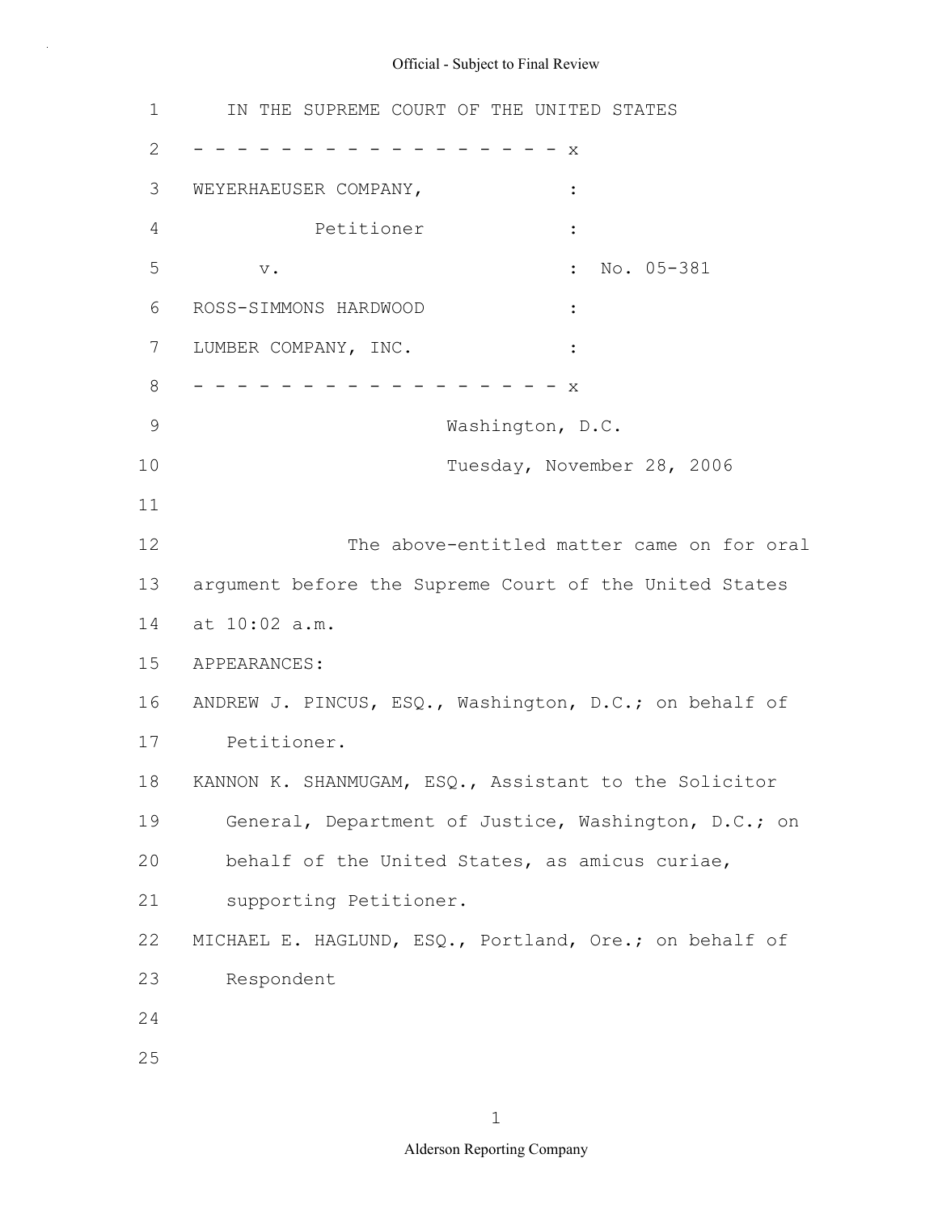IN THE SUPREME COURT OF THE UNITED STATES

- - - - - - - - - - - - - - - - - - x

WEYERHAEUSER COMPANY, :

Petitioner :

v. : No. 05-381

ROSS-SIMMONS HARDWOOD :

LUMBER COMPANY, INC. :

- - - - - - - - - - - - - - - - - - x

Washington, D.C.

Tuesday, November 28, 2006

The above-entitled matter came on for oral argument before the Supreme Court of the United States at 10:02 a.m.

APPEARANCES:

ANDREW J. PINCUS, ESQ., Washington, D.C.; on behalf of Petitioner.

KANNON K. SHANMUGAM, ESQ., Assistant to the Solicitor General, Department of Justice, Washington, D.C.; on behalf of the United States, as amicus curiae, supporting Petitioner.

MICHAEL E. HAGLUND, ESQ., Portland, Ore.; on behalf of Respondent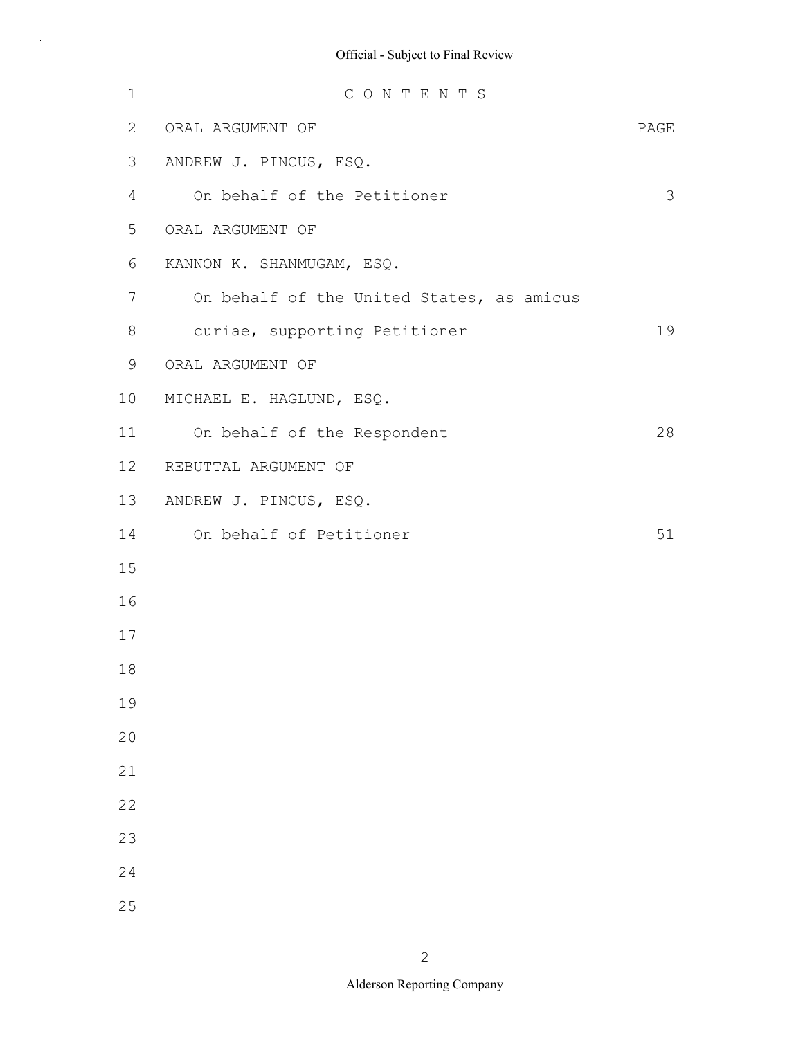# C O N T E N T S

| ORAL ARGUMENT OF | PAGE |
| --- | --- |
| ANDREW J. PINCUS, ESQ. | |
| On behalf of the Petitioner | 3 |
| ORAL ARGUMENT OF | |
| KANNON K. SHANMUGAM, ESQ. | |
| On behalf of the United States, as amicus curiae, supporting Petitioner | 19 |
| ORAL ARGUMENT OF | |
| MICHAEL E. HAGLUND, ESQ. | |
| On behalf of the Respondent | 28 |
| REBUTTAL ARGUMENT OF | |
| ANDREW J. PINCUS, ESQ. | |
| On behalf of Petitioner | 51 |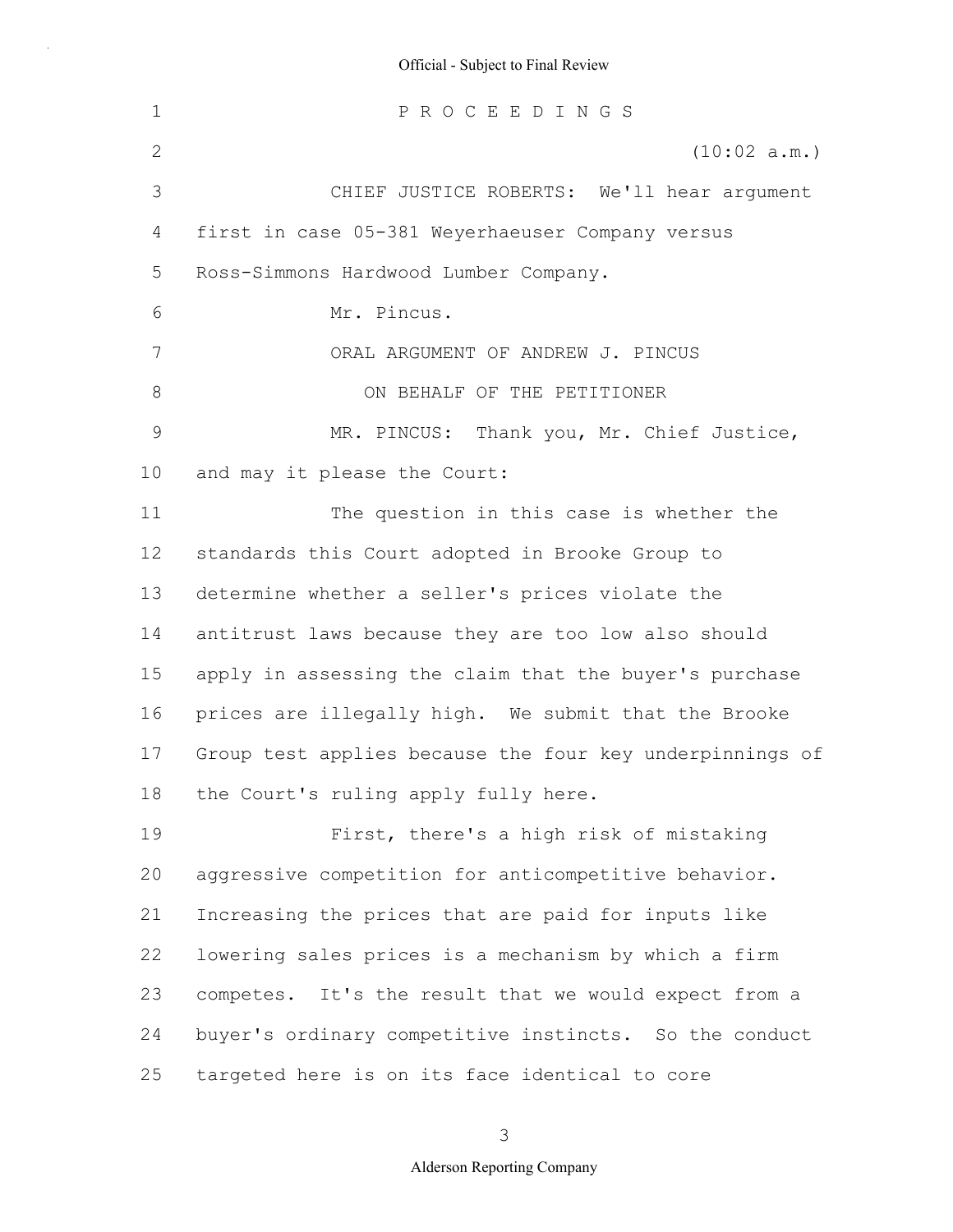P R O C E E D I N G S

(10:02 a.m.)

CHIEF JUSTICE ROBERTS: We'll hear argument first in case 05-381 Weyerhaeuser Company versus Ross-Simmons Hardwood Lumber Company.

Mr. Pincus.

ORAL ARGUMENT OF ANDREW J. PINCUS

ON BEHALF OF THE PETITIONER

MR. PINCUS: Thank you, Mr. Chief Justice, and may it please the Court:

The question in this case is whether the standards this Court adopted in Brooke Group to determine whether a seller's prices violate the antitrust laws because they are too low also should apply in assessing the claim that the buyer's purchase prices are illegally high. We submit that the Brooke Group test applies because the four key underpinnings of the Court's ruling apply fully here.

First, there's a high risk of mistaking aggressive competition for anticompetitive behavior. Increasing the prices that are paid for inputs like lowering sales prices is a mechanism by which a firm competes. It's the result that we would expect from a buyer's ordinary competitive instincts. So the conduct targeted here is on its face identical to core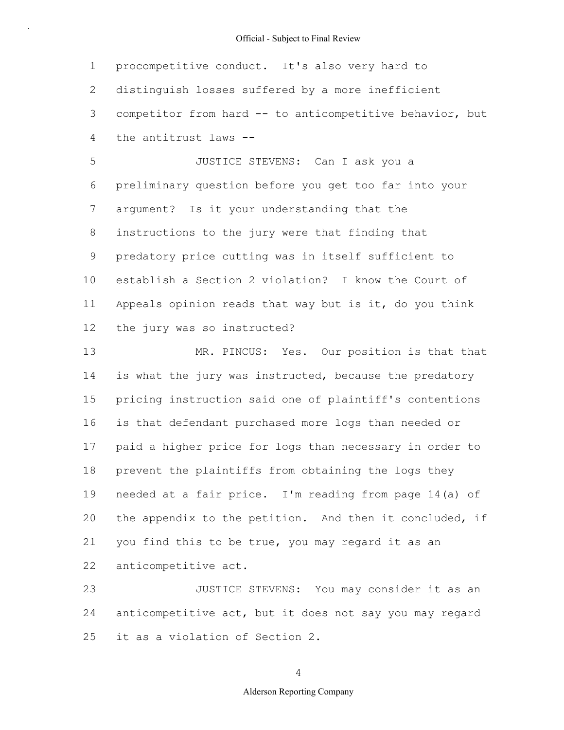procompetitive conduct. It's also very hard to distinguish losses suffered by a more inefficient competitor from hard -- to anticompetitive behavior, but the antitrust laws --

JUSTICE STEVENS: Can I ask you a preliminary question before you get too far into your argument? Is it your understanding that the instructions to the jury were that finding that predatory price cutting was in itself sufficient to establish a Section 2 violation? I know the Court of Appeals opinion reads that way but is it, do you think the jury was so instructed?

MR. PINCUS: Yes. Our position is that that is what the jury was instructed, because the predatory pricing instruction said one of plaintiff's contentions is that defendant purchased more logs than needed or paid a higher price for logs than necessary in order to prevent the plaintiffs from obtaining the logs they needed at a fair price. I'm reading from page 14(a) of the appendix to the petition. And then it concluded, if you find this to be true, you may regard it as an anticompetitive act.

JUSTICE STEVENS: You may consider it as an anticompetitive act, but it does not say you may regard it as a violation of Section 2.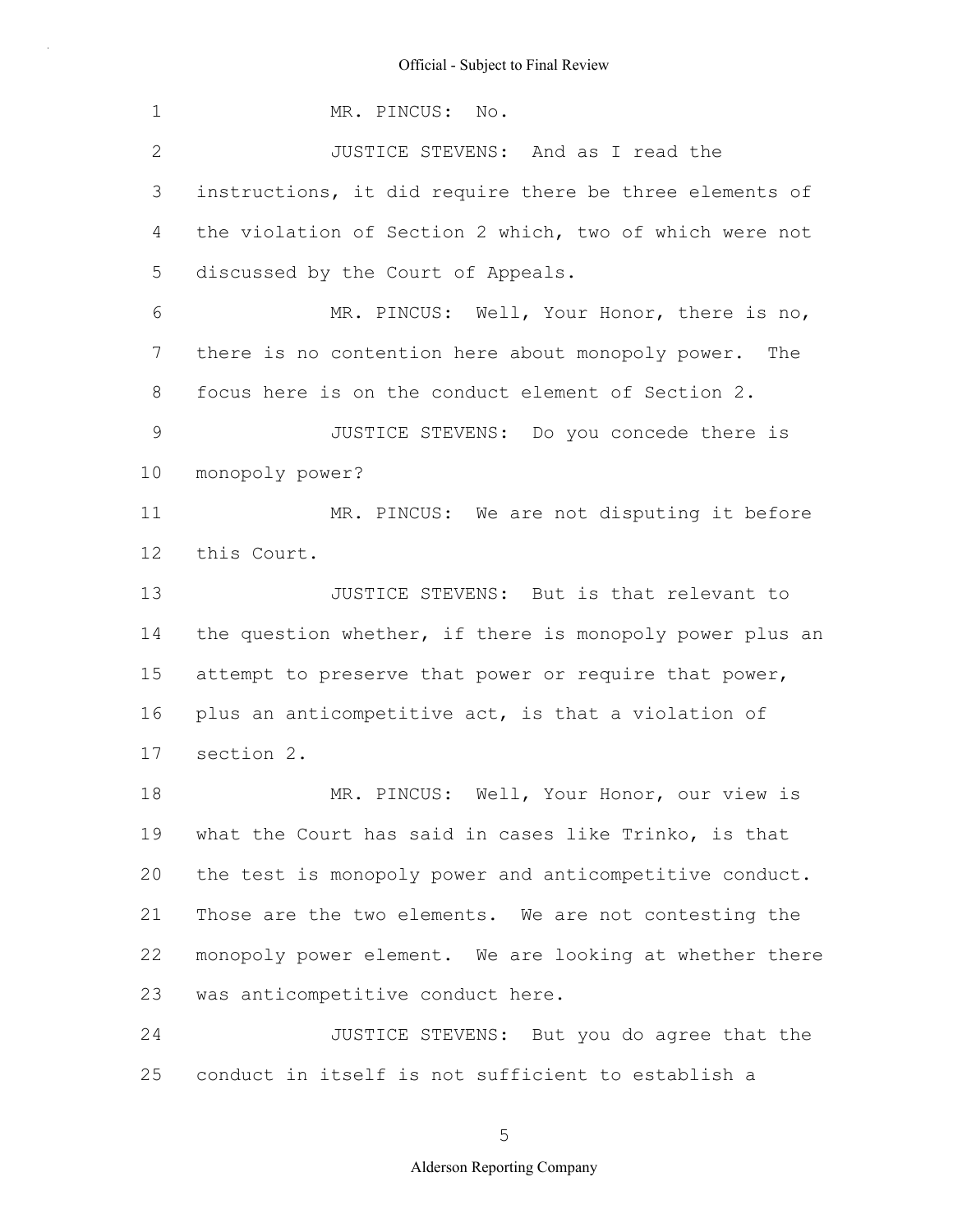MR. PINCUS: No.

JUSTICE STEVENS: And as I read the instructions, it did require there be three elements of the violation of Section 2 which, two of which were not discussed by the Court of Appeals.

MR. PINCUS: Well, Your Honor, there is no, there is no contention here about monopoly power. The focus here is on the conduct element of Section 2.

JUSTICE STEVENS: Do you concede there is monopoly power?

MR. PINCUS: We are not disputing it before this Court.

JUSTICE STEVENS: But is that relevant to the question whether, if there is monopoly power plus an attempt to preserve that power or require that power, plus an anticompetitive act, is that a violation of section 2.

MR. PINCUS: Well, Your Honor, our view is what the Court has said in cases like Trinko, is that the test is monopoly power and anticompetitive conduct. Those are the two elements. We are not contesting the monopoly power element. We are looking at whether there was anticompetitive conduct here.

JUSTICE STEVENS: But you do agree that the conduct in itself is not sufficient to establish a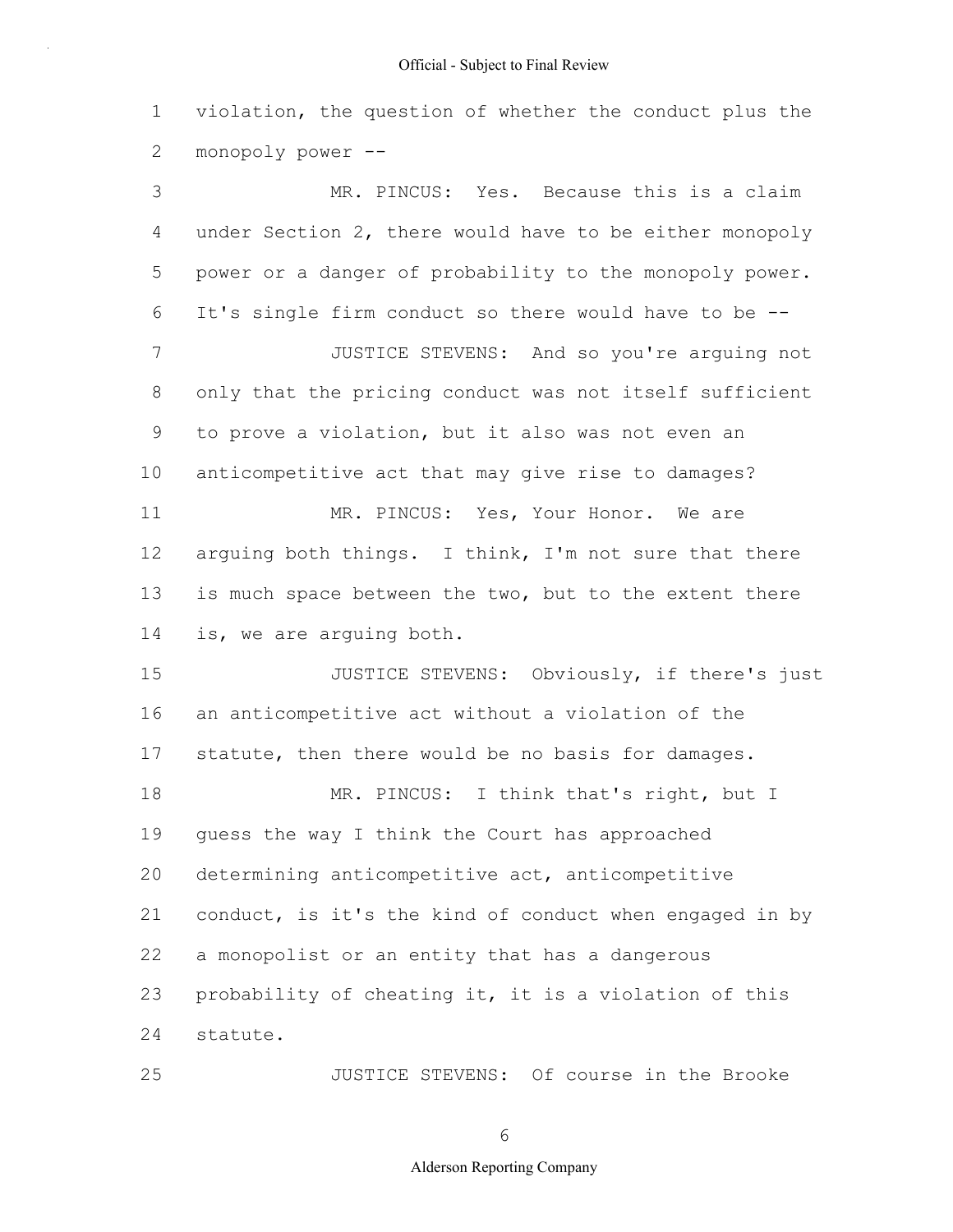violation, the question of whether the conduct plus the monopoly power --

MR. PINCUS: Yes. Because this is a claim under Section 2, there would have to be either monopoly power or a danger of probability to the monopoly power. It's single firm conduct so there would have to be --

JUSTICE STEVENS: And so you're arguing not only that the pricing conduct was not itself sufficient to prove a violation, but it also was not even an anticompetitive act that may give rise to damages?

MR. PINCUS: Yes, Your Honor. We are arguing both things. I think, I'm not sure that there is much space between the two, but to the extent there is, we are arguing both.

JUSTICE STEVENS: Obviously, if there's just an anticompetitive act without a violation of the statute, then there would be no basis for damages.

MR. PINCUS: I think that's right, but I guess the way I think the Court has approached determining anticompetitive act, anticompetitive conduct, is it's the kind of conduct when engaged in by a monopolist or an entity that has a dangerous probability of cheating it, it is a violation of this statute.

JUSTICE STEVENS: Of course in the Brooke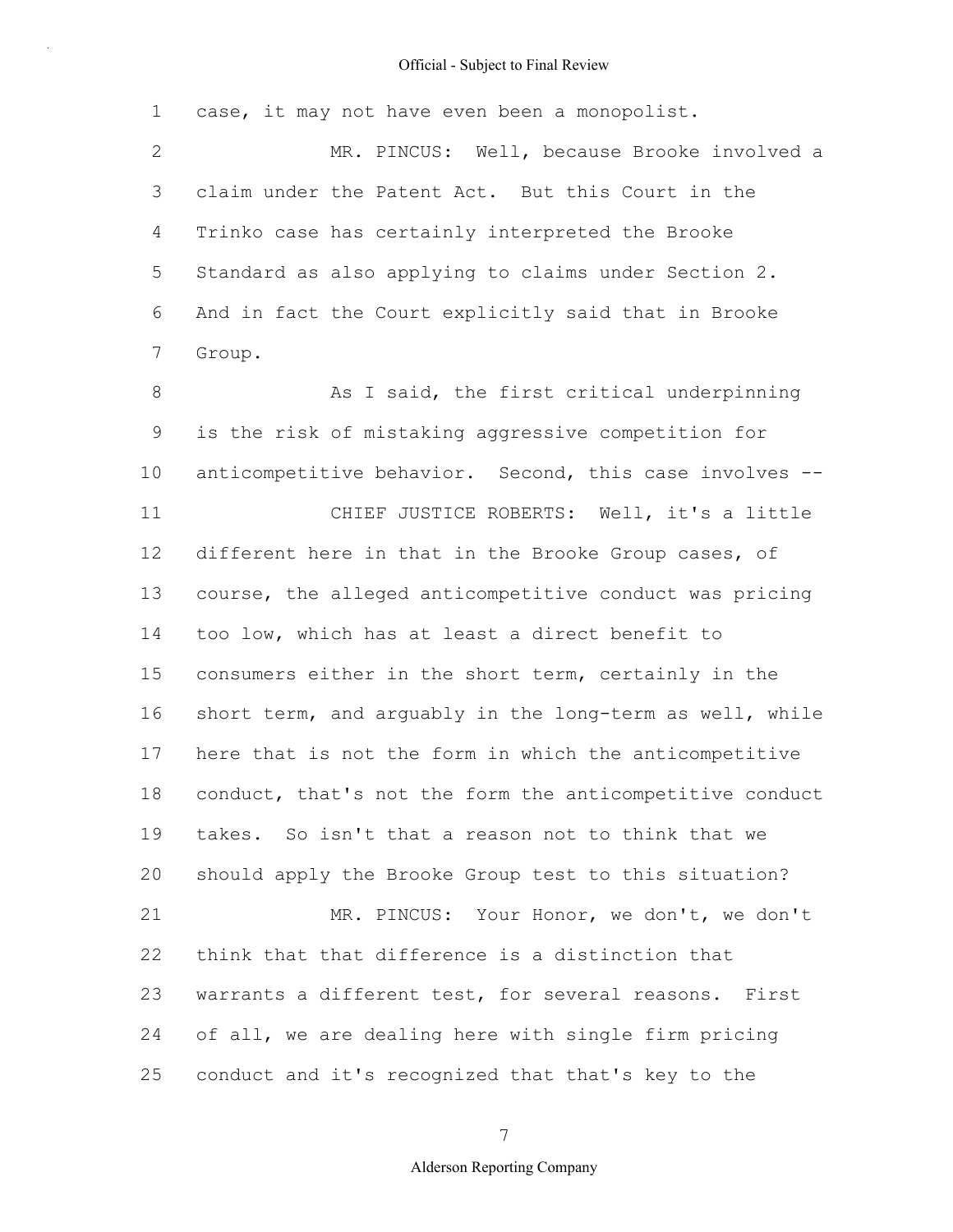case, it may not have even been a monopolist.

MR. PINCUS: Well, because Brooke involved a claim under the Patent Act. But this Court in the Trinko case has certainly interpreted the Brooke Standard as also applying to claims under Section 2. And in fact the Court explicitly said that in Brooke Group.

As I said, the first critical underpinning is the risk of mistaking aggressive competition for anticompetitive behavior. Second, this case involves --

CHIEF JUSTICE ROBERTS: Well, it's a little different here in that in the Brooke Group cases, of course, the alleged anticompetitive conduct was pricing too low, which has at least a direct benefit to consumers either in the short term, certainly in the short term, and arguably in the long-term as well, while here that is not the form in which the anticompetitive conduct, that's not the form the anticompetitive conduct takes. So isn't that a reason not to think that we should apply the Brooke Group test to this situation?

MR. PINCUS: Your Honor, we don't, we don't think that that difference is a distinction that warrants a different test, for several reasons. First of all, we are dealing here with single firm pricing conduct and it's recognized that that's key to the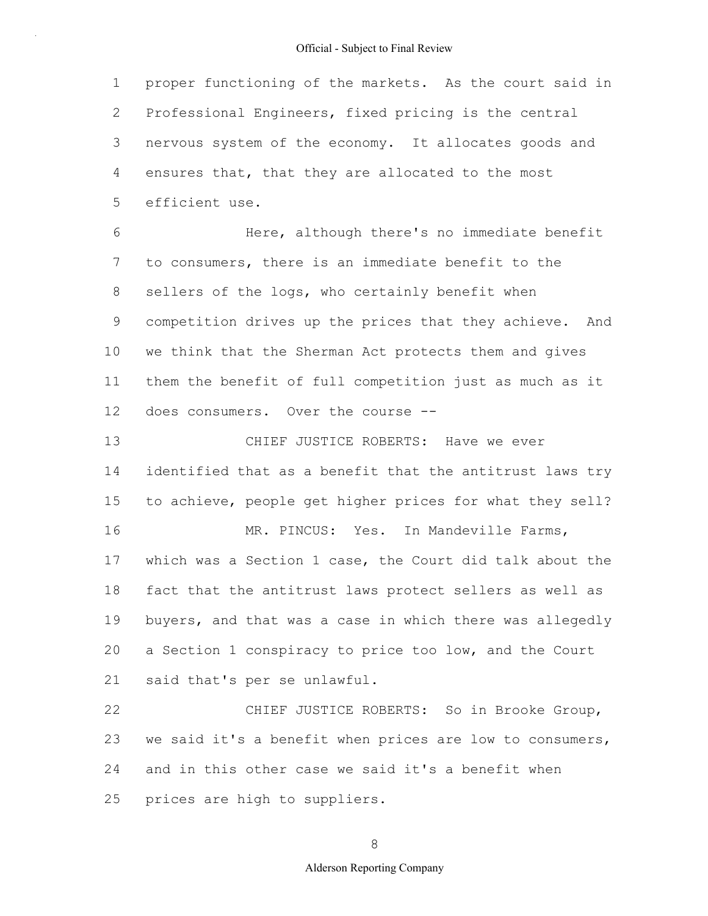proper functioning of the markets. As the court said in Professional Engineers, fixed pricing is the central nervous system of the economy. It allocates goods and ensures that, that they are allocated to the most efficient use.

Here, although there's no immediate benefit to consumers, there is an immediate benefit to the sellers of the logs, who certainly benefit when competition drives up the prices that they achieve. And we think that the Sherman Act protects them and gives them the benefit of full competition just as much as it does consumers. Over the course --

CHIEF JUSTICE ROBERTS: Have we ever identified that as a benefit that the antitrust laws try to achieve, people get higher prices for what they sell?

MR. PINCUS: Yes. In Mandeville Farms, which was a Section 1 case, the Court did talk about the fact that the antitrust laws protect sellers as well as buyers, and that was a case in which there was allegedly a Section 1 conspiracy to price too low, and the Court said that's per se unlawful.

CHIEF JUSTICE ROBERTS: So in Brooke Group, we said it's a benefit when prices are low to consumers, and in this other case we said it's a benefit when prices are high to suppliers.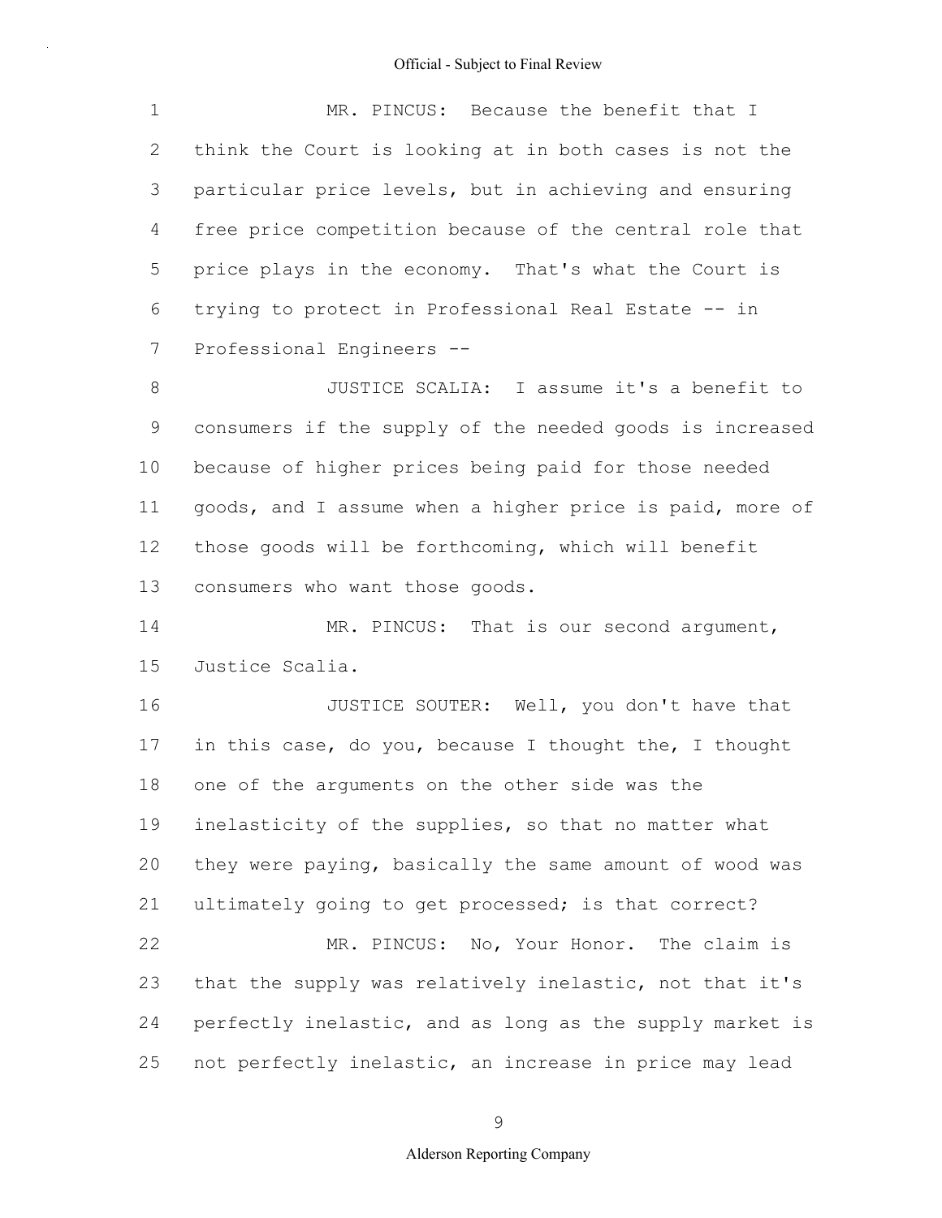MR. PINCUS: Because the benefit that I think the Court is looking at in both cases is not the particular price levels, but in achieving and ensuring free price competition because of the central role that price plays in the economy. That's what the Court is trying to protect in Professional Real Estate -- in Professional Engineers --

JUSTICE SCALIA: I assume it's a benefit to consumers if the supply of the needed goods is increased because of higher prices being paid for those needed goods, and I assume when a higher price is paid, more of those goods will be forthcoming, which will benefit consumers who want those goods.

MR. PINCUS: That is our second argument, Justice Scalia.

JUSTICE SOUTER: Well, you don't have that in this case, do you, because I thought the, I thought one of the arguments on the other side was the inelasticity of the supplies, so that no matter what they were paying, basically the same amount of wood was ultimately going to get processed; is that correct?

MR. PINCUS: No, Your Honor. The claim is that the supply was relatively inelastic, not that it's perfectly inelastic, and as long as the supply market is not perfectly inelastic, an increase in price may lead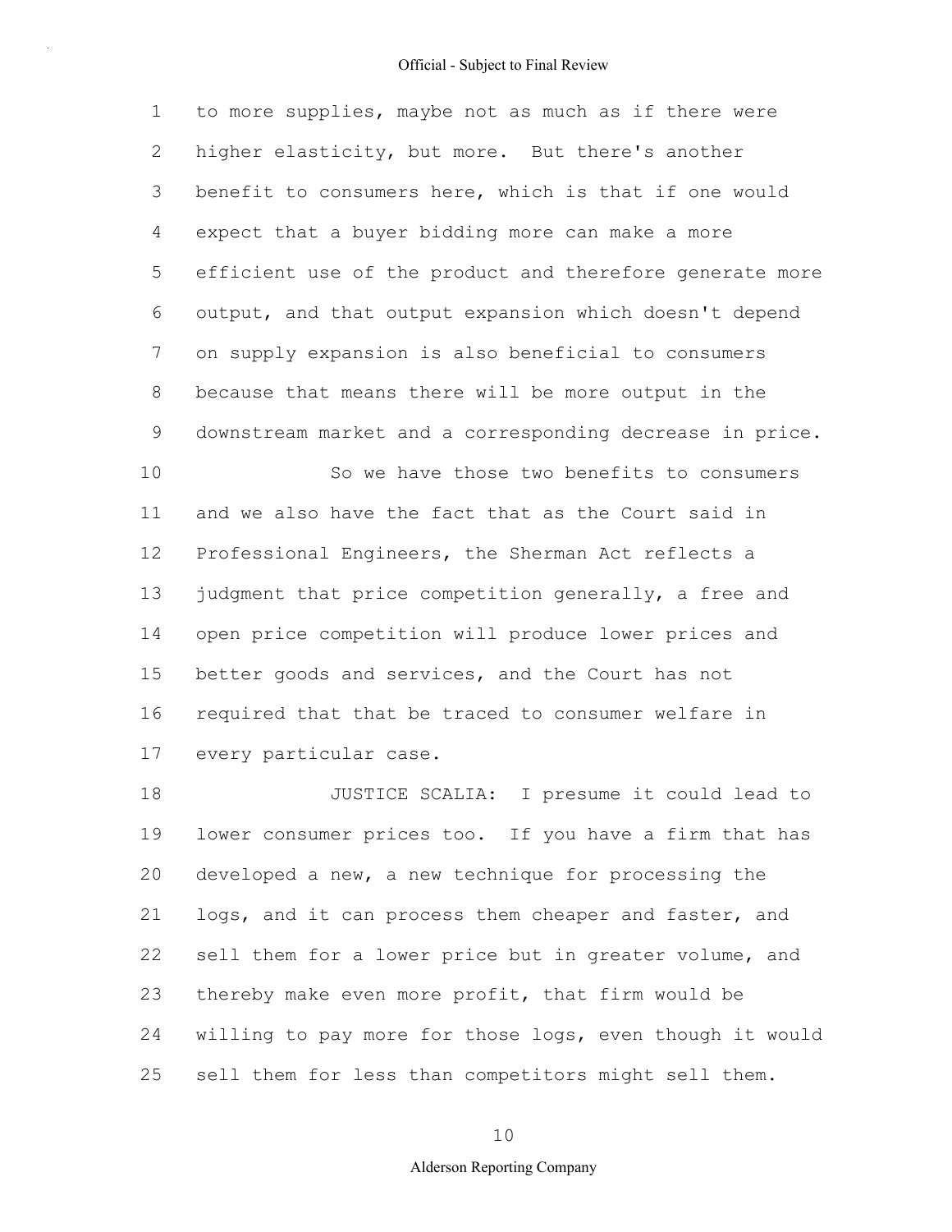to more supplies, maybe not as much as if there were higher elasticity, but more. But there's another benefit to consumers here, which is that if one would expect that a buyer bidding more can make a more efficient use of the product and therefore generate more output, and that output expansion which doesn't depend on supply expansion is also beneficial to consumers because that means there will be more output in the downstream market and a corresponding decrease in price.

So we have those two benefits to consumers and we also have the fact that as the Court said in Professional Engineers, the Sherman Act reflects a judgment that price competition generally, a free and open price competition will produce lower prices and better goods and services, and the Court has not required that that be traced to consumer welfare in every particular case.

JUSTICE SCALIA: I presume it could lead to lower consumer prices too. If you have a firm that has developed a new, a new technique for processing the logs, and it can process them cheaper and faster, and sell them for a lower price but in greater volume, and thereby make even more profit, that firm would be willing to pay more for those logs, even though it would sell them for less than competitors might sell them.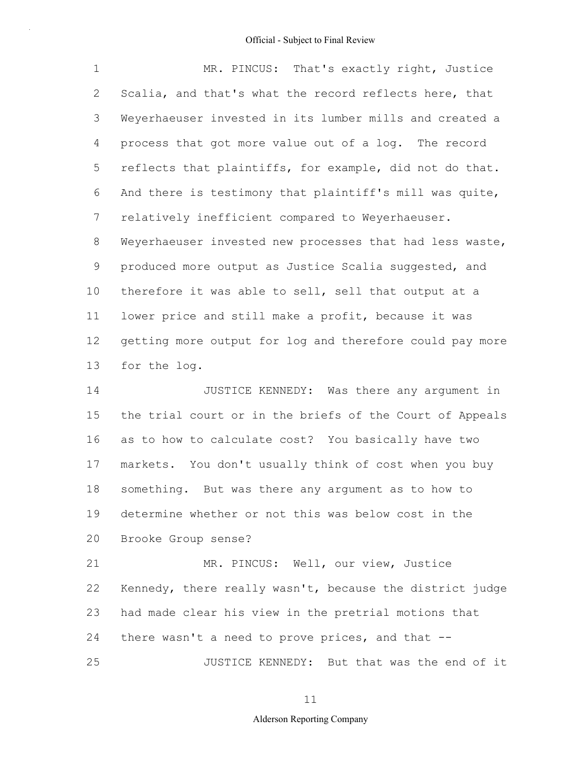MR. PINCUS: That's exactly right, Justice Scalia, and that's what the record reflects here, that Weyerhaeuser invested in its lumber mills and created a process that got more value out of a log. The record reflects that plaintiffs, for example, did not do that. And there is testimony that plaintiff's mill was quite, relatively inefficient compared to Weyerhaeuser. Weyerhaeuser invested new processes that had less waste, produced more output as Justice Scalia suggested, and therefore it was able to sell, sell that output at a lower price and still make a profit, because it was getting more output for log and therefore could pay more for the log.

JUSTICE KENNEDY: Was there any argument in the trial court or in the briefs of the Court of Appeals as to how to calculate cost? You basically have two markets. You don't usually think of cost when you buy something. But was there any argument as to how to determine whether or not this was below cost in the Brooke Group sense?

MR. PINCUS: Well, our view, Justice Kennedy, there really wasn't, because the district judge had made clear his view in the pretrial motions that there wasn't a need to prove prices, and that --

JUSTICE KENNEDY: But that was the end of it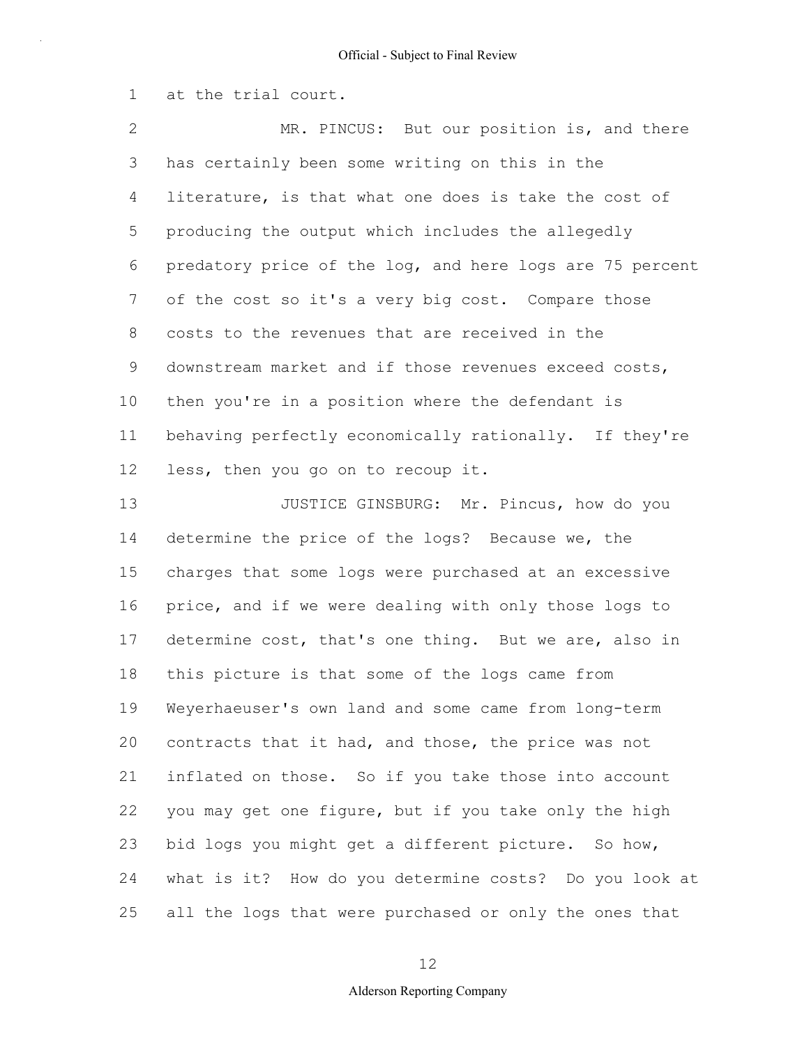at the trial court.

MR. PINCUS: But our position is, and there has certainly been some writing on this in the literature, is that what one does is take the cost of producing the output which includes the allegedly predatory price of the log, and here logs are 75 percent of the cost so it's a very big cost. Compare those costs to the revenues that are received in the downstream market and if those revenues exceed costs, then you're in a position where the defendant is behaving perfectly economically rationally. If they're less, then you go on to recoup it.

JUSTICE GINSBURG: Mr. Pincus, how do you determine the price of the logs? Because we, the charges that some logs were purchased at an excessive price, and if we were dealing with only those logs to determine cost, that's one thing. But we are, also in this picture is that some of the logs came from Weyerhaeuser's own land and some came from long-term contracts that it had, and those, the price was not inflated on those. So if you take those into account you may get one figure, but if you take only the high bid logs you might get a different picture. So how, what is it? How do you determine costs? Do you look at all the logs that were purchased or only the ones that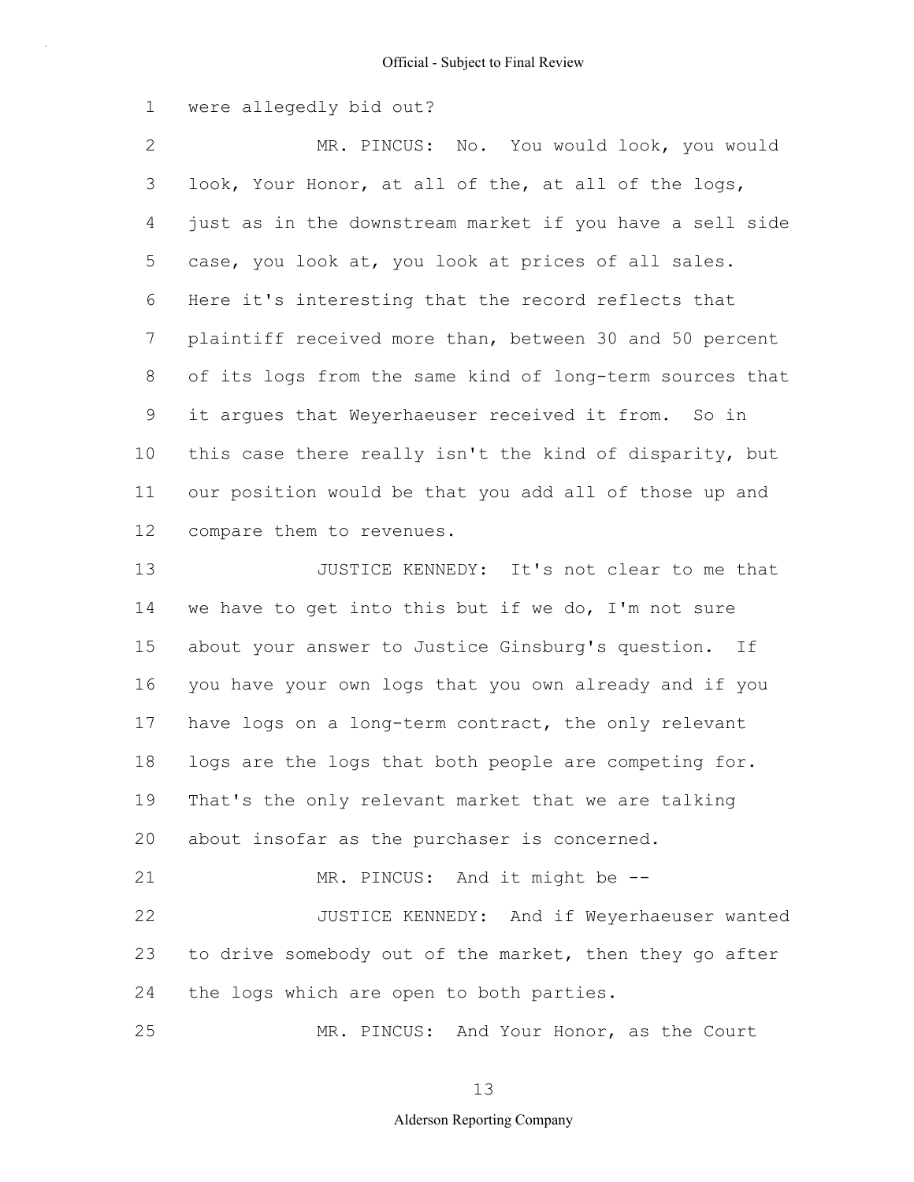were allegedly bid out?

MR. PINCUS: No. You would look, you would look, Your Honor, at all of the, at all of the logs, just as in the downstream market if you have a sell side case, you look at, you look at prices of all sales. Here it's interesting that the record reflects that plaintiff received more than, between 30 and 50 percent of its logs from the same kind of long-term sources that it argues that Weyerhaeuser received it from. So in this case there really isn't the kind of disparity, but our position would be that you add all of those up and compare them to revenues.

JUSTICE KENNEDY: It's not clear to me that we have to get into this but if we do, I'm not sure about your answer to Justice Ginsburg's question. If you have your own logs that you own already and if you have logs on a long-term contract, the only relevant logs are the logs that both people are competing for. That's the only relevant market that we are talking about insofar as the purchaser is concerned.

MR. PINCUS: And it might be --

JUSTICE KENNEDY: And if Weyerhaeuser wanted to drive somebody out of the market, then they go after the logs which are open to both parties.

MR. PINCUS: And Your Honor, as the Court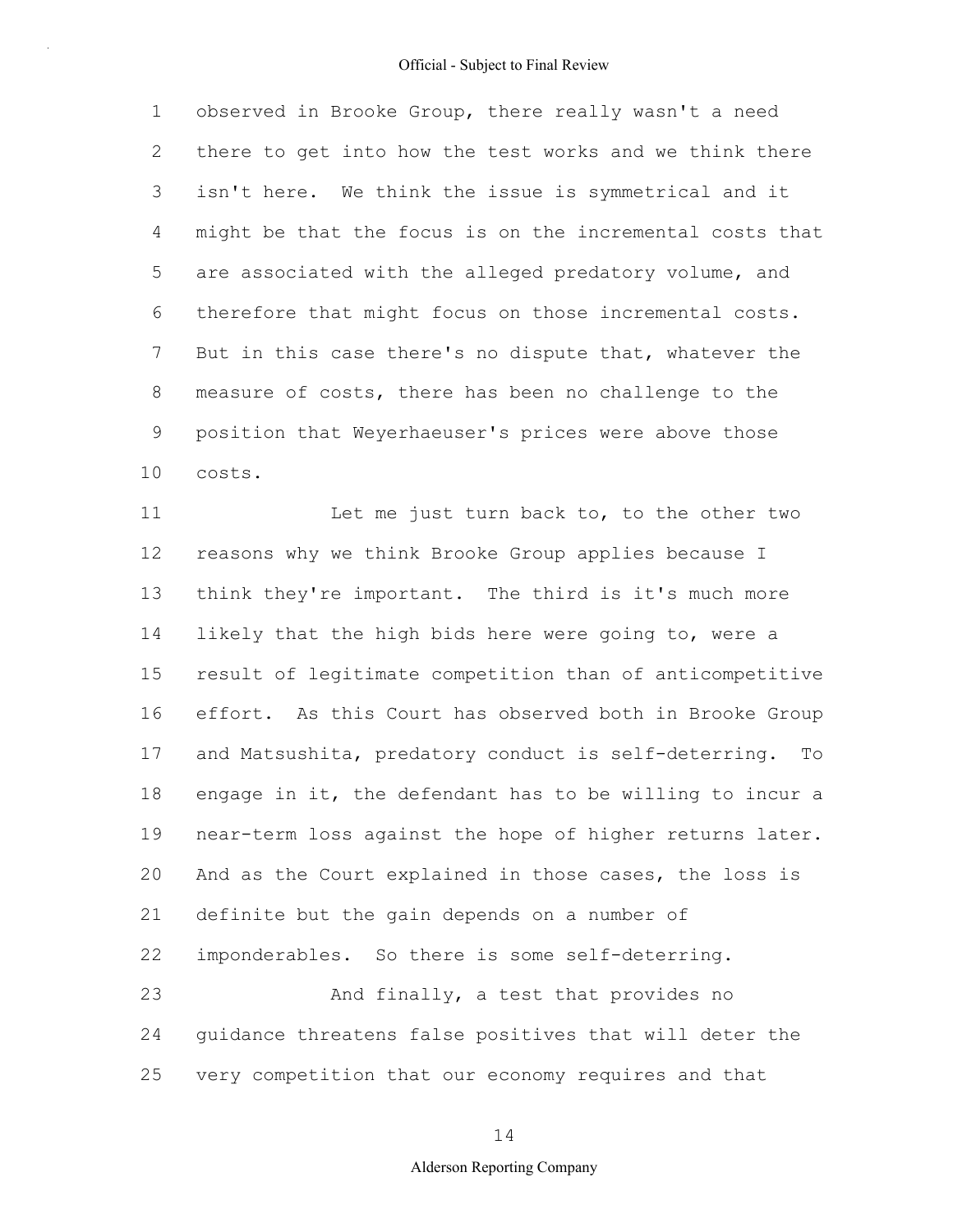observed in Brooke Group, there really wasn't a need there to get into how the test works and we think there isn't here. We think the issue is symmetrical and it might be that the focus is on the incremental costs that are associated with the alleged predatory volume, and therefore that might focus on those incremental costs. But in this case there's no dispute that, whatever the measure of costs, there has been no challenge to the position that Weyerhaeuser's prices were above those costs.

Let me just turn back to, to the other two reasons why we think Brooke Group applies because I think they're important. The third is it's much more likely that the high bids here were going to, were a result of legitimate competition than of anticompetitive effort. As this Court has observed both in Brooke Group and Matsushita, predatory conduct is self-deterring. To engage in it, the defendant has to be willing to incur a near-term loss against the hope of higher returns later. And as the Court explained in those cases, the loss is definite but the gain depends on a number of imponderables. So there is some self-deterring.

And finally, a test that provides no guidance threatens false positives that will deter the very competition that our economy requires and that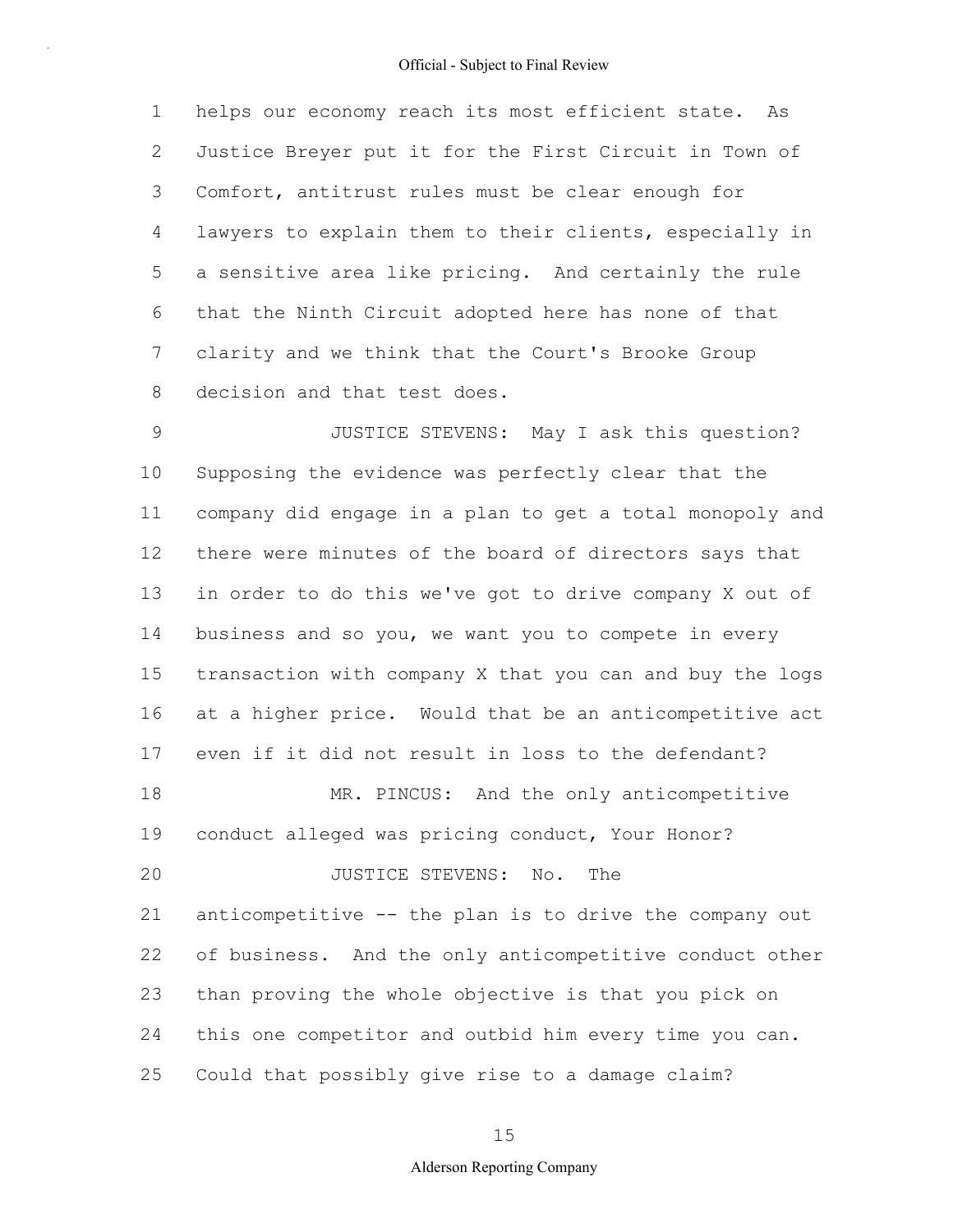helps our economy reach its most efficient state. As Justice Breyer put it for the First Circuit in Town of Comfort, antitrust rules must be clear enough for lawyers to explain them to their clients, especially in a sensitive area like pricing. And certainly the rule that the Ninth Circuit adopted here has none of that clarity and we think that the Court's Brooke Group decision and that test does.

JUSTICE STEVENS: May I ask this question? Supposing the evidence was perfectly clear that the company did engage in a plan to get a total monopoly and there were minutes of the board of directors says that in order to do this we've got to drive company X out of business and so you, we want you to compete in every transaction with company X that you can and buy the logs at a higher price. Would that be an anticompetitive act even if it did not result in loss to the defendant?

MR. PINCUS: And the only anticompetitive conduct alleged was pricing conduct, Your Honor?

JUSTICE STEVENS: No. The anticompetitive -- the plan is to drive the company out of business. And the only anticompetitive conduct other than proving the whole objective is that you pick on this one competitor and outbid him every time you can. Could that possibly give rise to a damage claim?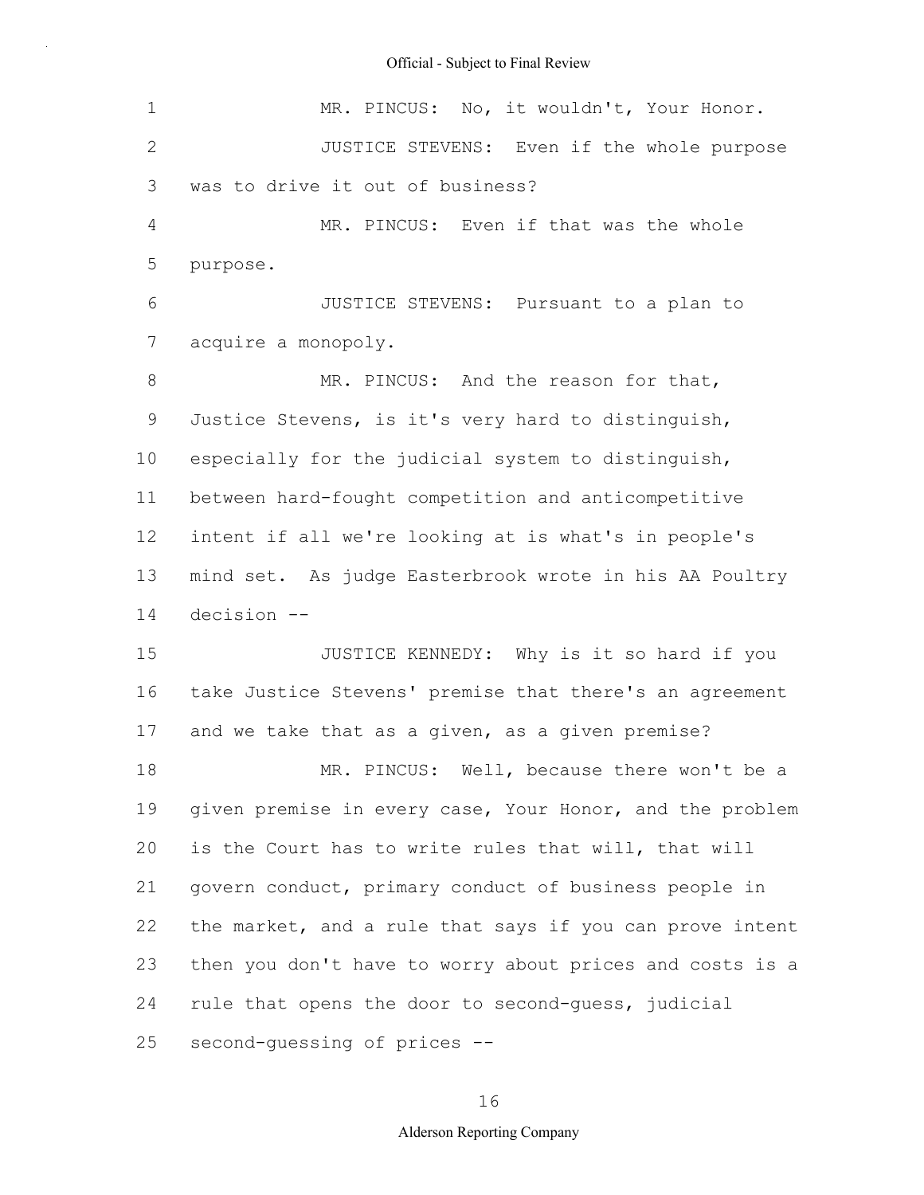MR. PINCUS: No, it wouldn't, Your Honor.

JUSTICE STEVENS: Even if the whole purpose was to drive it out of business?

MR. PINCUS: Even if that was the whole purpose.

JUSTICE STEVENS: Pursuant to a plan to acquire a monopoly.

MR. PINCUS: And the reason for that, Justice Stevens, is it's very hard to distinguish, especially for the judicial system to distinguish, between hard-fought competition and anticompetitive intent if all we're looking at is what's in people's mind set. As judge Easterbrook wrote in his AA Poultry decision --

JUSTICE KENNEDY: Why is it so hard if you take Justice Stevens' premise that there's an agreement and we take that as a given, as a given premise?

MR. PINCUS: Well, because there won't be a given premise in every case, Your Honor, and the problem is the Court has to write rules that will, that will govern conduct, primary conduct of business people in the market, and a rule that says if you can prove intent then you don't have to worry about prices and costs is a rule that opens the door to second-guess, judicial second-guessing of prices --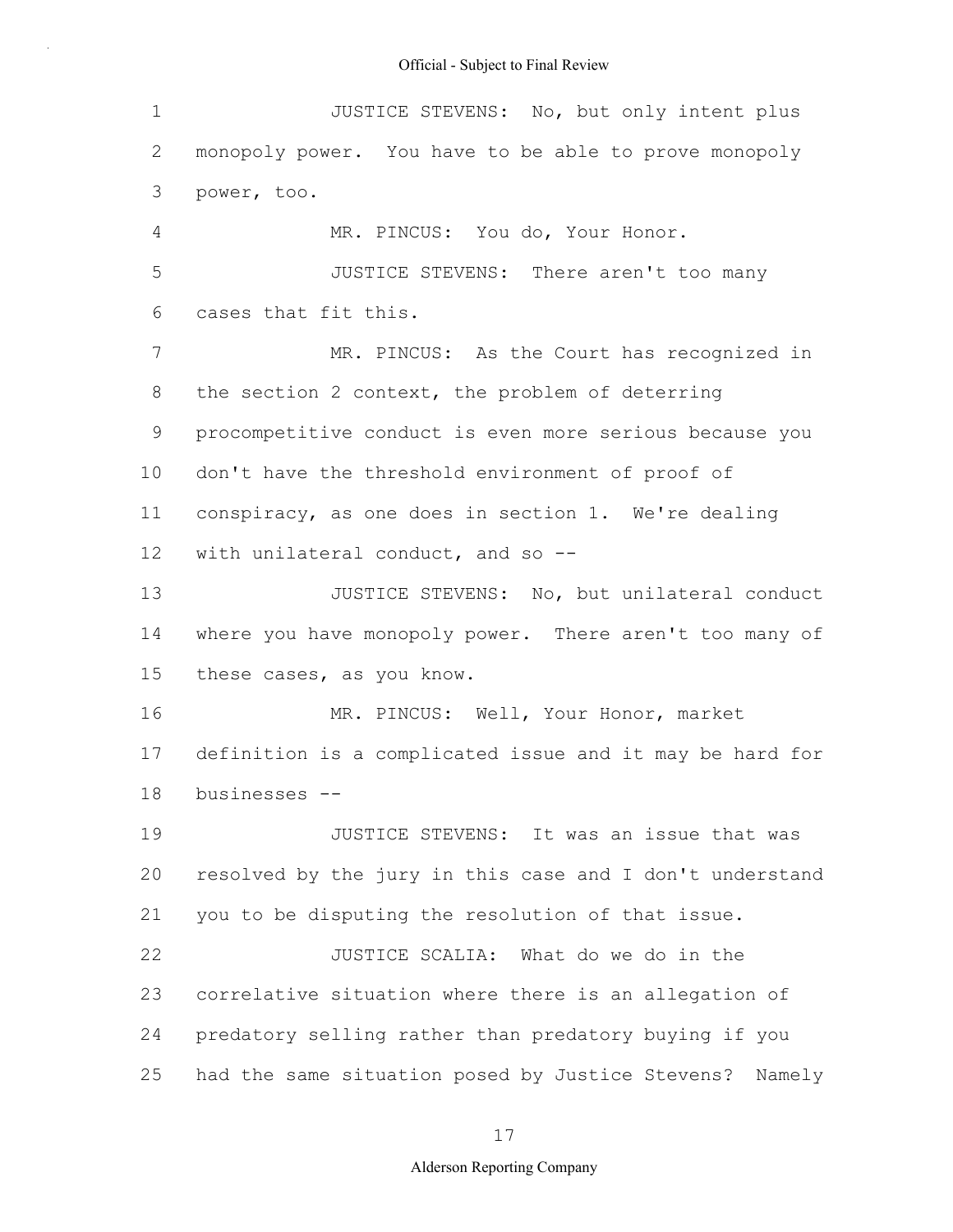JUSTICE STEVENS: No, but only intent plus monopoly power. You have to be able to prove monopoly power, too.

MR. PINCUS: You do, Your Honor.

JUSTICE STEVENS: There aren't too many cases that fit this.

MR. PINCUS: As the Court has recognized in the section 2 context, the problem of deterring procompetitive conduct is even more serious because you don't have the threshold environment of proof of conspiracy, as one does in section 1. We're dealing with unilateral conduct, and so --

JUSTICE STEVENS: No, but unilateral conduct where you have monopoly power. There aren't too many of these cases, as you know.

MR. PINCUS: Well, Your Honor, market definition is a complicated issue and it may be hard for businesses --

JUSTICE STEVENS: It was an issue that was resolved by the jury in this case and I don't understand you to be disputing the resolution of that issue.

JUSTICE SCALIA: What do we do in the correlative situation where there is an allegation of predatory selling rather than predatory buying if you had the same situation posed by Justice Stevens? Namely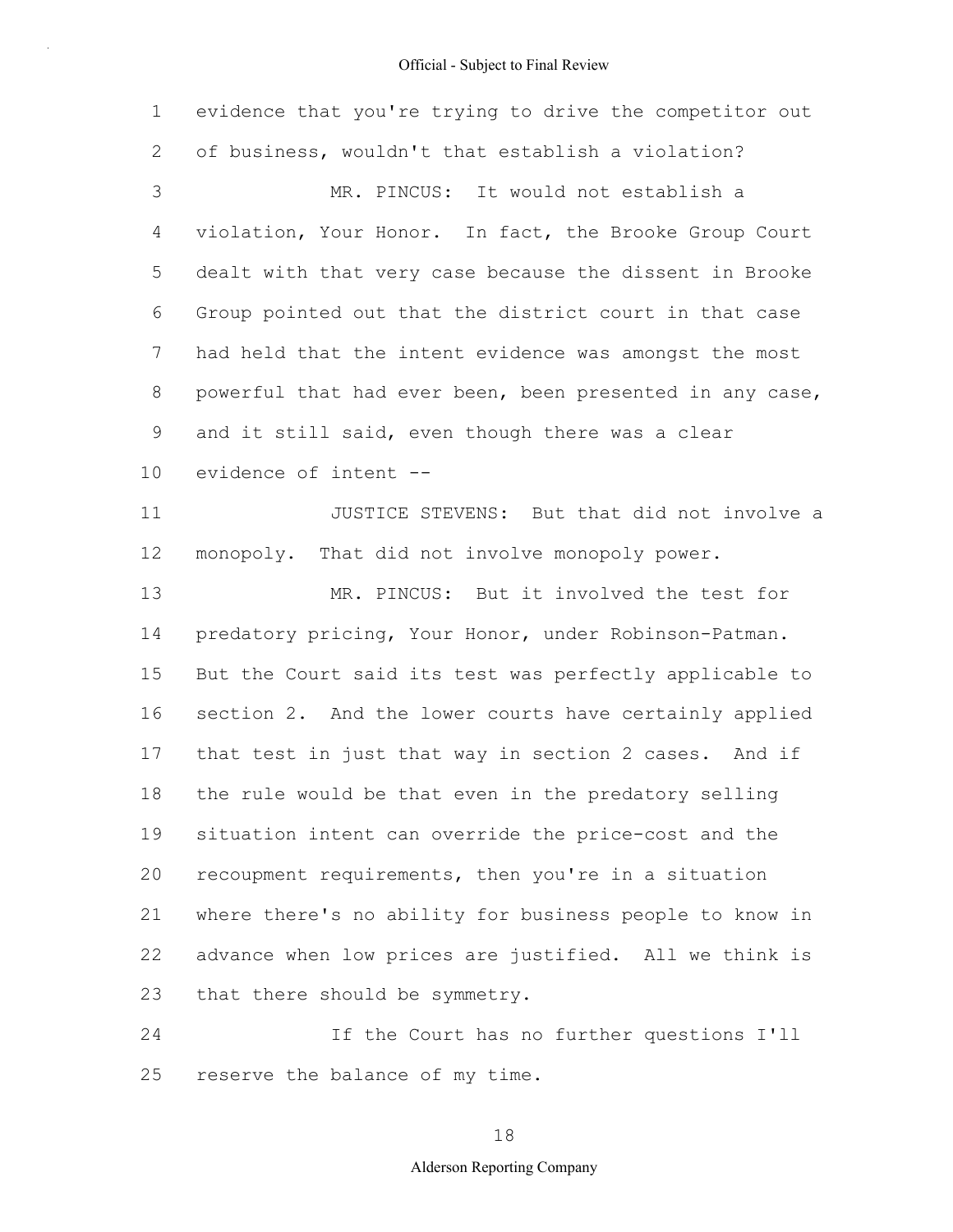evidence that you're trying to drive the competitor out of business, wouldn't that establish a violation?

MR. PINCUS: It would not establish a violation, Your Honor. In fact, the Brooke Group Court dealt with that very case because the dissent in Brooke Group pointed out that the district court in that case had held that the intent evidence was amongst the most powerful that had ever been, been presented in any case, and it still said, even though there was a clear evidence of intent --

JUSTICE STEVENS: But that did not involve a monopoly. That did not involve monopoly power.

MR. PINCUS: But it involved the test for predatory pricing, Your Honor, under Robinson-Patman. But the Court said its test was perfectly applicable to section 2. And the lower courts have certainly applied that test in just that way in section 2 cases. And if the rule would be that even in the predatory selling situation intent can override the price-cost and the recoupment requirements, then you're in a situation where there's no ability for business people to know in advance when low prices are justified. All we think is that there should be symmetry.

If the Court has no further questions I'll reserve the balance of my time.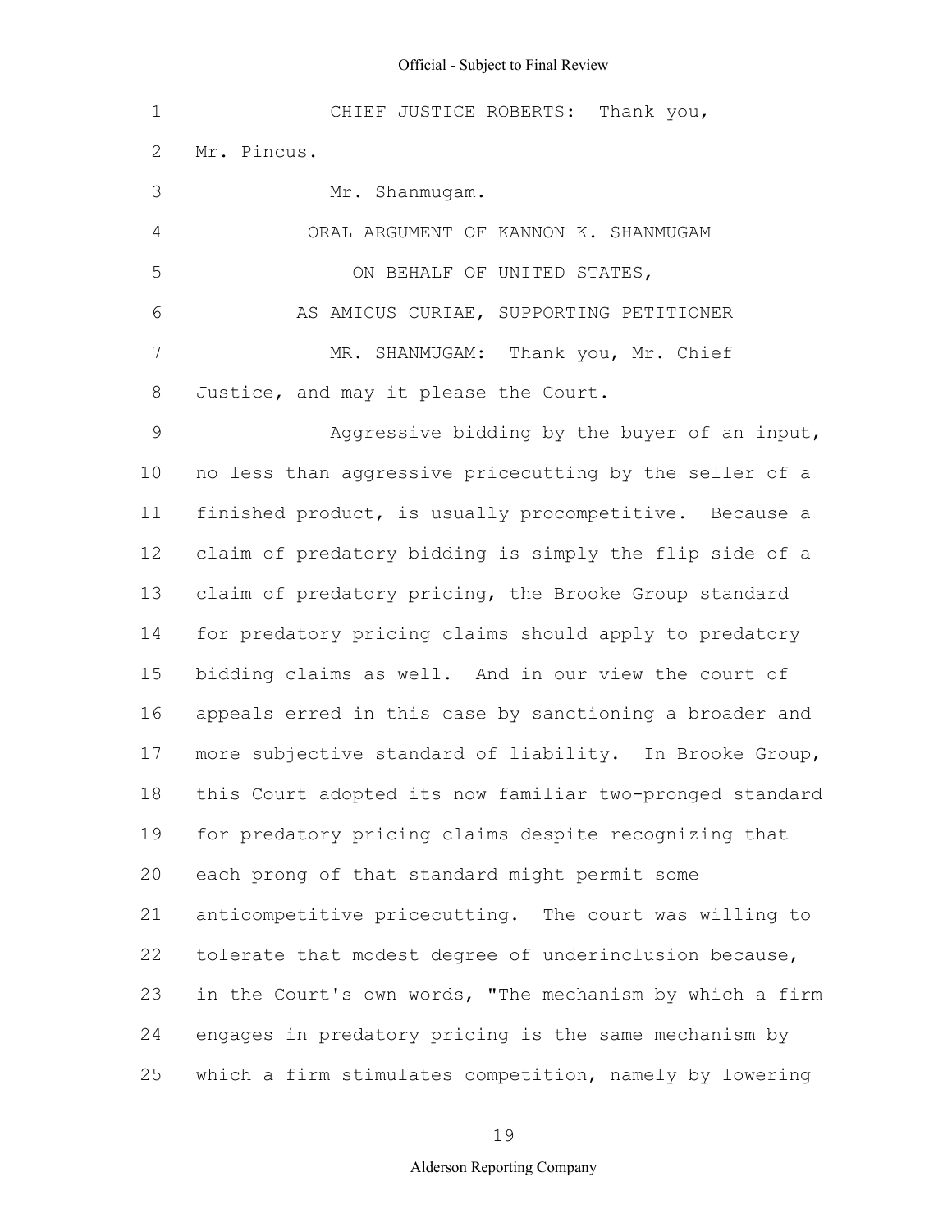CHIEF JUSTICE ROBERTS: Thank you, Mr. Pincus.

Mr. Shanmugam.

ORAL ARGUMENT OF KANNON K. SHANMUGAM

ON BEHALF OF UNITED STATES,

AS AMICUS CURIAE, SUPPORTING PETITIONER

MR. SHANMUGAM: Thank you, Mr. Chief Justice, and may it please the Court.

Aggressive bidding by the buyer of an input, no less than aggressive pricecutting by the seller of a finished product, is usually procompetitive. Because a claim of predatory bidding is simply the flip side of a claim of predatory pricing, the Brooke Group standard for predatory pricing claims should apply to predatory bidding claims as well. And in our view the court of appeals erred in this case by sanctioning a broader and more subjective standard of liability. In Brooke Group, this Court adopted its now familiar two-pronged standard for predatory pricing claims despite recognizing that each prong of that standard might permit some anticompetitive pricecutting. The court was willing to tolerate that modest degree of underinclusion because, in the Court's own words, "The mechanism by which a firm engages in predatory pricing is the same mechanism by which a firm stimulates competition, namely by lowering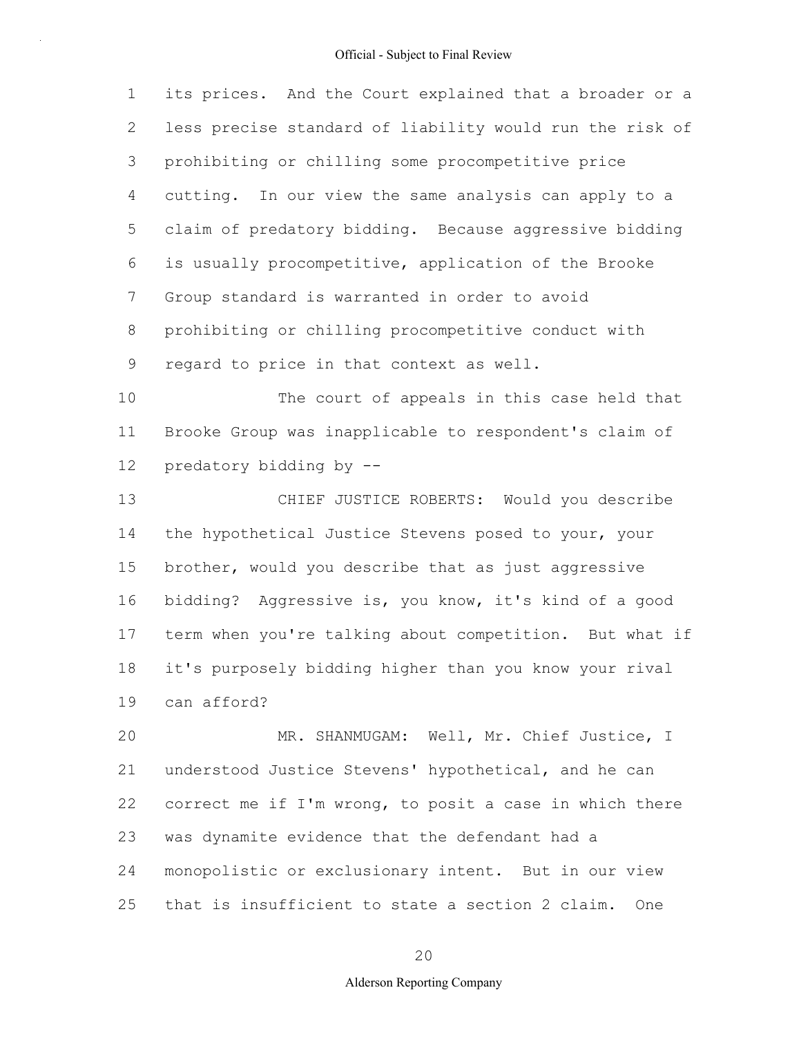its prices. And the Court explained that a broader or a less precise standard of liability would run the risk of prohibiting or chilling some procompetitive price cutting. In our view the same analysis can apply to a claim of predatory bidding. Because aggressive bidding is usually procompetitive, application of the Brooke Group standard is warranted in order to avoid prohibiting or chilling procompetitive conduct with regard to price in that context as well.

The court of appeals in this case held that Brooke Group was inapplicable to respondent's claim of predatory bidding by --

CHIEF JUSTICE ROBERTS: Would you describe the hypothetical Justice Stevens posed to your, your brother, would you describe that as just aggressive bidding? Aggressive is, you know, it's kind of a good term when you're talking about competition. But what if it's purposely bidding higher than you know your rival can afford?

MR. SHANMUGAM: Well, Mr. Chief Justice, I understood Justice Stevens' hypothetical, and he can correct me if I'm wrong, to posit a case in which there was dynamite evidence that the defendant had a monopolistic or exclusionary intent. But in our view that is insufficient to state a section 2 claim. One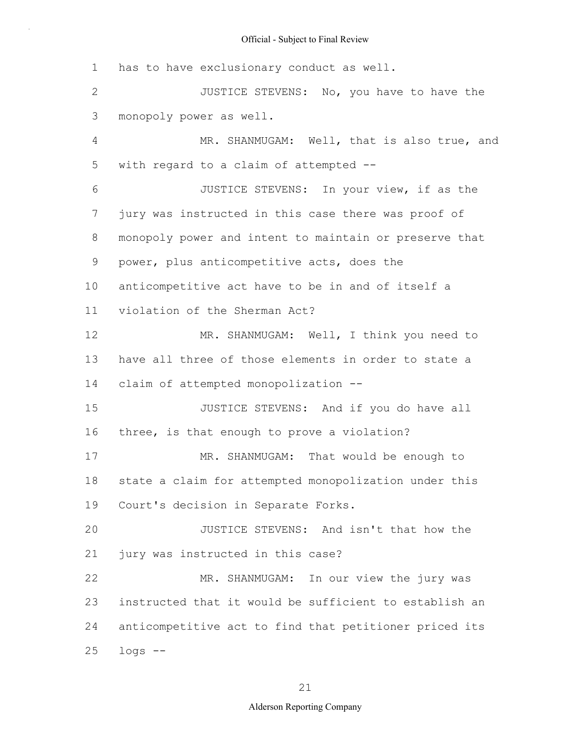has to have exclusionary conduct as well.

JUSTICE STEVENS: No, you have to have the monopoly power as well.

MR. SHANMUGAM: Well, that is also true, and with regard to a claim of attempted --

JUSTICE STEVENS: In your view, if as the jury was instructed in this case there was proof of monopoly power and intent to maintain or preserve that power, plus anticompetitive acts, does the anticompetitive act have to be in and of itself a violation of the Sherman Act?

MR. SHANMUGAM: Well, I think you need to have all three of those elements in order to state a claim of attempted monopolization --

JUSTICE STEVENS: And if you do have all three, is that enough to prove a violation?

MR. SHANMUGAM: That would be enough to state a claim for attempted monopolization under this Court's decision in Separate Forks.

JUSTICE STEVENS: And isn't that how the jury was instructed in this case?

MR. SHANMUGAM: In our view the jury was instructed that it would be sufficient to establish an anticompetitive act to find that petitioner priced its logs --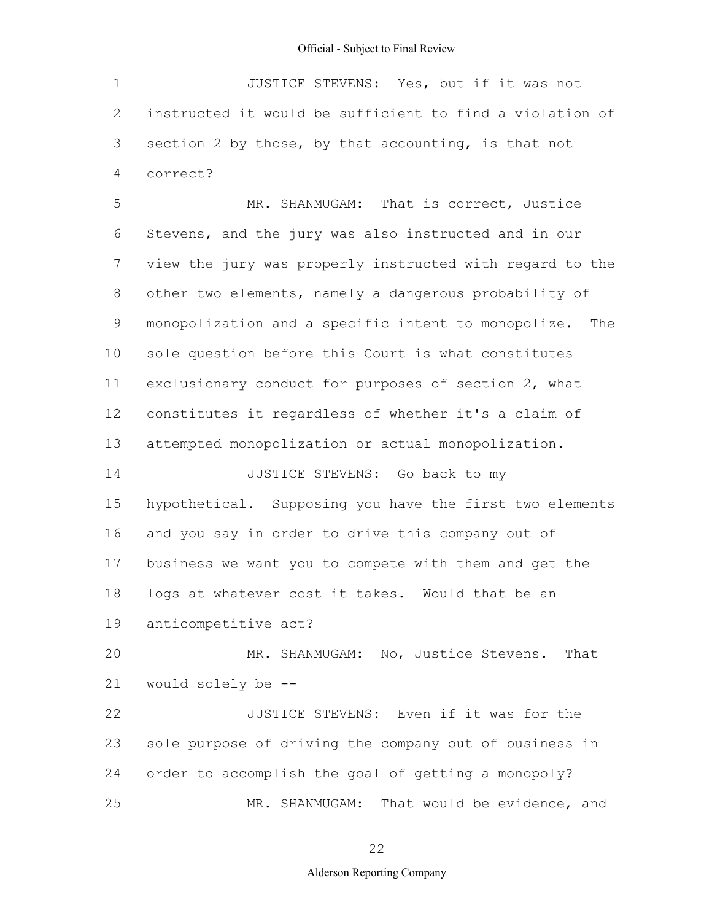JUSTICE STEVENS: Yes, but if it was not instructed it would be sufficient to find a violation of section 2 by those, by that accounting, is that not correct?

MR. SHANMUGAM: That is correct, Justice Stevens, and the jury was also instructed and in our view the jury was properly instructed with regard to the other two elements, namely a dangerous probability of monopolization and a specific intent to monopolize. The sole question before this Court is what constitutes exclusionary conduct for purposes of section 2, what constitutes it regardless of whether it's a claim of attempted monopolization or actual monopolization.

JUSTICE STEVENS: Go back to my hypothetical. Supposing you have the first two elements and you say in order to drive this company out of business we want you to compete with them and get the logs at whatever cost it takes. Would that be an anticompetitive act?

MR. SHANMUGAM: No, Justice Stevens. That would solely be --

JUSTICE STEVENS: Even if it was for the sole purpose of driving the company out of business in order to accomplish the goal of getting a monopoly?

MR. SHANMUGAM: That would be evidence, and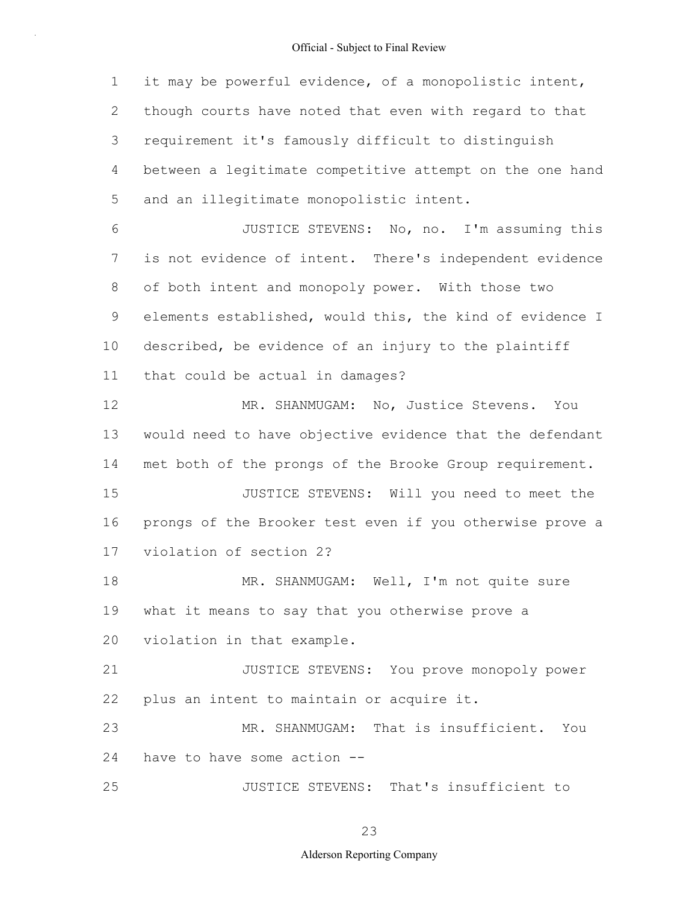it may be powerful evidence, of a monopolistic intent, though courts have noted that even with regard to that requirement it's famously difficult to distinguish between a legitimate competitive attempt on the one hand and an illegitimate monopolistic intent.

JUSTICE STEVENS: No, no. I'm assuming this is not evidence of intent. There's independent evidence of both intent and monopoly power. With those two elements established, would this, the kind of evidence I described, be evidence of an injury to the plaintiff that could be actual in damages?

MR. SHANMUGAM: No, Justice Stevens. You would need to have objective evidence that the defendant met both of the prongs of the Brooke Group requirement.

JUSTICE STEVENS: Will you need to meet the prongs of the Brooker test even if you otherwise prove a violation of section 2?

MR. SHANMUGAM: Well, I'm not quite sure what it means to say that you otherwise prove a violation in that example.

JUSTICE STEVENS: You prove monopoly power plus an intent to maintain or acquire it.

MR. SHANMUGAM: That is insufficient. You have to have some action --

JUSTICE STEVENS: That's insufficient to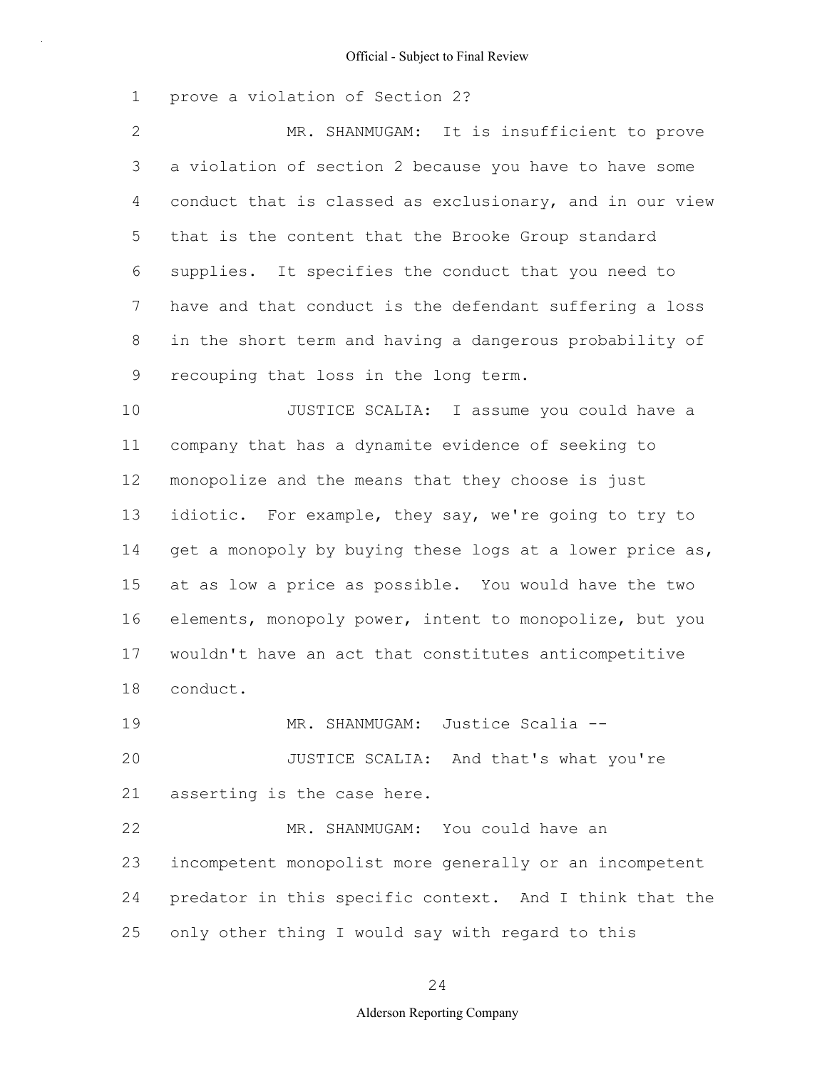prove a violation of Section 2?

MR. SHANMUGAM: It is insufficient to prove a violation of section 2 because you have to have some conduct that is classed as exclusionary, and in our view that is the content that the Brooke Group standard supplies. It specifies the conduct that you need to have and that conduct is the defendant suffering a loss in the short term and having a dangerous probability of recouping that loss in the long term.

JUSTICE SCALIA: I assume you could have a company that has a dynamite evidence of seeking to monopolize and the means that they choose is just idiotic. For example, they say, we're going to try to get a monopoly by buying these logs at a lower price as, at as low a price as possible. You would have the two elements, monopoly power, intent to monopolize, but you wouldn't have an act that constitutes anticompetitive conduct.

MR. SHANMUGAM: Justice Scalia --

JUSTICE SCALIA: And that's what you're asserting is the case here.

MR. SHANMUGAM: You could have an incompetent monopolist more generally or an incompetent predator in this specific context. And I think that the only other thing I would say with regard to this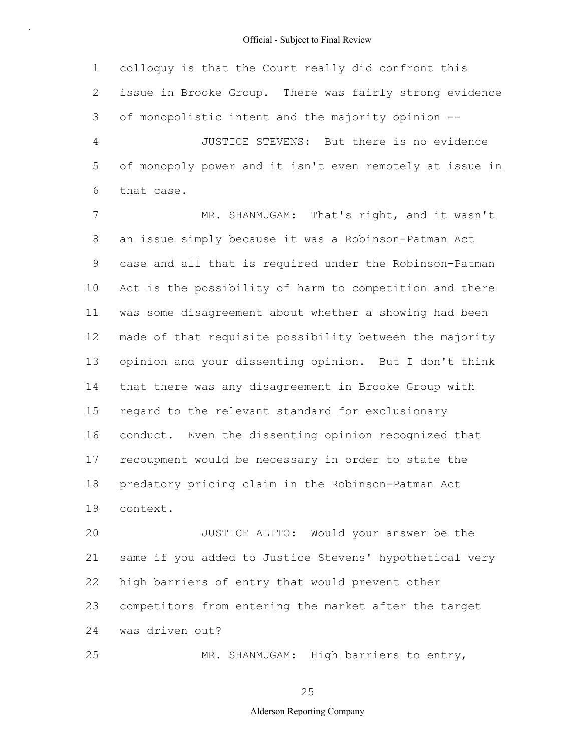colloquy is that the Court really did confront this issue in Brooke Group. There was fairly strong evidence of monopolistic intent and the majority opinion --

JUSTICE STEVENS: But there is no evidence of monopoly power and it isn't even remotely at issue in that case.

MR. SHANMUGAM: That's right, and it wasn't an issue simply because it was a Robinson-Patman Act case and all that is required under the Robinson-Patman Act is the possibility of harm to competition and there was some disagreement about whether a showing had been made of that requisite possibility between the majority opinion and your dissenting opinion. But I don't think that there was any disagreement in Brooke Group with regard to the relevant standard for exclusionary conduct. Even the dissenting opinion recognized that recoupment would be necessary in order to state the predatory pricing claim in the Robinson-Patman Act context.

JUSTICE ALITO: Would your answer be the same if you added to Justice Stevens' hypothetical very high barriers of entry that would prevent other competitors from entering the market after the target was driven out?

MR. SHANMUGAM: High barriers to entry,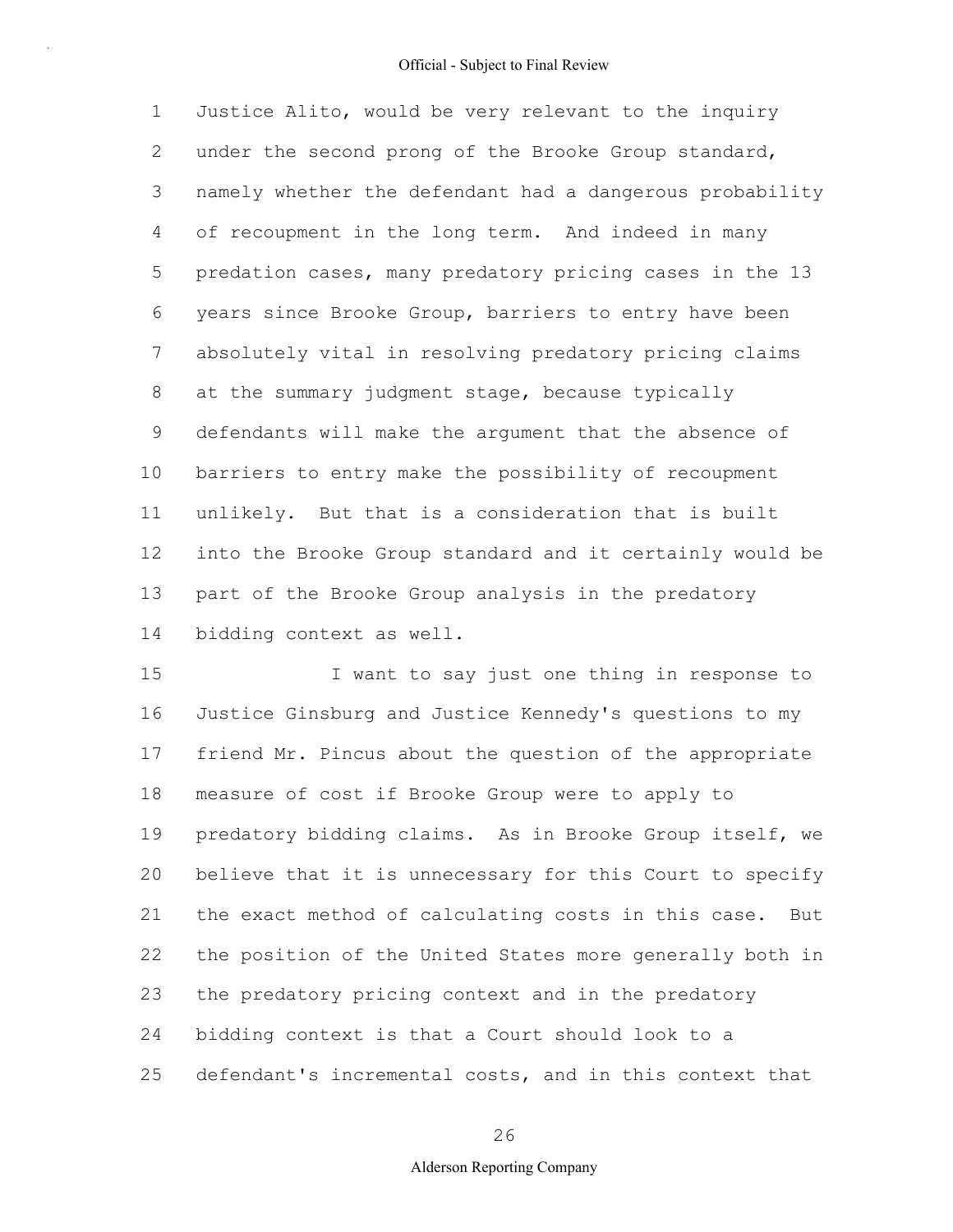Justice Alito, would be very relevant to the inquiry under the second prong of the Brooke Group standard, namely whether the defendant had a dangerous probability of recoupment in the long term. And indeed in many predation cases, many predatory pricing cases in the 13 years since Brooke Group, barriers to entry have been absolutely vital in resolving predatory pricing claims at the summary judgment stage, because typically defendants will make the argument that the absence of barriers to entry make the possibility of recoupment unlikely. But that is a consideration that is built into the Brooke Group standard and it certainly would be part of the Brooke Group analysis in the predatory bidding context as well.

I want to say just one thing in response to Justice Ginsburg and Justice Kennedy's questions to my friend Mr. Pincus about the question of the appropriate measure of cost if Brooke Group were to apply to predatory bidding claims. As in Brooke Group itself, we believe that it is unnecessary for this Court to specify the exact method of calculating costs in this case. But the position of the United States more generally both in the predatory pricing context and in the predatory bidding context is that a Court should look to a defendant's incremental costs, and in this context that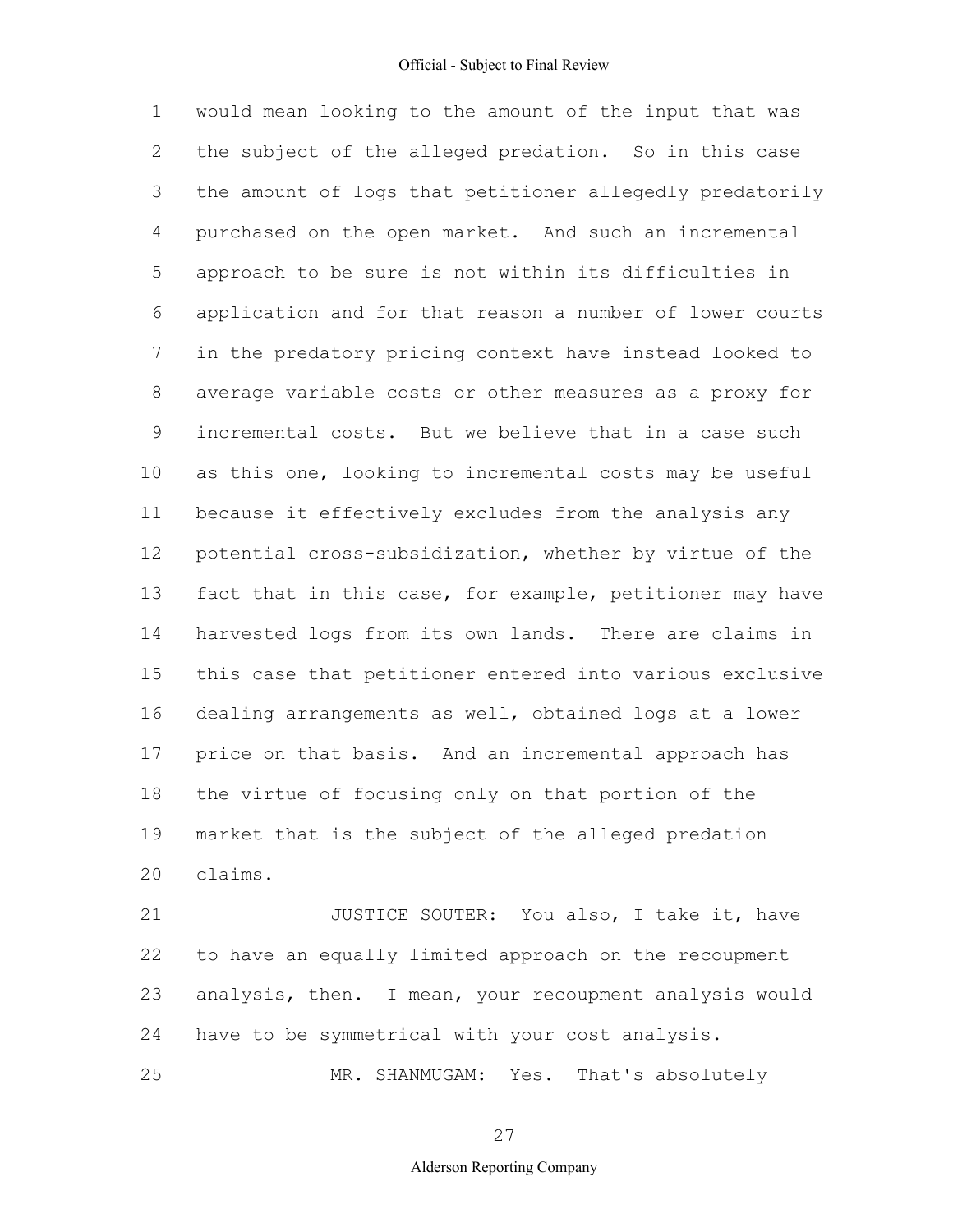would mean looking to the amount of the input that was the subject of the alleged predation. So in this case the amount of logs that petitioner allegedly predatorily purchased on the open market. And such an incremental approach to be sure is not within its difficulties in application and for that reason a number of lower courts in the predatory pricing context have instead looked to average variable costs or other measures as a proxy for incremental costs. But we believe that in a case such as this one, looking to incremental costs may be useful because it effectively excludes from the analysis any potential cross-subsidization, whether by virtue of the fact that in this case, for example, petitioner may have harvested logs from its own lands. There are claims in this case that petitioner entered into various exclusive dealing arrangements as well, obtained logs at a lower price on that basis. And an incremental approach has the virtue of focusing only on that portion of the market that is the subject of the alleged predation claims.

JUSTICE SOUTER: You also, I take it, have to have an equally limited approach on the recoupment analysis, then. I mean, your recoupment analysis would have to be symmetrical with your cost analysis.

MR. SHANMUGAM: Yes. That's absolutely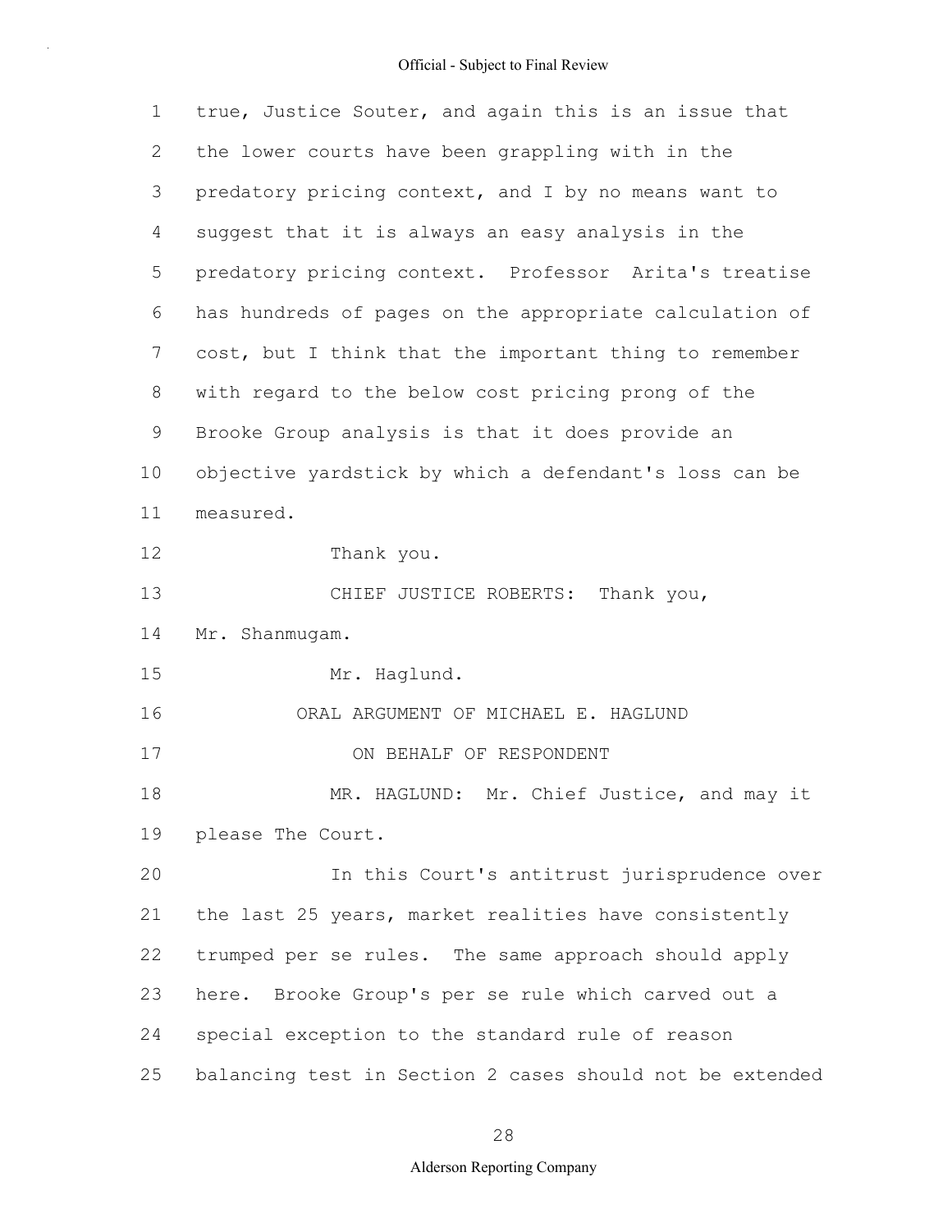true, Justice Souter, and again this is an issue that the lower courts have been grappling with in the predatory pricing context, and I by no means want to suggest that it is always an easy analysis in the predatory pricing context. Professor Arita's treatise has hundreds of pages on the appropriate calculation of cost, but I think that the important thing to remember with regard to the below cost pricing prong of the Brooke Group analysis is that it does provide an objective yardstick by which a defendant's loss can be measured.

Thank you.

CHIEF JUSTICE ROBERTS: Thank you, Mr. Shanmugam.

Mr. Haglund.

ORAL ARGUMENT OF MICHAEL E. HAGLUND

ON BEHALF OF RESPONDENT

MR. HAGLUND: Mr. Chief Justice, and may it please The Court.

In this Court's antitrust jurisprudence over the last 25 years, market realities have consistently trumped per se rules. The same approach should apply here. Brooke Group's per se rule which carved out a special exception to the standard rule of reason balancing test in Section 2 cases should not be extended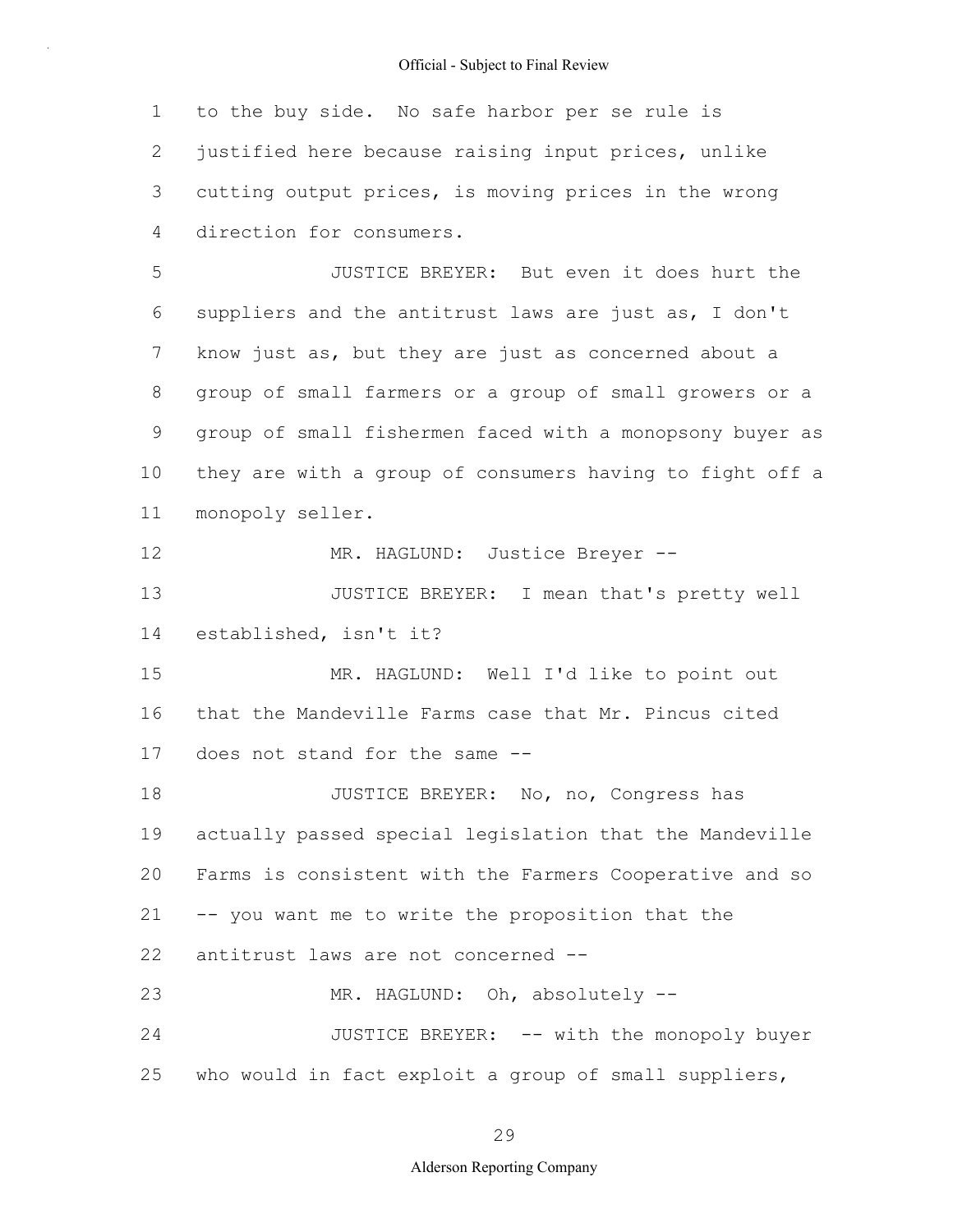to the buy side. No safe harbor per se rule is justified here because raising input prices, unlike cutting output prices, is moving prices in the wrong direction for consumers.

JUSTICE BREYER: But even it does hurt the suppliers and the antitrust laws are just as, I don't know just as, but they are just as concerned about a group of small farmers or a group of small growers or a group of small fishermen faced with a monopsony buyer as they are with a group of consumers having to fight off a monopoly seller.

MR. HAGLUND: Justice Breyer --

JUSTICE BREYER: I mean that's pretty well established, isn't it?

MR. HAGLUND: Well I'd like to point out that the Mandeville Farms case that Mr. Pincus cited does not stand for the same --

JUSTICE BREYER: No, no, Congress has actually passed special legislation that the Mandeville Farms is consistent with the Farmers Cooperative and so -- you want me to write the proposition that the antitrust laws are not concerned --

MR. HAGLUND: Oh, absolutely --

JUSTICE BREYER: -- with the monopoly buyer who would in fact exploit a group of small suppliers,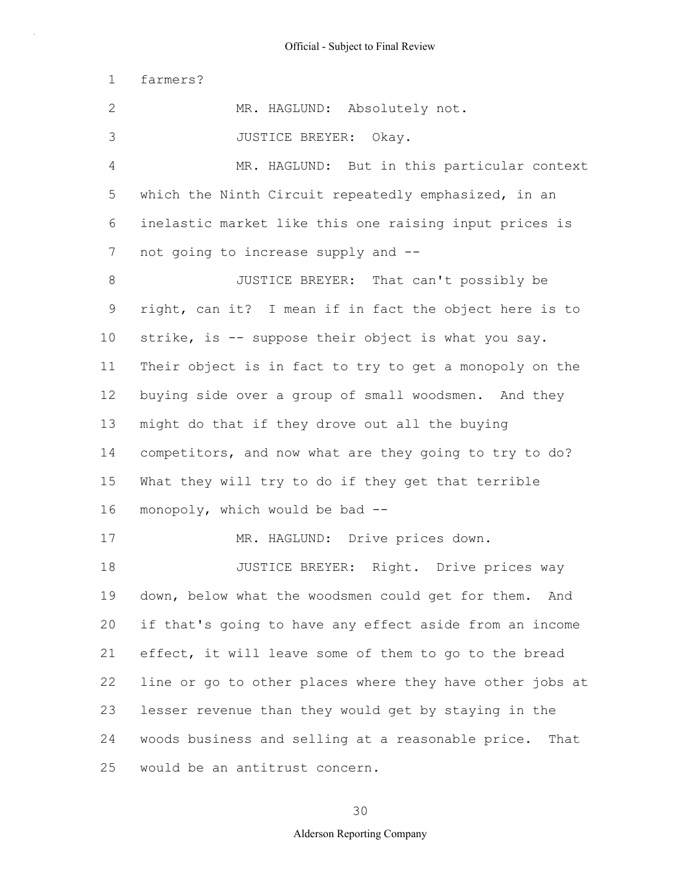1 farmers?

2 MR. HAGLUND: Absolutely not.

3 JUSTICE BREYER: Okay.

4 MR. HAGLUND: But in this particular context

5 which the Ninth Circuit repeatedly emphasized, in an

6 inelastic market like this one raising input prices is

7 not going to increase supply and --

8 JUSTICE BREYER: That can't possibly be

9 right, can it? I mean if in fact the object here is to

10 strike, is -- suppose their object is what you say.

11 Their object is in fact to try to get a monopoly on the

12 buying side over a group of small woodsmen. And they

13 might do that if they drove out all the buying

14 competitors, and now what are they going to try to do?

15 What they will try to do if they get that terrible

16 monopoly, which would be bad --

17 MR. HAGLUND: Drive prices down.

18 JUSTICE BREYER: Right. Drive prices way

19 down, below what the woodsmen could get for them. And

20 if that's going to have any effect aside from an income

21 effect, it will leave some of them to go to the bread

22 line or go to other places where they have other jobs at

23 lesser revenue than they would get by staying in the

24 woods business and selling at a reasonable price. That

25 would be an antitrust concern.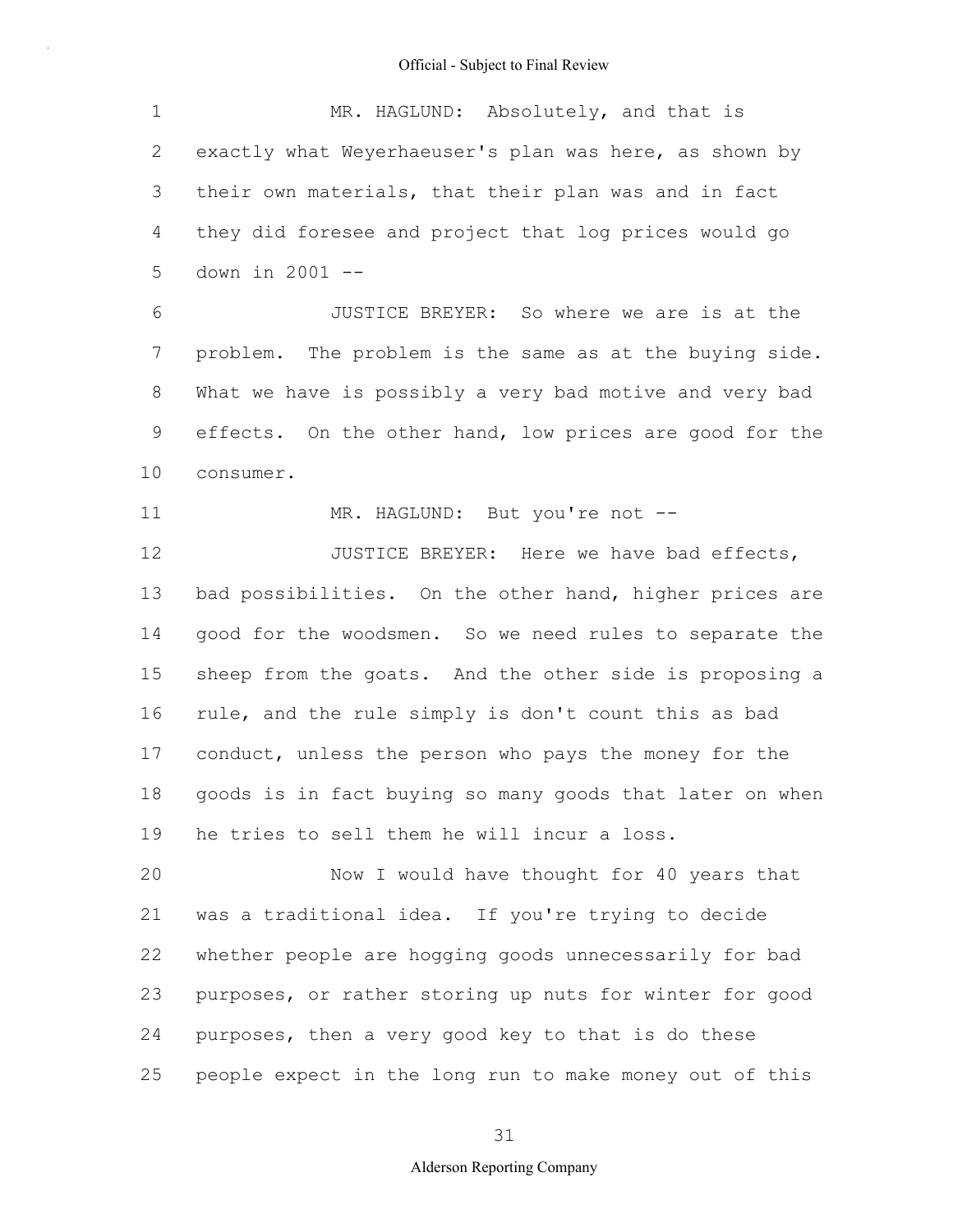MR. HAGLUND: Absolutely, and that is exactly what Weyerhaeuser's plan was here, as shown by their own materials, that their plan was and in fact they did foresee and project that log prices would go down in 2001 --

JUSTICE BREYER: So where we are is at the problem. The problem is the same as at the buying side. What we have is possibly a very bad motive and very bad effects. On the other hand, low prices are good for the consumer.

MR. HAGLUND: But you're not --

JUSTICE BREYER: Here we have bad effects, bad possibilities. On the other hand, higher prices are good for the woodsmen. So we need rules to separate the sheep from the goats. And the other side is proposing a rule, and the rule simply is don't count this as bad conduct, unless the person who pays the money for the goods is in fact buying so many goods that later on when he tries to sell them he will incur a loss.

Now I would have thought for 40 years that was a traditional idea. If you're trying to decide whether people are hogging goods unnecessarily for bad purposes, or rather storing up nuts for winter for good purposes, then a very good key to that is do these people expect in the long run to make money out of this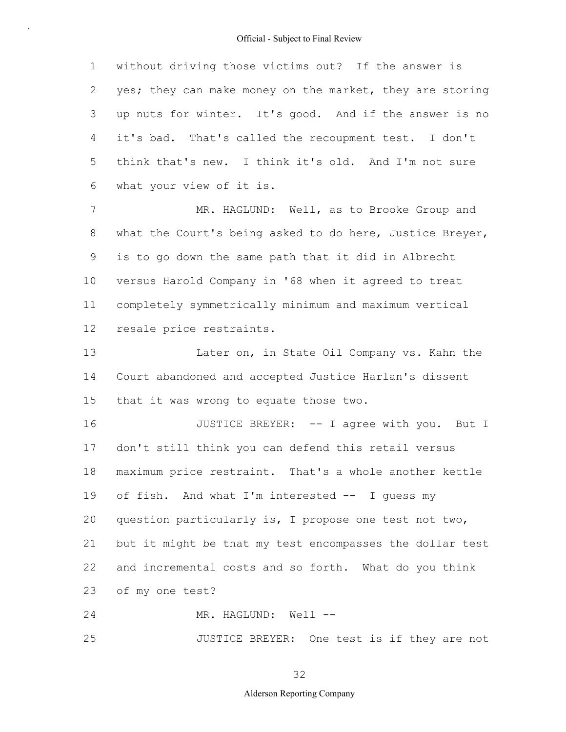without driving those victims out? If the answer is yes; they can make money on the market, they are storing up nuts for winter. It's good. And if the answer is no it's bad. That's called the recoupment test. I don't think that's new. I think it's old. And I'm not sure what your view of it is.

MR. HAGLUND: Well, as to Brooke Group and what the Court's being asked to do here, Justice Breyer, is to go down the same path that it did in Albrecht versus Harold Company in '68 when it agreed to treat completely symmetrically minimum and maximum vertical resale price restraints.

Later on, in State Oil Company vs. Kahn the Court abandoned and accepted Justice Harlan's dissent that it was wrong to equate those two.

JUSTICE BREYER: -- I agree with you. But I don't still think you can defend this retail versus maximum price restraint. That's a whole another kettle of fish. And what I'm interested -- I guess my question particularly is, I propose one test not two, but it might be that my test encompasses the dollar test and incremental costs and so forth. What do you think of my one test?

MR. HAGLUND: Well --

JUSTICE BREYER: One test is if they are not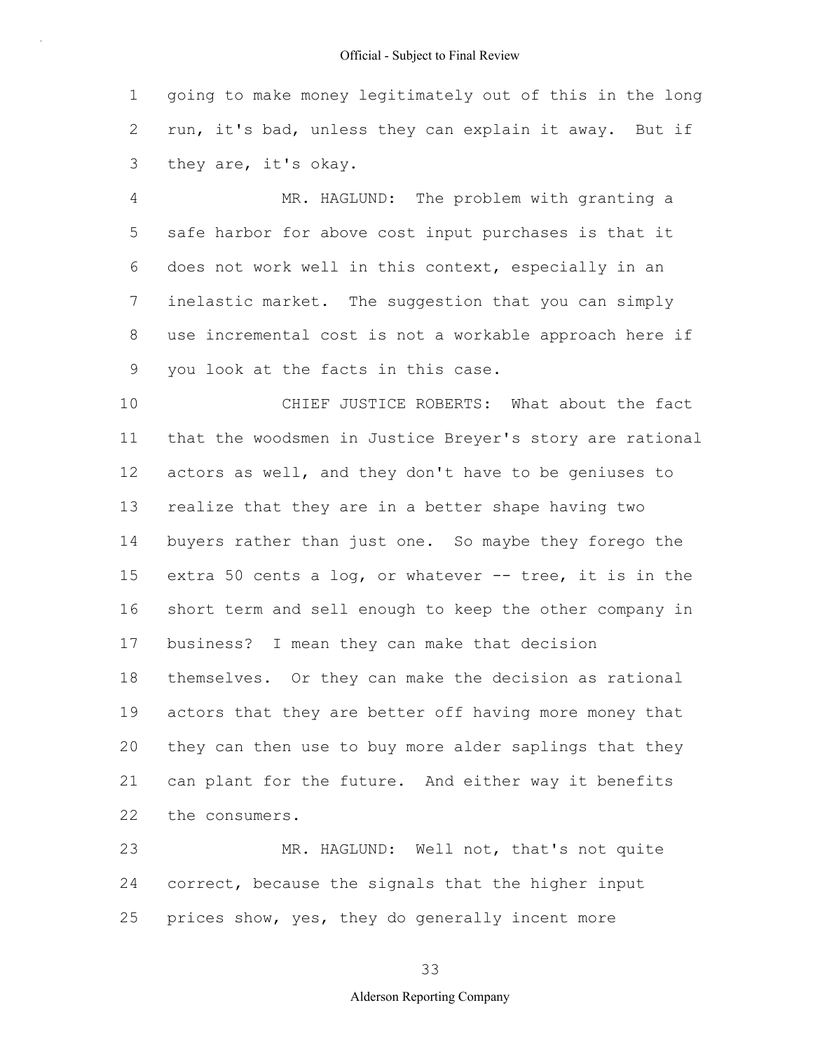going to make money legitimately out of this in the long run, it's bad, unless they can explain it away. But if they are, it's okay.

MR. HAGLUND: The problem with granting a safe harbor for above cost input purchases is that it does not work well in this context, especially in an inelastic market. The suggestion that you can simply use incremental cost is not a workable approach here if you look at the facts in this case.

CHIEF JUSTICE ROBERTS: What about the fact that the woodsmen in Justice Breyer's story are rational actors as well, and they don't have to be geniuses to realize that they are in a better shape having two buyers rather than just one. So maybe they forego the extra 50 cents a log, or whatever -- tree, it is in the short term and sell enough to keep the other company in business? I mean they can make that decision themselves. Or they can make the decision as rational actors that they are better off having more money that they can then use to buy more alder saplings that they can plant for the future. And either way it benefits the consumers.

MR. HAGLUND: Well not, that's not quite correct, because the signals that the higher input prices show, yes, they do generally incent more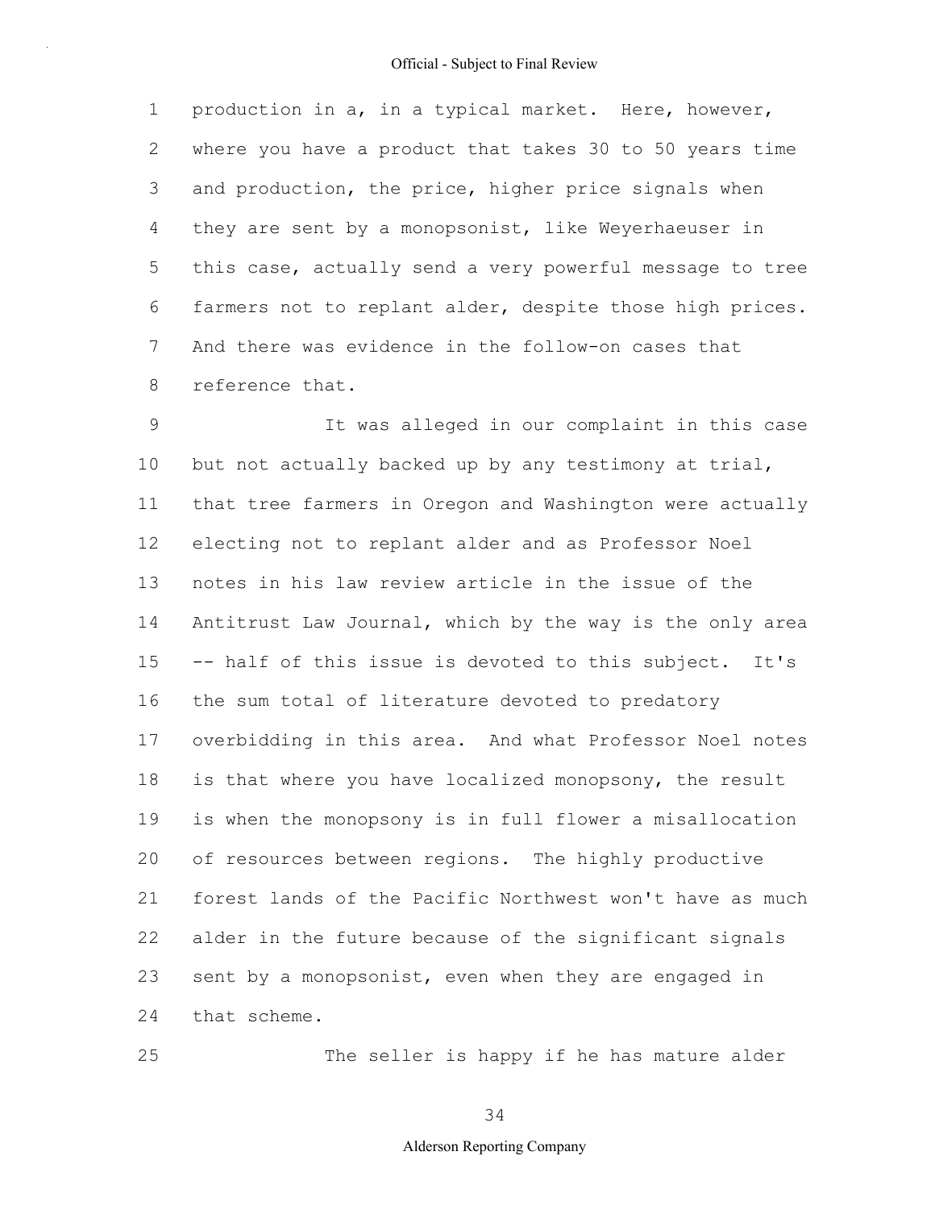production in a, in a typical market. Here, however, where you have a product that takes 30 to 50 years time and production, the price, higher price signals when they are sent by a monopsonist, like Weyerhaeuser in this case, actually send a very powerful message to tree farmers not to replant alder, despite those high prices. And there was evidence in the follow-on cases that reference that.

It was alleged in our complaint in this case but not actually backed up by any testimony at trial, that tree farmers in Oregon and Washington were actually electing not to replant alder and as Professor Noel notes in his law review article in the issue of the Antitrust Law Journal, which by the way is the only area -- half of this issue is devoted to this subject. It's the sum total of literature devoted to predatory overbidding in this area. And what Professor Noel notes is that where you have localized monopsony, the result is when the monopsony is in full flower a misallocation of resources between regions. The highly productive forest lands of the Pacific Northwest won't have as much alder in the future because of the significant signals sent by a monopsonist, even when they are engaged in that scheme.

The seller is happy if he has mature alder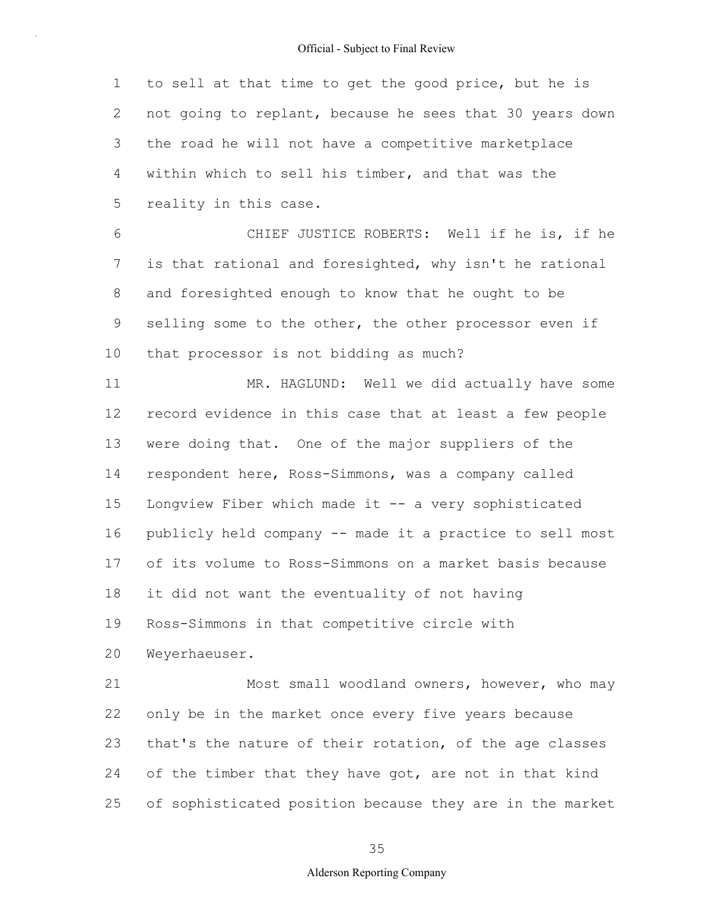to sell at that time to get the good price, but he is not going to replant, because he sees that 30 years down the road he will not have a competitive marketplace within which to sell his timber, and that was the reality in this case.

CHIEF JUSTICE ROBERTS: Well if he is, if he is that rational and foresighted, why isn't he rational and foresighted enough to know that he ought to be selling some to the other, the other processor even if that processor is not bidding as much?

MR. HAGLUND: Well we did actually have some record evidence in this case that at least a few people were doing that. One of the major suppliers of the respondent here, Ross-Simmons, was a company called Longview Fiber which made it -- a very sophisticated publicly held company -- made it a practice to sell most of its volume to Ross-Simmons on a market basis because it did not want the eventuality of not having Ross-Simmons in that competitive circle with Weyerhaeuser.

Most small woodland owners, however, who may only be in the market once every five years because that's the nature of their rotation, of the age classes of the timber that they have got, are not in that kind of sophisticated position because they are in the market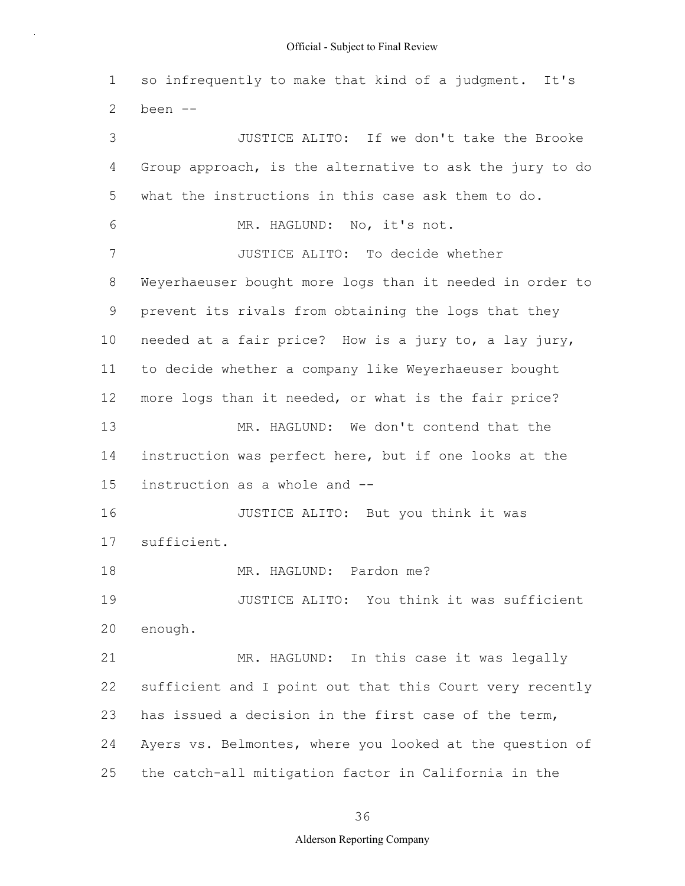so infrequently to make that kind of a judgment. It's been --

JUSTICE ALITO: If we don't take the Brooke Group approach, is the alternative to ask the jury to do what the instructions in this case ask them to do.

MR. HAGLUND: No, it's not.

JUSTICE ALITO: To decide whether Weyerhaeuser bought more logs than it needed in order to prevent its rivals from obtaining the logs that they needed at a fair price? How is a jury to, a lay jury, to decide whether a company like Weyerhaeuser bought more logs than it needed, or what is the fair price?

MR. HAGLUND: We don't contend that the instruction was perfect here, but if one looks at the instruction as a whole and --

JUSTICE ALITO: But you think it was sufficient.

MR. HAGLUND: Pardon me?

JUSTICE ALITO: You think it was sufficient enough.

MR. HAGLUND: In this case it was legally sufficient and I point out that this Court very recently has issued a decision in the first case of the term, Ayers vs. Belmontes, where you looked at the question of the catch-all mitigation factor in California in the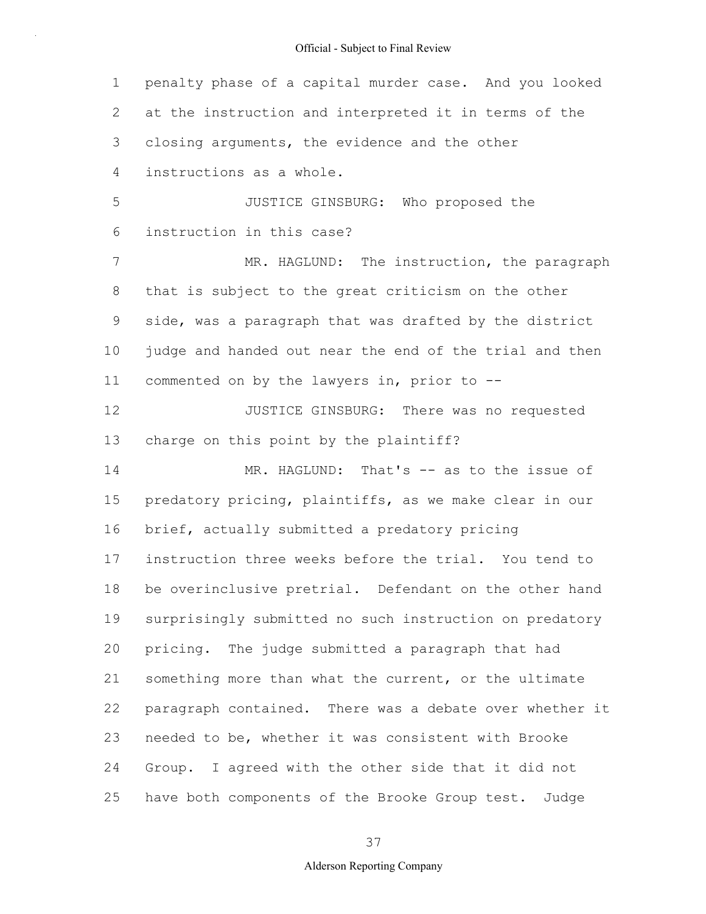penalty phase of a capital murder case. And you looked at the instruction and interpreted it in terms of the closing arguments, the evidence and the other instructions as a whole.

JUSTICE GINSBURG: Who proposed the instruction in this case?

MR. HAGLUND: The instruction, the paragraph that is subject to the great criticism on the other side, was a paragraph that was drafted by the district judge and handed out near the end of the trial and then commented on by the lawyers in, prior to --

JUSTICE GINSBURG: There was no requested charge on this point by the plaintiff?

MR. HAGLUND: That's -- as to the issue of predatory pricing, plaintiffs, as we make clear in our brief, actually submitted a predatory pricing instruction three weeks before the trial. You tend to be overinclusive pretrial. Defendant on the other hand surprisingly submitted no such instruction on predatory pricing. The judge submitted a paragraph that had something more than what the current, or the ultimate paragraph contained. There was a debate over whether it needed to be, whether it was consistent with Brooke Group. I agreed with the other side that it did not have both components of the Brooke Group test. Judge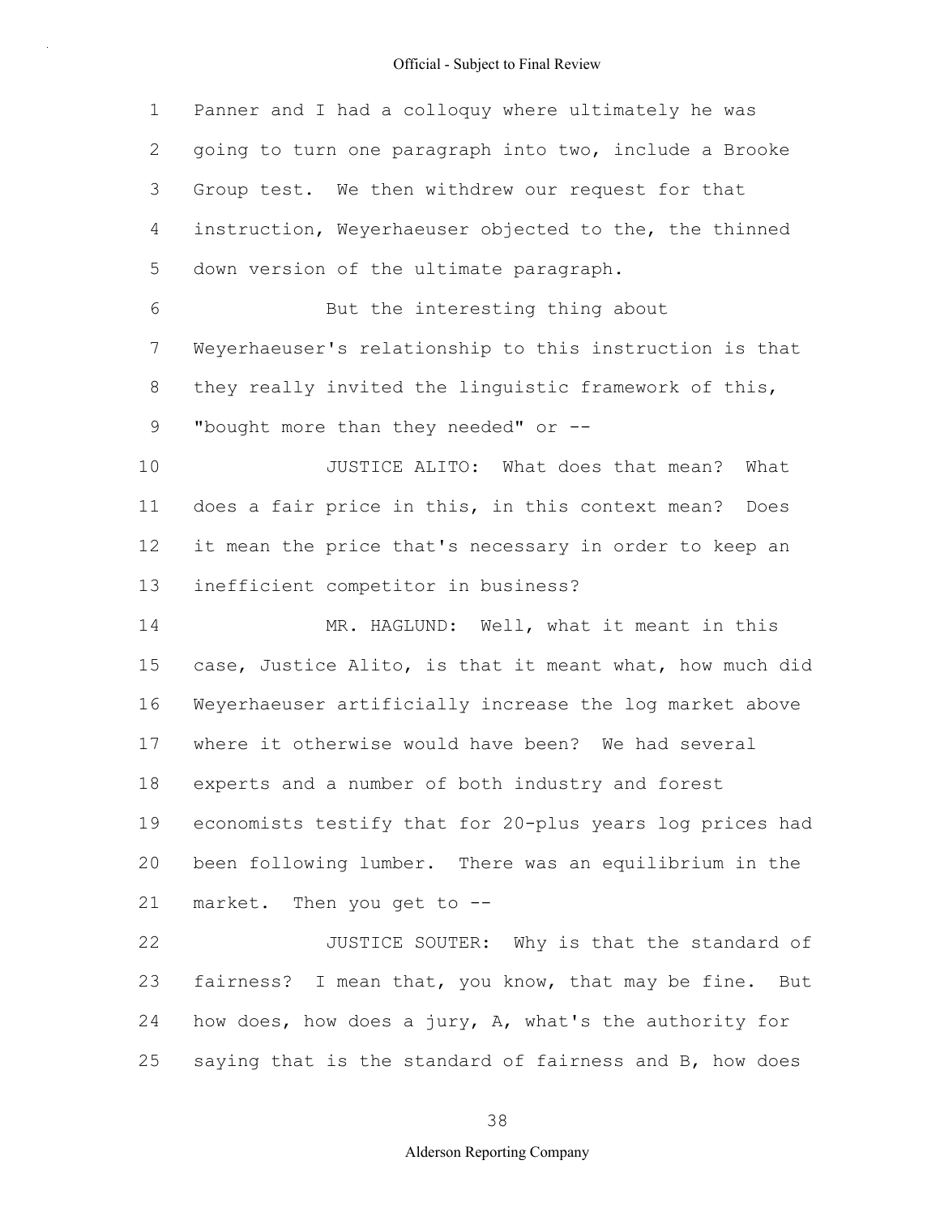Panner and I had a colloquy where ultimately he was going to turn one paragraph into two, include a Brooke Group test. We then withdrew our request for that instruction, Weyerhaeuser objected to the, the thinned down version of the ultimate paragraph.

But the interesting thing about Weyerhaeuser's relationship to this instruction is that they really invited the linguistic framework of this, "bought more than they needed" or --

JUSTICE ALITO: What does that mean? What does a fair price in this, in this context mean? Does it mean the price that's necessary in order to keep an inefficient competitor in business?

MR. HAGLUND: Well, what it meant in this case, Justice Alito, is that it meant what, how much did Weyerhaeuser artificially increase the log market above where it otherwise would have been? We had several experts and a number of both industry and forest economists testify that for 20-plus years log prices had been following lumber. There was an equilibrium in the market. Then you get to --

JUSTICE SOUTER: Why is that the standard of fairness? I mean that, you know, that may be fine. But how does, how does a jury, A, what's the authority for saying that is the standard of fairness and B, how does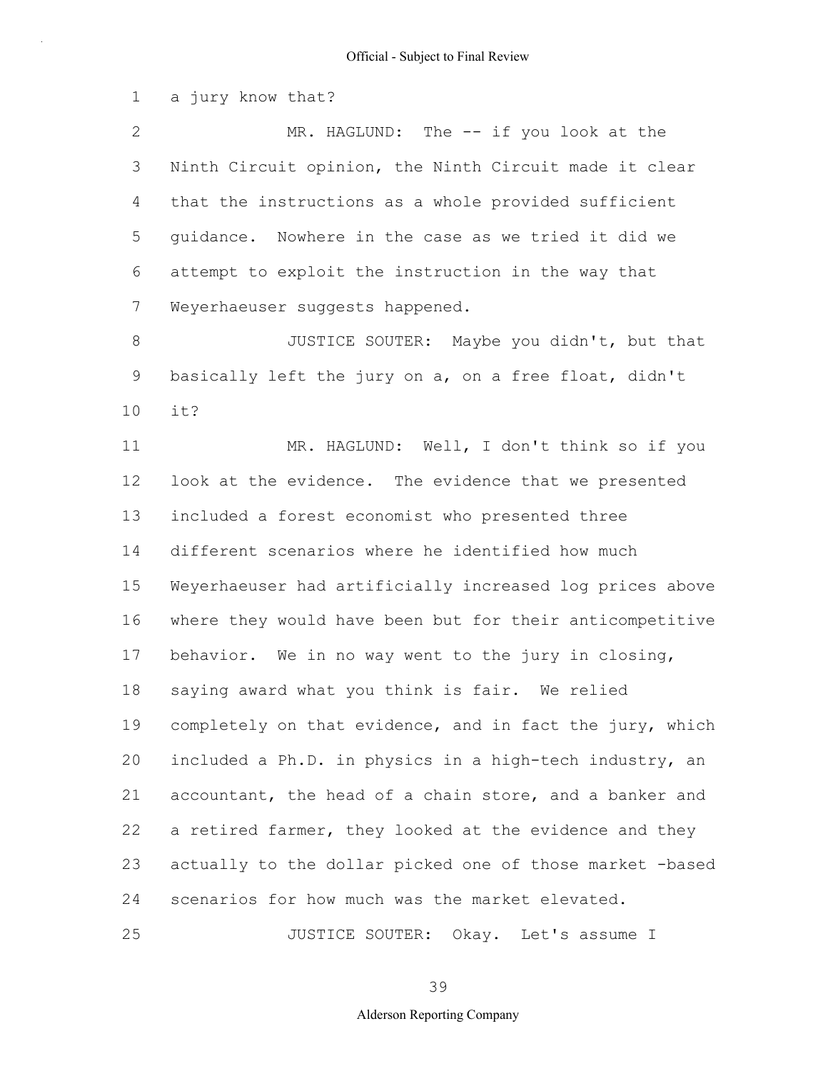a jury know that?

MR. HAGLUND: The -- if you look at the Ninth Circuit opinion, the Ninth Circuit made it clear that the instructions as a whole provided sufficient guidance. Nowhere in the case as we tried it did we attempt to exploit the instruction in the way that Weyerhaeuser suggests happened.

JUSTICE SOUTER: Maybe you didn't, but that basically left the jury on a, on a free float, didn't it?

MR. HAGLUND: Well, I don't think so if you look at the evidence. The evidence that we presented included a forest economist who presented three different scenarios where he identified how much Weyerhaeuser had artificially increased log prices above where they would have been but for their anticompetitive behavior. We in no way went to the jury in closing, saying award what you think is fair. We relied completely on that evidence, and in fact the jury, which included a Ph.D. in physics in a high-tech industry, an accountant, the head of a chain store, and a banker and a retired farmer, they looked at the evidence and they actually to the dollar picked one of those market -based scenarios for how much was the market elevated.

JUSTICE SOUTER: Okay. Let's assume I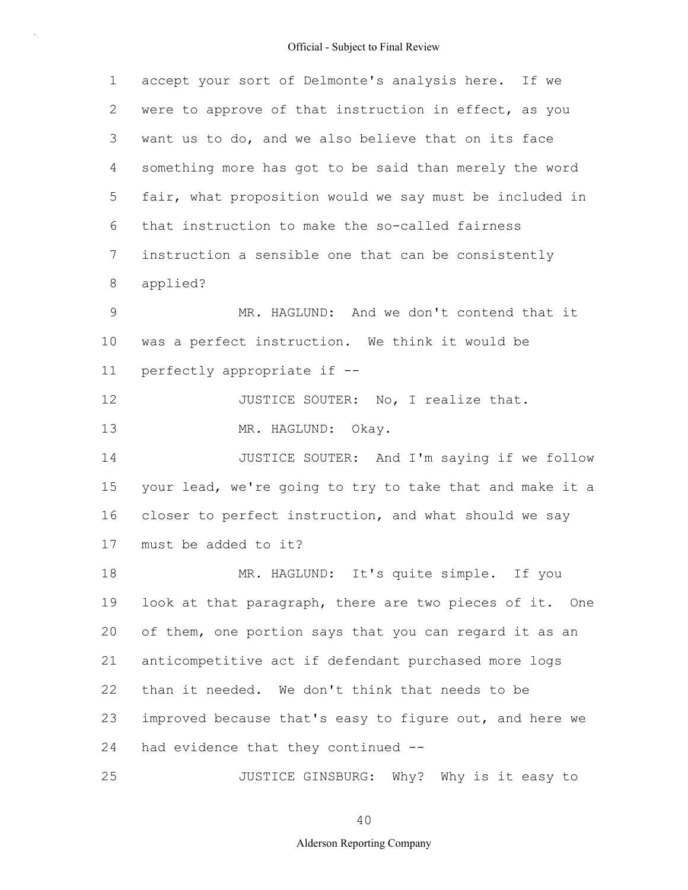accept your sort of Delmonte's analysis here. If we were to approve of that instruction in effect, as you want us to do, and we also believe that on its face something more has got to be said than merely the word fair, what proposition would we say must be included in that instruction to make the so-called fairness instruction a sensible one that can be consistently applied?

MR. HAGLUND: And we don't contend that it was a perfect instruction. We think it would be perfectly appropriate if --

JUSTICE SOUTER: No, I realize that.

MR. HAGLUND: Okay.

JUSTICE SOUTER: And I'm saying if we follow your lead, we're going to try to take that and make it a closer to perfect instruction, and what should we say must be added to it?

MR. HAGLUND: It's quite simple. If you look at that paragraph, there are two pieces of it. One of them, one portion says that you can regard it as an anticompetitive act if defendant purchased more logs than it needed. We don't think that needs to be improved because that's easy to figure out, and here we had evidence that they continued --

JUSTICE GINSBURG: Why? Why is it easy to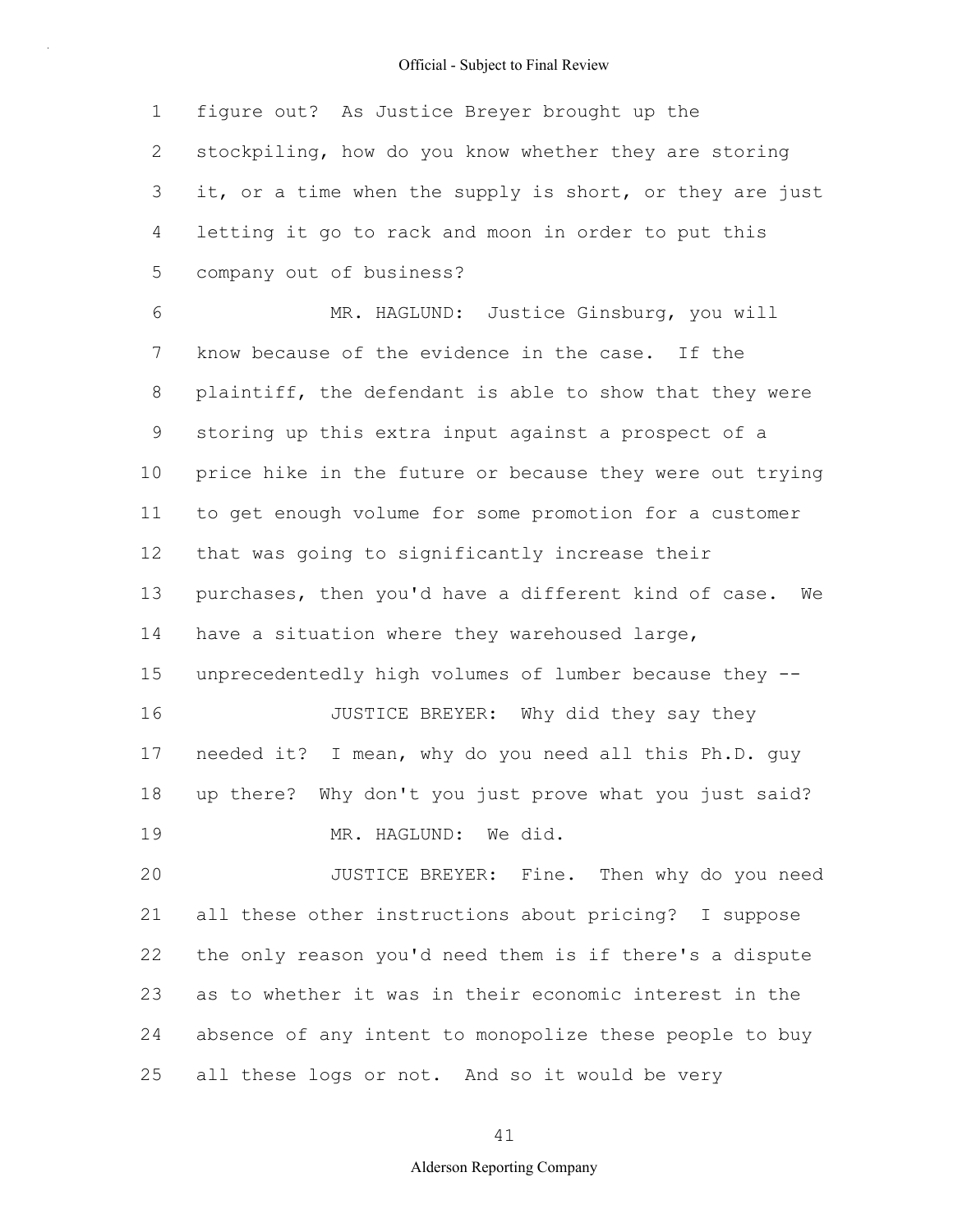figure out? As Justice Breyer brought up the stockpiling, how do you know whether they are storing it, or a time when the supply is short, or they are just letting it go to rack and moon in order to put this company out of business?

MR. HAGLUND: Justice Ginsburg, you will know because of the evidence in the case. If the plaintiff, the defendant is able to show that they were storing up this extra input against a prospect of a price hike in the future or because they were out trying to get enough volume for some promotion for a customer that was going to significantly increase their purchases, then you'd have a different kind of case. We have a situation where they warehoused large, unprecedentedly high volumes of lumber because they --

JUSTICE BREYER: Why did they say they needed it? I mean, why do you need all this Ph.D. guy up there? Why don't you just prove what you just said?

MR. HAGLUND: We did.

JUSTICE BREYER: Fine. Then why do you need all these other instructions about pricing? I suppose the only reason you'd need them is if there's a dispute as to whether it was in their economic interest in the absence of any intent to monopolize these people to buy all these logs or not. And so it would be very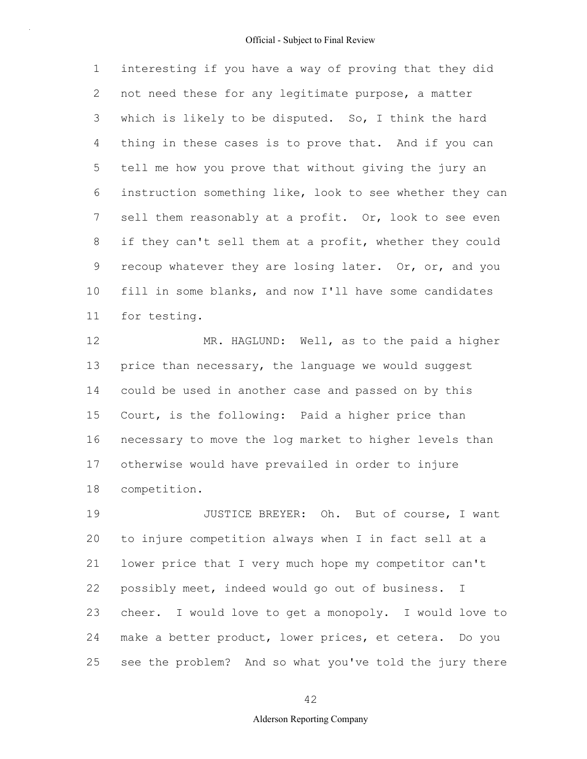interesting if you have a way of proving that they did not need these for any legitimate purpose, a matter which is likely to be disputed. So, I think the hard thing in these cases is to prove that. And if you can tell me how you prove that without giving the jury an instruction something like, look to see whether they can sell them reasonably at a profit. Or, look to see even if they can't sell them at a profit, whether they could recoup whatever they are losing later. Or, or, and you fill in some blanks, and now I'll have some candidates for testing.

MR. HAGLUND: Well, as to the paid a higher price than necessary, the language we would suggest could be used in another case and passed on by this Court, is the following: Paid a higher price than necessary to move the log market to higher levels than otherwise would have prevailed in order to injure competition.

JUSTICE BREYER: Oh. But of course, I want to injure competition always when I in fact sell at a lower price that I very much hope my competitor can't possibly meet, indeed would go out of business. I cheer. I would love to get a monopoly. I would love to make a better product, lower prices, et cetera. Do you see the problem? And so what you've told the jury there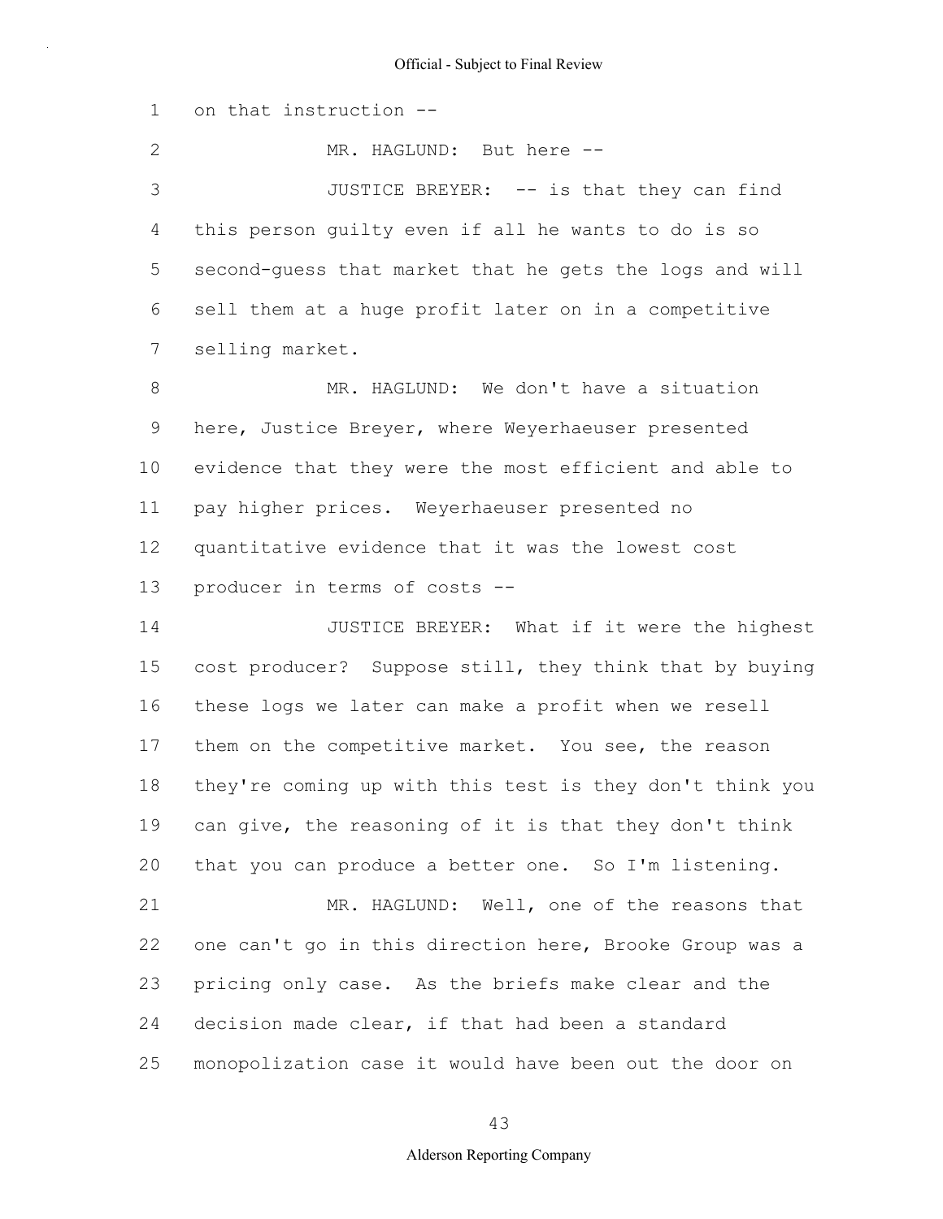on that instruction --

MR. HAGLUND: But here --

JUSTICE BREYER: -- is that they can find this person guilty even if all he wants to do is so second-guess that market that he gets the logs and will sell them at a huge profit later on in a competitive selling market.

MR. HAGLUND: We don't have a situation here, Justice Breyer, where Weyerhaeuser presented evidence that they were the most efficient and able to pay higher prices. Weyerhaeuser presented no quantitative evidence that it was the lowest cost producer in terms of costs --

JUSTICE BREYER: What if it were the highest cost producer? Suppose still, they think that by buying these logs we later can make a profit when we resell them on the competitive market. You see, the reason they're coming up with this test is they don't think you can give, the reasoning of it is that they don't think that you can produce a better one. So I'm listening.

MR. HAGLUND: Well, one of the reasons that one can't go in this direction here, Brooke Group was a pricing only case. As the briefs make clear and the decision made clear, if that had been a standard monopolization case it would have been out the door on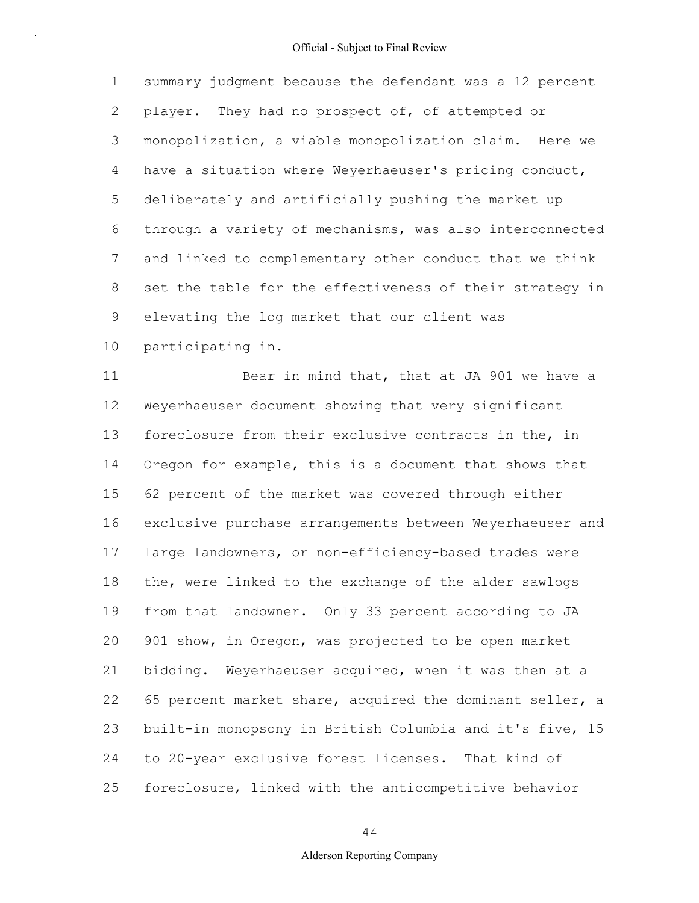summary judgment because the defendant was a 12 percent player. They had no prospect of, of attempted or monopolization, a viable monopolization claim. Here we have a situation where Weyerhaeuser's pricing conduct, deliberately and artificially pushing the market up through a variety of mechanisms, was also interconnected and linked to complementary other conduct that we think set the table for the effectiveness of their strategy in elevating the log market that our client was participating in.

Bear in mind that, that at JA 901 we have a Weyerhaeuser document showing that very significant foreclosure from their exclusive contracts in the, in Oregon for example, this is a document that shows that 62 percent of the market was covered through either exclusive purchase arrangements between Weyerhaeuser and large landowners, or non-efficiency-based trades were the, were linked to the exchange of the alder sawlogs from that landowner. Only 33 percent according to JA 901 show, in Oregon, was projected to be open market bidding. Weyerhaeuser acquired, when it was then at a 65 percent market share, acquired the dominant seller, a built-in monopsony in British Columbia and it's five, 15 to 20-year exclusive forest licenses. That kind of foreclosure, linked with the anticompetitive behavior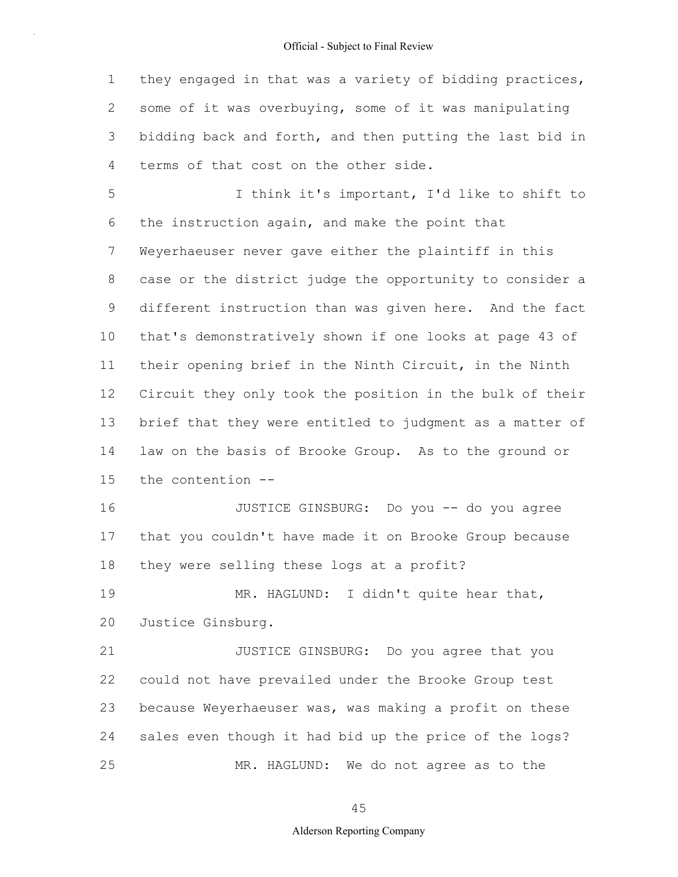they engaged in that was a variety of bidding practices, some of it was overbuying, some of it was manipulating bidding back and forth, and then putting the last bid in terms of that cost on the other side.

I think it's important, I'd like to shift to the instruction again, and make the point that Weyerhaeuser never gave either the plaintiff in this case or the district judge the opportunity to consider a different instruction than was given here. And the fact that's demonstratively shown if one looks at page 43 of their opening brief in the Ninth Circuit, in the Ninth Circuit they only took the position in the bulk of their brief that they were entitled to judgment as a matter of law on the basis of Brooke Group. As to the ground or the contention --

JUSTICE GINSBURG: Do you -- do you agree that you couldn't have made it on Brooke Group because they were selling these logs at a profit?

MR. HAGLUND: I didn't quite hear that, Justice Ginsburg.

JUSTICE GINSBURG: Do you agree that you could not have prevailed under the Brooke Group test because Weyerhaeuser was, was making a profit on these sales even though it had bid up the price of the logs?

MR. HAGLUND: We do not agree as to the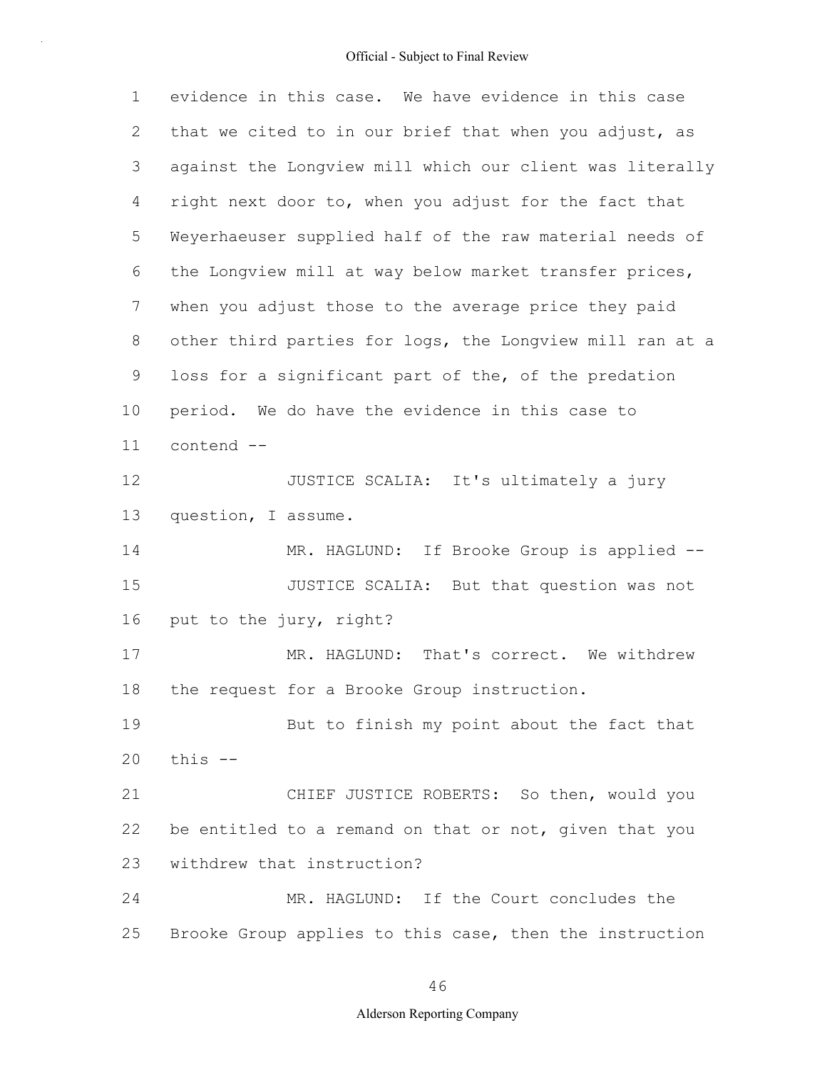evidence in this case. We have evidence in this case that we cited to in our brief that when you adjust, as against the Longview mill which our client was literally right next door to, when you adjust for the fact that Weyerhaeuser supplied half of the raw material needs of the Longview mill at way below market transfer prices, when you adjust those to the average price they paid other third parties for logs, the Longview mill ran at a loss for a significant part of the, of the predation period. We do have the evidence in this case to contend --

JUSTICE SCALIA: It's ultimately a jury question, I assume.

MR. HAGLUND: If Brooke Group is applied --

JUSTICE SCALIA: But that question was not put to the jury, right?

MR. HAGLUND: That's correct. We withdrew the request for a Brooke Group instruction.

But to finish my point about the fact that this --

CHIEF JUSTICE ROBERTS: So then, would you be entitled to a remand on that or not, given that you withdrew that instruction?

MR. HAGLUND: If the Court concludes the Brooke Group applies to this case, then the instruction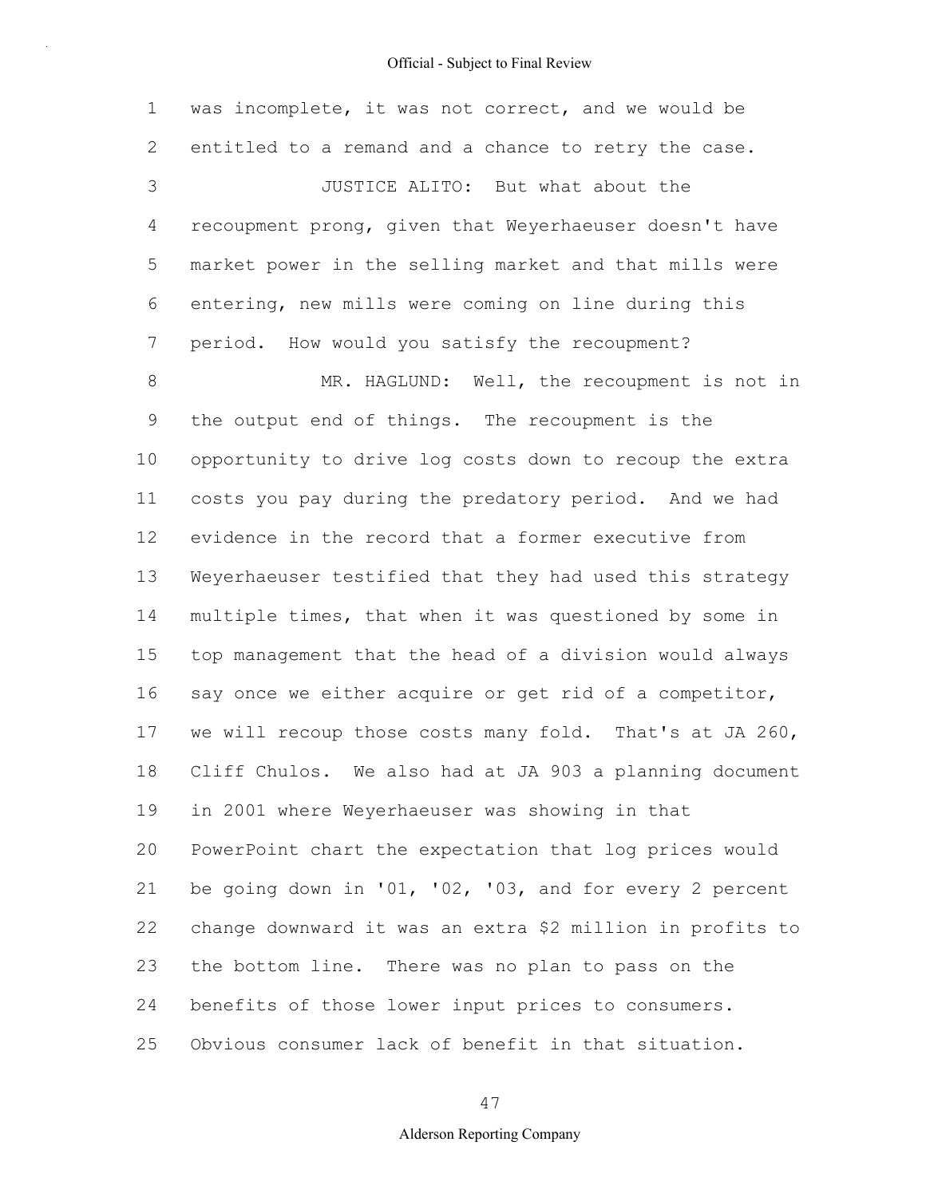was incomplete, it was not correct, and we would be entitled to a remand and a chance to retry the case.

JUSTICE ALITO: But what about the recoupment prong, given that Weyerhaeuser doesn't have market power in the selling market and that mills were entering, new mills were coming on line during this period. How would you satisfy the recoupment?

MR. HAGLUND: Well, the recoupment is not in the output end of things. The recoupment is the opportunity to drive log costs down to recoup the extra costs you pay during the predatory period. And we had evidence in the record that a former executive from Weyerhaeuser testified that they had used this strategy multiple times, that when it was questioned by some in top management that the head of a division would always say once we either acquire or get rid of a competitor, we will recoup those costs many fold. That's at JA 260, Cliff Chulos. We also had at JA 903 a planning document in 2001 where Weyerhaeuser was showing in that PowerPoint chart the expectation that log prices would be going down in '01, '02, '03, and for every 2 percent change downward it was an extra $2 million in profits to the bottom line. There was no plan to pass on the benefits of those lower input prices to consumers. Obvious consumer lack of benefit in that situation.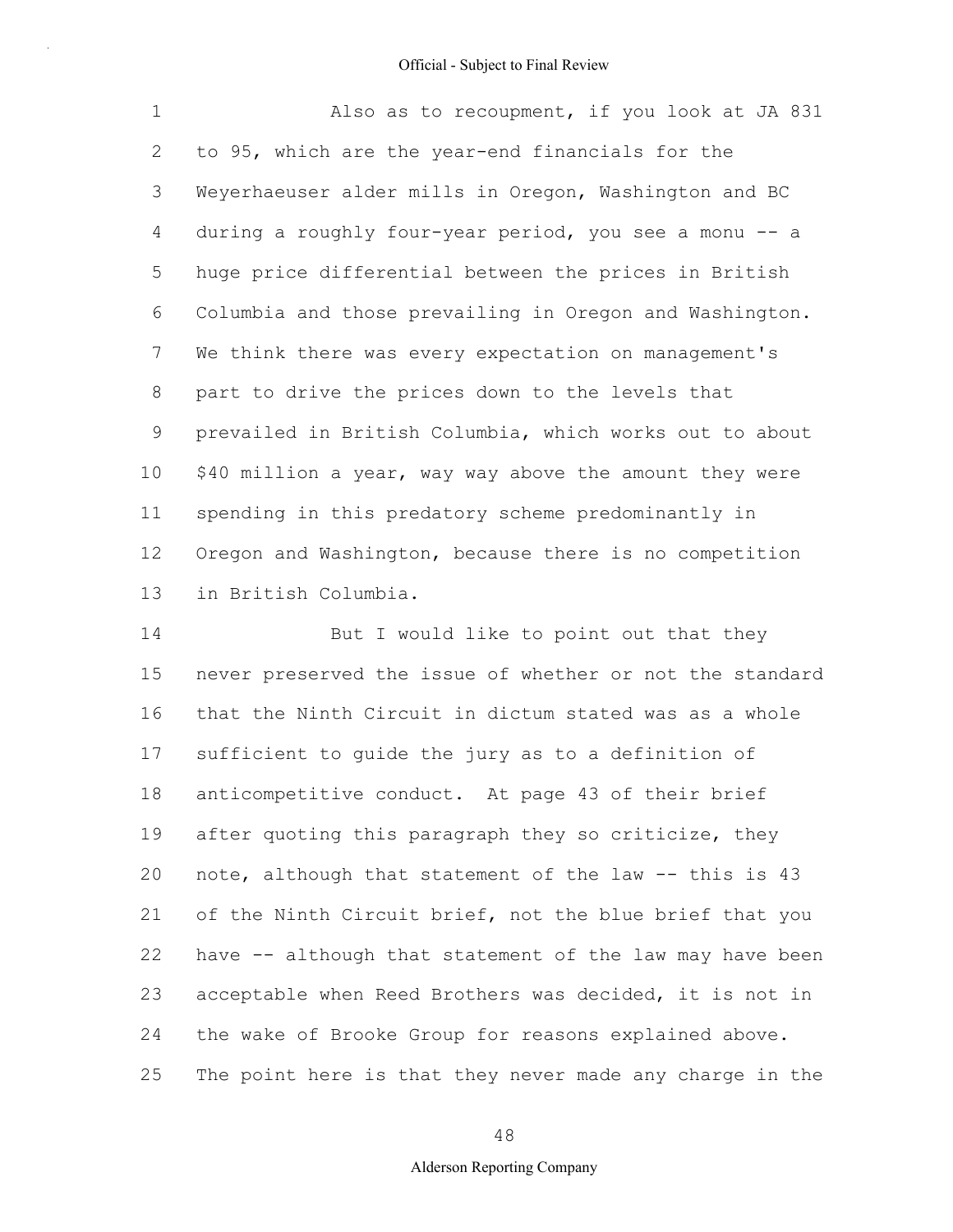Also as to recoupment, if you look at JA 831 to 95, which are the year-end financials for the Weyerhaeuser alder mills in Oregon, Washington and BC during a roughly four-year period, you see a monu -- a huge price differential between the prices in British Columbia and those prevailing in Oregon and Washington. We think there was every expectation on management's part to drive the prices down to the levels that prevailed in British Columbia, which works out to about $40 million a year, way way above the amount they were spending in this predatory scheme predominantly in Oregon and Washington, because there is no competition in British Columbia.

But I would like to point out that they never preserved the issue of whether or not the standard that the Ninth Circuit in dictum stated was as a whole sufficient to guide the jury as to a definition of anticompetitive conduct. At page 43 of their brief after quoting this paragraph they so criticize, they note, although that statement of the law -- this is 43 of the Ninth Circuit brief, not the blue brief that you have -- although that statement of the law may have been acceptable when Reed Brothers was decided, it is not in the wake of Brooke Group for reasons explained above. The point here is that they never made any charge in the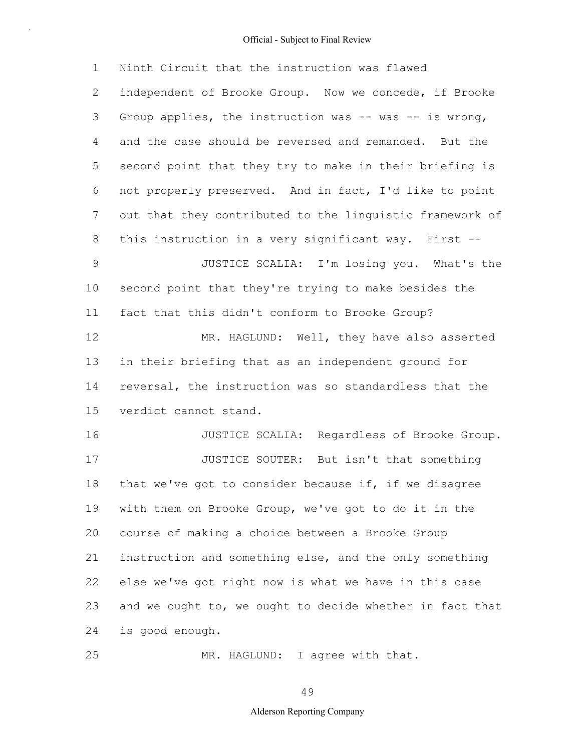Ninth Circuit that the instruction was flawed independent of Brooke Group. Now we concede, if Brooke Group applies, the instruction was -- was -- is wrong, and the case should be reversed and remanded. But the second point that they try to make in their briefing is not properly preserved. And in fact, I'd like to point out that they contributed to the linguistic framework of this instruction in a very significant way. First --

JUSTICE SCALIA: I'm losing you. What's the second point that they're trying to make besides the fact that this didn't conform to Brooke Group?

MR. HAGLUND: Well, they have also asserted in their briefing that as an independent ground for reversal, the instruction was so standardless that the verdict cannot stand.

JUSTICE SCALIA: Regardless of Brooke Group.

JUSTICE SOUTER: But isn't that something that we've got to consider because if, if we disagree with them on Brooke Group, we've got to do it in the course of making a choice between a Brooke Group instruction and something else, and the only something else we've got right now is what we have in this case and we ought to, we ought to decide whether in fact that is good enough.

MR. HAGLUND: I agree with that.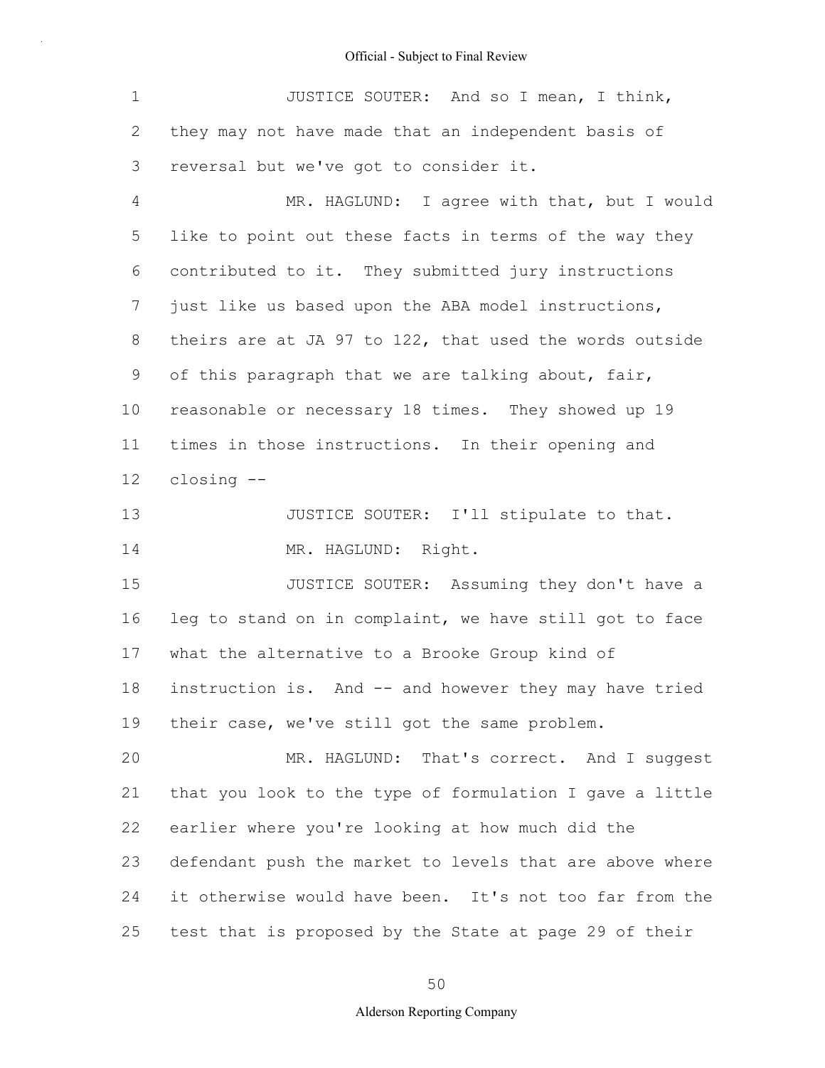JUSTICE SOUTER: And so I mean, I think, they may not have made that an independent basis of reversal but we've got to consider it.

MR. HAGLUND: I agree with that, but I would like to point out these facts in terms of the way they contributed to it. They submitted jury instructions just like us based upon the ABA model instructions, theirs are at JA 97 to 122, that used the words outside of this paragraph that we are talking about, fair, reasonable or necessary 18 times. They showed up 19 times in those instructions. In their opening and closing --

JUSTICE SOUTER: I'll stipulate to that.

MR. HAGLUND: Right.

JUSTICE SOUTER: Assuming they don't have a leg to stand on in complaint, we have still got to face what the alternative to a Brooke Group kind of instruction is. And -- and however they may have tried their case, we've still got the same problem.

MR. HAGLUND: That's correct. And I suggest that you look to the type of formulation I gave a little earlier where you're looking at how much did the defendant push the market to levels that are above where it otherwise would have been. It's not too far from the test that is proposed by the State at page 29 of their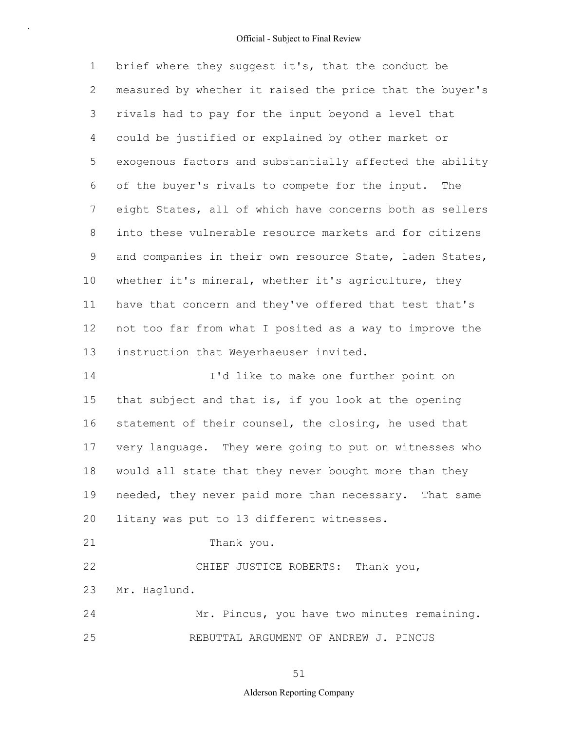brief where they suggest it's, that the conduct be measured by whether it raised the price that the buyer's rivals had to pay for the input beyond a level that could be justified or explained by other market or exogenous factors and substantially affected the ability of the buyer's rivals to compete for the input. The eight States, all of which have concerns both as sellers into these vulnerable resource markets and for citizens and companies in their own resource State, laden States, whether it's mineral, whether it's agriculture, they have that concern and they've offered that test that's not too far from what I posited as a way to improve the instruction that Weyerhaeuser invited.

I'd like to make one further point on that subject and that is, if you look at the opening statement of their counsel, the closing, he used that very language. They were going to put on witnesses who would all state that they never bought more than they needed, they never paid more than necessary. That same litany was put to 13 different witnesses.

Thank you.

CHIEF JUSTICE ROBERTS: Thank you, Mr. Haglund.

Mr. Pincus, you have two minutes remaining.

REBUTTAL ARGUMENT OF ANDREW J. PINCUS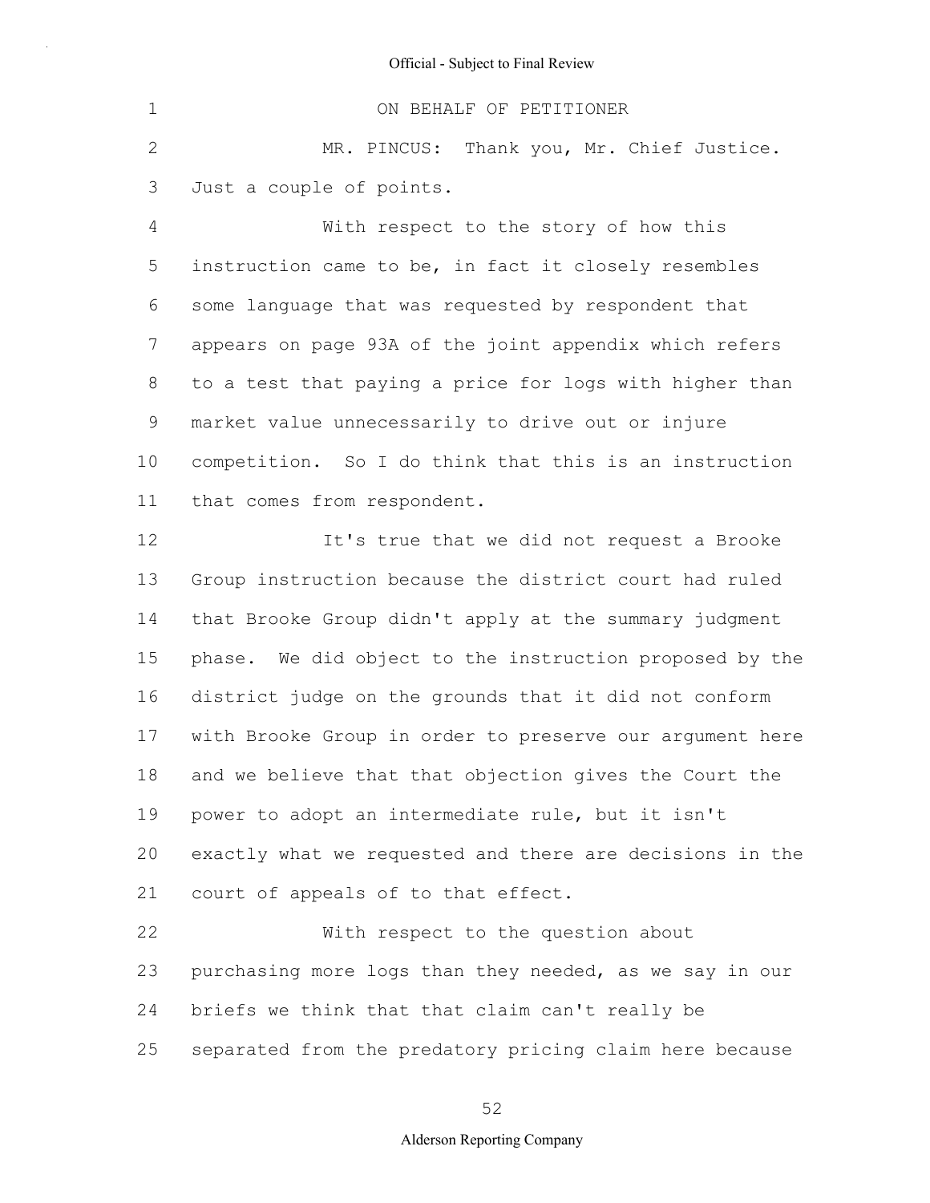ON BEHALF OF PETITIONER

MR. PINCUS: Thank you, Mr. Chief Justice. Just a couple of points.

With respect to the story of how this instruction came to be, in fact it closely resembles some language that was requested by respondent that appears on page 93A of the joint appendix which refers to a test that paying a price for logs with higher than market value unnecessarily to drive out or injure competition. So I do think that this is an instruction that comes from respondent.

It's true that we did not request a Brooke Group instruction because the district court had ruled that Brooke Group didn't apply at the summary judgment phase. We did object to the instruction proposed by the district judge on the grounds that it did not conform with Brooke Group in order to preserve our argument here and we believe that that objection gives the Court the power to adopt an intermediate rule, but it isn't exactly what we requested and there are decisions in the court of appeals of to that effect.

With respect to the question about purchasing more logs than they needed, as we say in our briefs we think that that claim can't really be separated from the predatory pricing claim here because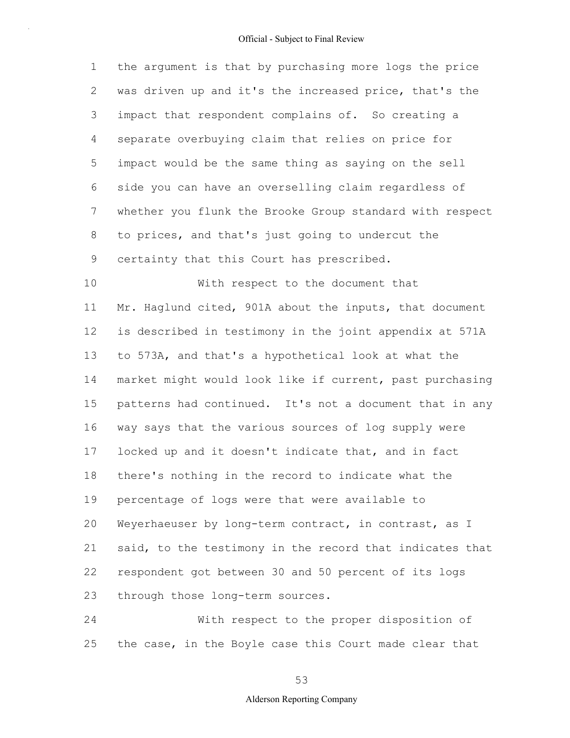the argument is that by purchasing more logs the price was driven up and it's the increased price, that's the impact that respondent complains of. So creating a separate overbuying claim that relies on price for impact would be the same thing as saying on the sell side you can have an overselling claim regardless of whether you flunk the Brooke Group standard with respect to prices, and that's just going to undercut the certainty that this Court has prescribed.

With respect to the document that Mr. Haglund cited, 901A about the inputs, that document is described in testimony in the joint appendix at 571A to 573A, and that's a hypothetical look at what the market might would look like if current, past purchasing patterns had continued. It's not a document that in any way says that the various sources of log supply were locked up and it doesn't indicate that, and in fact there's nothing in the record to indicate what the percentage of logs were that were available to Weyerhaeuser by long-term contract, in contrast, as I said, to the testimony in the record that indicates that respondent got between 30 and 50 percent of its logs through those long-term sources.

With respect to the proper disposition of the case, in the Boyle case this Court made clear that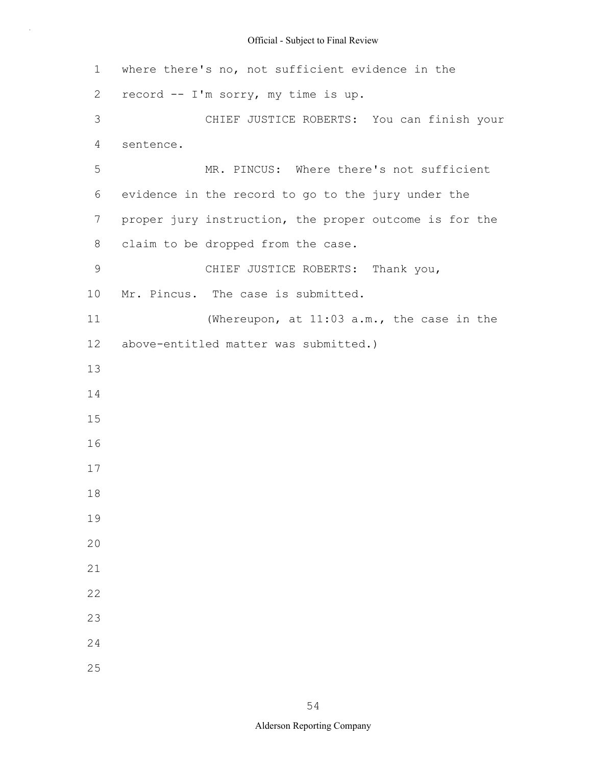where there's no, not sufficient evidence in the record -- I'm sorry, my time is up.

CHIEF JUSTICE ROBERTS: You can finish your sentence.

MR. PINCUS: Where there's not sufficient evidence in the record to go to the jury under the proper jury instruction, the proper outcome is for the claim to be dropped from the case.

CHIEF JUSTICE ROBERTS: Thank you, Mr. Pincus. The case is submitted.

(Whereupon, at 11:03 a.m., the case in the above-entitled matter was submitted.)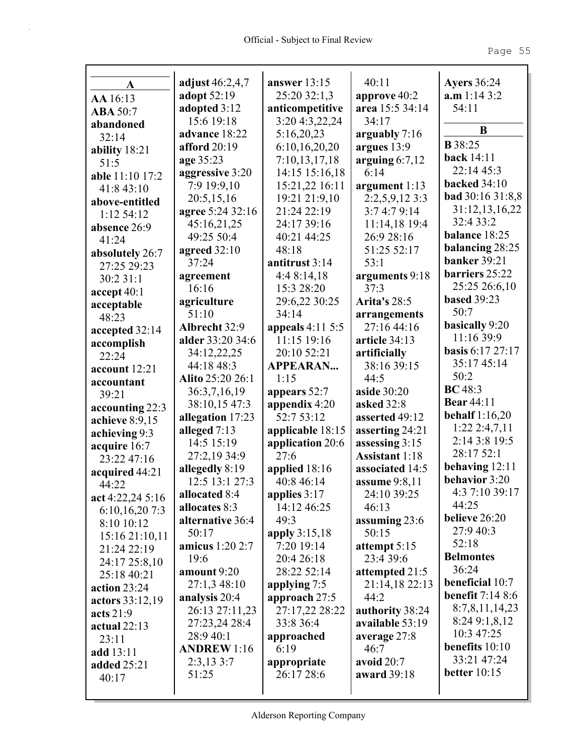## A

**AA** 16:13
**ABA** 50:7
**abandoned** 32:14
**ability** 18:21 51:5
**able** 11:10 17:2 41:8 43:10
**above-entitled** 1:12 54:12
**absence** 26:9 41:24
**absolutely** 26:7 27:25 29:23 30:2 31:1
**accept** 40:1
**acceptable** 48:23
**accepted** 32:14
**accomplish** 22:24
**account** 12:21
**accountant** 39:21
**accounting** 22:3
**achieve** 8:9,15
**achieving** 9:3
**acquire** 16:7 23:22 47:16
**acquired** 44:21 44:22
**act** 4:22,24 5:16 6:10,16,20 7:3 8:10 10:12 15:16 21:10,11 21:24 22:19 24:17 25:8,10 25:18 40:21
**action** 23:24
**actors** 33:12,19
**acts** 21:9
**actual** 22:13 23:11
**add** 13:11
**added** 25:21 40:17
**adjust** 46:2,4,7
**adopt** 52:19
**adopted** 3:12 15:6 19:18
**advance** 18:22
**afford** 20:19
**age** 35:23
**aggressive** 3:20 7:9 19:9,10 20:5,15,16
**agree** 5:24 32:16 45:16,21,25 49:25 50:4
**agreed** 32:10 37:24
**agreement** 16:16
**agriculture** 51:10
**Albrecht** 32:9
**alder** 33:20 34:6 34:12,22,25 44:18 48:3
**Alito** 25:20 26:1 36:3,7,16,19 38:10,15 47:3
**allegation** 17:23
**alleged** 7:13 14:5 15:19 27:2,19 34:9
**allegedly** 8:19 12:5 13:1 27:3
**allocated** 8:4
**allocates** 8:3
**alternative** 36:4 50:17
**amicus** 1:20 2:7 19:6
**amount** 9:20 27:1,3 48:10
**analysis** 20:4 26:13 27:11,23 27:23,24 28:4 28:9 40:1
**ANDREW** 1:16 2:3,13 3:7 51:25
**answer** 13:15 25:20 32:1,3
**anticompetitive** 3:20 4:3,22,24 5:16,20,23 6:10,16,20,20 7:10,13,17,18 14:15 15:16,18 15:21,22 16:11 19:21 21:9,10 21:24 22:19 24:17 39:16 40:21 44:25 48:18
**antitrust** 3:14 4:4 8:14,18 15:3 28:20 29:6,22 30:25 34:14
**appeals** 4:11 5:5 11:15 19:16 20:10 52:21
**APPEARAN...** 1:15
**appears** 52:7
**appendix** 4:20 52:7 53:12
**applicable** 18:15
**application** 20:6 27:6
**applied** 18:16 40:8 46:14
**applies** 3:17 14:12 46:25 49:3
**apply** 3:15,18 7:20 19:14 20:4 26:18 28:22 52:14
**applying** 7:5
**approach** 27:5 27:17,22 28:22 33:8 36:4
**approached** 6:19
**appropriate** 26:17 28:6
40:11
**approve** 40:2
**area** 15:5 34:14 34:17
**arguably** 7:16
**argues** 13:9
**arguing** 6:7,12 6:14
**argument** 1:13 2:2,5,9,12 3:3 3:7 4:7 9:14 11:14,18 19:4 26:9 28:16 51:25 52:17 53:1
**arguments** 9:18 37:3
**Arita's** 28:5
**arrangements** 27:16 44:16
**article** 34:13
**artificially** 38:16 39:15 44:5
**aside** 30:20
**asked** 32:8
**asserted** 49:12
**asserting** 24:21
**assessing** 3:15
**Assistant** 1:18
**associated** 14:5
**assume** 9:8,11 24:10 39:25 46:13
**assuming** 23:6 50:15
**attempt** 5:15 23:4 39:6
**attempted** 21:5 21:14,18 22:13 44:2
**authority** 38:24
**available** 53:19
**average** 27:8 46:7
**avoid** 20:7
**award** 39:18
**Ayers** 36:24
**a.m** 1:14 3:2 54:11

## B

**B** 38:25
**back** 14:11 22:14 45:3
**backed** 34:10
**bad** 30:16 31:8,8 31:12,13,16,22 32:4 33:2
**balance** 18:25
**balancing** 28:25
**banker** 39:21
**barriers** 25:22 25:25 26:6,10
**based** 39:23 50:7
**basically** 9:20 11:16 39:9
**basis** 6:17 27:17 35:17 45:14 50:2
**BC** 48:3
**Bear** 44:11
**behalf** 1:16,20 1:22 2:4,7,11 2:14 3:8 19:5 28:17 52:1
**behaving** 12:11
**behavior** 3:20 4:3 7:10 39:17 44:25
**believe** 26:20 27:9 40:3 52:18
**Belmontes** 36:24
**beneficial** 10:7
**benefit** 7:14 8:6 8:7,8,11,14,23 8:24 9:1,8,12 10:3 47:25
**benefits** 10:10 33:21 47:24
**better** 10:15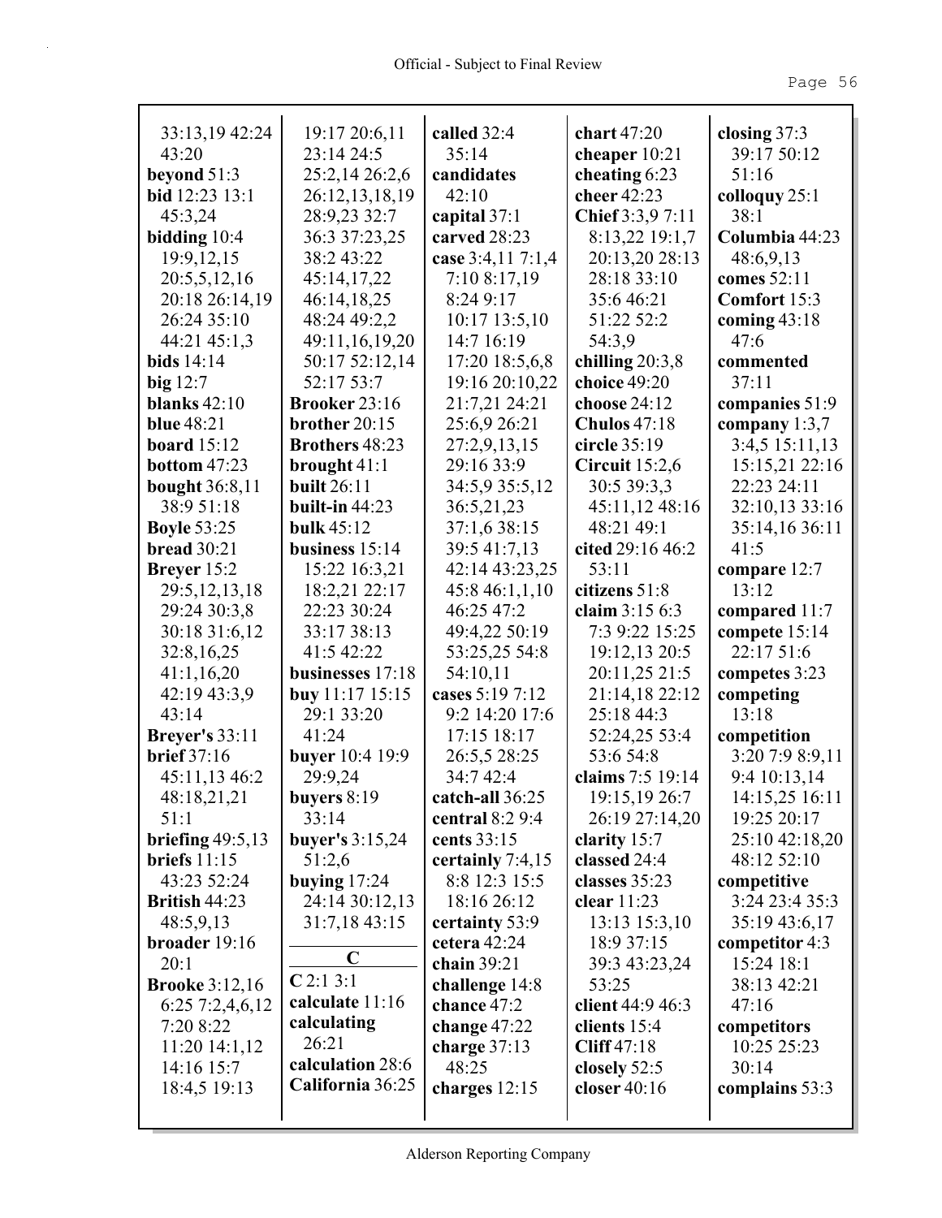33:13,19 42:24 43:20
**beyond** 51:3
**bid** 12:23 13:1 45:3,24
**bidding** 10:4 19:9,12,15 20:5,5,12,16 20:18 26:14,19 26:24 35:10 44:21 45:1,3
**bids** 14:14
**big** 12:7
**blanks** 42:10
**blue** 48:21
**board** 15:12
**bottom** 47:23
**bought** 36:8,11 38:9 51:18
**Boyle** 53:25
**bread** 30:21
**Breyer** 15:2 29:5,12,13,18 29:24 30:3,8 30:18 31:6,12 32:8,16,25 41:1,16,20 42:19 43:3,9 43:14
**Breyer's** 33:11
**brief** 37:16 45:11,13 46:2 48:18,21,21 51:1
**briefing** 49:5,13
**briefs** 11:15 43:23 52:24
**British** 44:23 48:5,9,13
**broader** 19:16 20:1
**Brooke** 3:12,16 6:25 7:2,4,6,12 7:20 8:22 11:20 14:1,12 14:16 15:7 18:4,5 19:13 19:17 20:6,11 23:14 24:5 25:2,14 26:2,6 26:12,13,18,19 28:9,23 32:7 36:3 37:23,25 38:2 43:22 45:14,17,22 46:14,18,25 48:24 49:2,2 49:11,16,19,20 50:17 52:12,14 52:17 53:7
**Brooker** 23:16
**brother** 20:15
**Brothers** 48:23
**brought** 41:1
**built** 26:11
**built-in** 44:23
**bulk** 45:12
**business** 15:14 15:22 16:3,21 18:2,21 22:17 22:23 30:24 33:17 38:13 41:5 42:22
**businesses** 17:18
**buy** 11:17 15:15 29:1 33:20 41:24
**buyer** 10:4 19:9 29:9,24
**buyers** 8:19 33:14
**buyer's** 3:15,24 51:2,6
**buying** 17:24 24:14 30:12,13 31:7,18 43:15

**C**

**C** 2:1 3:1
**calculate** 11:16
**calculating** 26:21
**calculation** 28:6
**California** 36:25
**called** 32:4 35:14
**candidates** 42:10
**capital** 37:1
**carved** 28:23
**case** 3:4,11 7:1,4 7:10 8:17,19 8:24 9:17 10:17 13:5,10 14:7 16:19 17:20 18:5,6,8 19:16 20:10,22 21:7,21 24:21 25:6,9 26:21 27:2,9,13,15 29:16 33:9 34:5,9 35:5,12 36:5,21,23 37:1,6 38:15 39:5 41:7,13 42:14 43:23,25 45:8 46:1,1,10 46:25 47:2 49:4,22 50:19 53:25,25 54:8 54:10,11
**cases** 5:19 7:12 9:2 14:20 17:6 17:15 18:17 26:5,5 28:25 34:7 42:4
**catch-all** 36:25
**central** 8:2 9:4
**cents** 33:15
**certainly** 7:4,15 8:8 12:3 15:5 18:16 26:12
**certainty** 53:9
**cetera** 42:24
**chain** 39:21
**challenge** 14:8
**chance** 47:2
**change** 47:22
**charge** 37:13 48:25
**charges** 12:15
**chart** 47:20
**cheaper** 10:21
**cheating** 6:23
**cheer** 42:23
**Chief** 3:3,9 7:11 8:13,22 19:1,7 20:13,20 28:13 28:18 33:10 35:6 46:21 51:22 52:2 54:3,9
**chilling** 20:3,8
**choice** 49:20
**choose** 24:12
**Chulos** 47:18
**circle** 35:19
**Circuit** 15:2,6 30:5 39:3,3 45:11,12 48:16 48:21 49:1
**cited** 29:16 46:2 53:11
**citizens** 51:8
**claim** 3:15 6:3 7:3 9:22 15:25 19:12,13 20:5 20:11,25 21:5 21:14,18 22:12 25:18 44:3 52:24,25 53:4 53:6 54:8
**claims** 7:5 19:14 19:15,19 26:7 26:19 27:14,20
**clarity** 15:7
**classed** 24:4
**classes** 35:23
**clear** 11:23 13:13 15:3,10 18:9 37:15 39:3 43:23,24 53:25
**client** 44:9 46:3
**clients** 15:4
**Cliff** 47:18
**closely** 52:5
**closer** 40:16
**closing** 37:3 39:17 50:12 51:16
**colloquy** 25:1 38:1
**Columbia** 44:23 48:6,9,13
**comes** 52:11
**Comfort** 15:3
**coming** 43:18 47:6
**commented** 37:11
**companies** 51:9
**company** 1:3,7 3:4,5 15:11,13 15:15,21 22:16 22:23 24:11 32:10,13 33:16 35:14,16 36:11 41:5
**compare** 12:7 13:12
**compared** 11:7
**compete** 15:14 22:17 51:6
**competes** 3:23
**competing** 13:18
**competition** 3:20 7:9 8:9,11 9:4 10:13,14 14:15,25 16:11 19:25 20:17 25:10 42:18,20 48:12 52:10
**competitive** 3:24 23:4 35:3 35:19 43:6,17
**competitor** 4:3 15:24 18:1 38:13 42:21 47:16
**competitors** 10:25 25:23 30:14
**complains** 53:3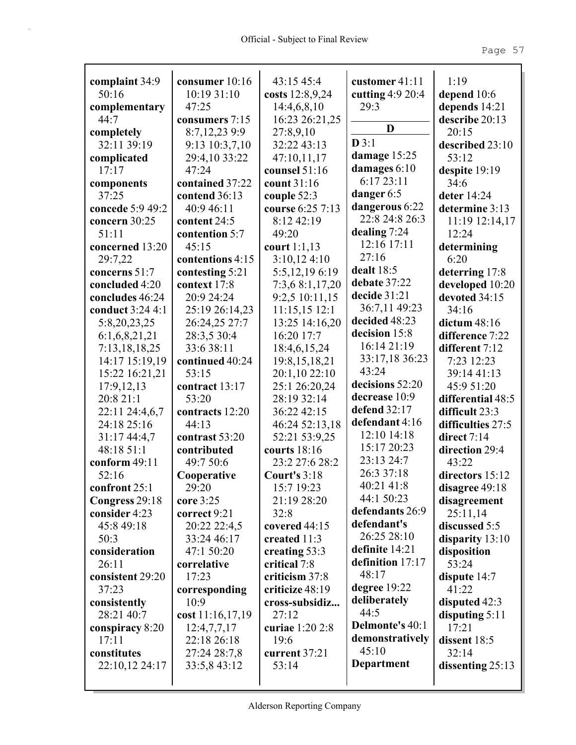**complaint** 34:9 50:16
**complementary** 44:7
**completely** 32:11 39:19
**complicated** 17:17
**components** 37:25
**concede** 5:9 49:2
**concern** 30:25 51:11
**concerned** 13:20 29:7,22
**concerns** 51:7
**concluded** 4:20
**concludes** 46:24
**conduct** 3:24 4:1 5:8,20,23,25 6:1,6,8,21,21 7:13,18,18,25 14:17 15:19,19 15:22 16:21,21 17:9,12,13 20:8 21:1 22:11 24:4,6,7 24:18 25:16 31:17 44:4,7 48:18 51:1
**conform** 49:11 52:16
**confront** 25:1
**Congress** 29:18
**consider** 4:23 45:8 49:18 50:3
**consideration** 26:11
**consistent** 29:20 37:23
**consistently** 28:21 40:7
**conspiracy** 8:20 17:11
**constitutes** 22:10,12 24:17
**consumer** 10:16 10:19 31:10 47:25
**consumers** 7:15 8:7,12,23 9:9 9:13 10:3,7,10 29:4,10 33:22 47:24
**contained** 37:22
**contend** 36:13 40:9 46:11
**content** 24:5
**contention** 5:7 45:15
**contentions** 4:15
**contesting** 5:21
**context** 17:8 20:9 24:24 25:19 26:14,23 26:24,25 27:7 28:3,5 30:4 33:6 38:11
**continued** 40:24 53:15
**contract** 13:17 53:20
**contracts** 12:20 44:13
**contrast** 53:20
**contributed** 49:7 50:6
**Cooperative** 29:20
**core** 3:25
**correct** 9:21 20:22 22:4,5 33:24 46:17 47:1 50:20
**correlative** 17:23
**corresponding** 10:9
**cost** 11:16,17,19 12:4,7,7,17 22:18 26:18 27:24 28:7,8 33:5,8 43:12 43:15 45:4
**costs** 12:8,9,24 14:4,6,8,10 16:23 26:21,25 27:8,9,10 32:22 43:13 47:10,11,17
**counsel** 51:16
**count** 31:16
**couple** 52:3
**course** 6:25 7:13 8:12 42:19 49:20
**court** 1:1,13 3:10,12 4:10 5:5,12,19 6:19 7:3,6 8:1,17,20 9:2,5 10:11,15 11:15,15 12:1 13:25 14:16,20 16:20 17:7 18:4,6,15,24 19:8,15,18,21 20:1,10 22:10 25:1 26:20,24 28:19 32:14 36:22 42:15 46:24 52:13,18 52:21 53:9,25
**courts** 18:16 23:2 27:6 28:2
**Court's** 3:18 15:7 19:23 21:19 28:20 32:8
**covered** 44:15
**created** 11:3
**creating** 53:3
**critical** 7:8
**criticism** 37:8
**criticize** 48:19
**cross-subsidiz...** 27:12
**curiae** 1:20 2:8 19:6
**current** 37:21 53:14
**customer** 41:11
**cutting** 4:9 20:4 29:3

## D

**D** 3:1
**damage** 15:25
**damages** 6:10 6:17 23:11
**danger** 6:5
**dangerous** 6:22 22:8 24:8 26:3
**dealing** 7:24 12:16 17:11 27:16
**dealt** 18:5
**debate** 37:22
**decide** 31:21 36:7,11 49:23
**decided** 48:23
**decision** 15:8 16:14 21:19 33:17,18 36:23 43:24
**decisions** 52:20
**decrease** 10:9
**defend** 32:17
**defendant** 4:16 12:10 14:18 15:17 20:23 23:13 24:7 26:3 37:18 40:21 41:8 44:1 50:23
**defendants** 26:9
**defendant's** 26:25 28:10
**definite** 14:21
**definition** 17:17 48:17
**degree** 19:22
**deliberately** 44:5
**Delmonte's** 40:1
**demonstratively** 45:10
**Department** 1:19
**depend** 10:6
**depends** 14:21
**describe** 20:13 20:15
**described** 23:10 53:12
**despite** 19:19 34:6
**deter** 14:24
**determine** 3:13 11:19 12:14,17 12:24
**determining** 6:20
**deterring** 17:8
**developed** 10:20
**devoted** 34:15 34:16
**dictum** 48:16
**difference** 7:22
**different** 7:12 7:23 12:23 39:14 41:13 45:9 51:20
**differential** 48:5
**difficult** 23:3
**difficulties** 27:5
**direct** 7:14
**direction** 29:4 43:22
**directors** 15:12
**disagree** 49:18
**disagreement** 25:11,14
**discussed** 5:5
**disparity** 13:10
**disposition** 53:24
**dispute** 14:7 41:22
**disputed** 42:3
**disputing** 5:11 17:21
**dissent** 18:5 32:14
**dissenting** 25:13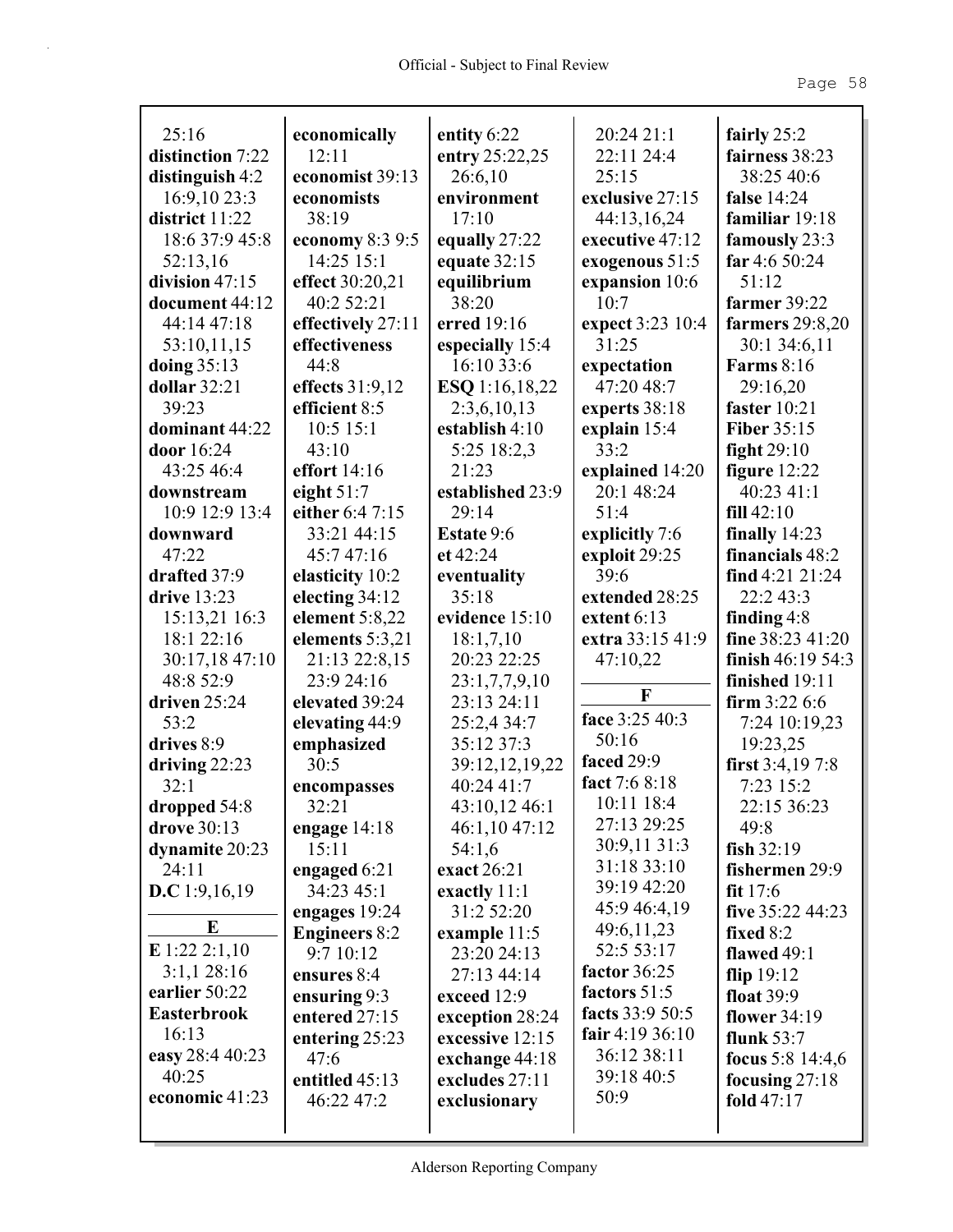25:16
**distinction** 7:22
**distinguish** 4:2
16:9,10 23:3
**district** 11:22
18:6 37:9 45:8
52:13,16
**division** 47:15
**document** 44:12
44:14 47:18
53:10,11,15
**doing** 35:13
**dollar** 32:21
39:23
**dominant** 44:22
**door** 16:24
43:25 46:4
**downstream**
10:9 12:9 13:4
**downward**
47:22
**drafted** 37:9
**drive** 13:23
15:13,21 16:3
18:1 22:16
30:17,18 47:10
48:8 52:9
**driven** 25:24
53:2
**drives** 8:9
**driving** 22:23
32:1
**dropped** 54:8
**drove** 30:13
**dynamite** 20:23
24:11
**D.C** 1:9,16,19

**E**

**E** 1:22 2:1,10
3:1,1 28:16
**earlier** 50:22
**Easterbrook**
16:13
**easy** 28:4 40:23
40:25
**economic** 41:23
**economically**
12:11
**economist** 39:13
**economists**
38:19
**economy** 8:3 9:5
14:25 15:1
**effect** 30:20,21
40:2 52:21
**effectively** 27:11
**effectiveness**
44:8
**effects** 31:9,12
**efficient** 8:5
10:5 15:1
43:10
**effort** 14:16
**eight** 51:7
**either** 6:4 7:15
33:21 44:15
45:7 47:16
**elasticity** 10:2
**electing** 34:12
**element** 5:8,22
**elements** 5:3,21
21:13 22:8,15
23:9 24:16
**elevated** 39:24
**elevating** 44:9
**emphasized**
30:5
**encompasses**
32:21
**engage** 14:18
15:11
**engaged** 6:21
34:23 45:1
**engages** 19:24
**Engineers** 8:2
9:7 10:12
**ensures** 8:4
**ensuring** 9:3
**entered** 27:15
**entering** 25:23
47:6
**entitled** 45:13
46:22 47:2
**entity** 6:22
**entry** 25:22,25
26:6,10
**environment**
17:10
**equally** 27:22
**equate** 32:15
**equilibrium**
38:20
**erred** 19:16
**especially** 15:4
16:10 33:6
**ESQ** 1:16,18,22
2:3,6,10,13
**establish** 4:10
5:25 18:2,3
21:23
**established** 23:9
29:14
**Estate** 9:6
**et** 42:24
**eventuality**
35:18
**evidence** 15:10
18:1,7,10
20:23 22:25
23:1,7,7,9,10
23:13 24:11
25:2,4 34:7
35:12 37:3
39:12,12,19,22
40:24 41:7
43:10,12 46:1
46:1,10 47:12
54:1,6
**exact** 26:21
**exactly** 11:1
31:2 52:20
**example** 11:5
23:20 24:13
27:13 44:14
**exceed** 12:9
**exception** 28:24
**excessive** 12:15
**exchange** 44:18
**excludes** 27:11
**exclusionary**
20:24 21:1
22:11 24:4
25:15
**exclusive** 27:15
44:13,16,24
**executive** 47:12
**exogenous** 51:5
**expansion** 10:6
10:7
**expect** 3:23 10:4
31:25
**expectation**
47:20 48:7
**experts** 38:18
**explain** 15:4
33:2
**explained** 14:20
20:1 48:24
51:4
**explicitly** 7:6
**exploit** 29:25
39:6
**extended** 28:25
**extent** 6:13
**extra** 33:15 41:9
47:10,22

**F**

**face** 3:25 40:3
50:16
**faced** 29:9
**fact** 7:6 8:18
10:11 18:4
27:13 29:25
30:9,11 31:3
31:18 33:10
39:19 42:20
45:9 46:4,19
49:6,11,23
52:5 53:17
**factor** 36:25
**factors** 51:5
**facts** 33:9 50:5
**fair** 4:19 36:10
36:12 38:11
39:18 40:5
50:9
**fairly** 25:2
**fairness** 38:23
38:25 40:6
**false** 14:24
**familiar** 19:18
**famously** 23:3
**far** 4:6 50:24
51:12
**farmer** 39:22
**farmers** 29:8,20
30:1 34:6,11
**Farms** 8:16
29:16,20
**faster** 10:21
**Fiber** 35:15
**fight** 29:10
**figure** 12:22
40:23 41:1
**fill** 42:10
**finally** 14:23
**financials** 48:2
**find** 4:21 21:24
22:2 43:3
**finding** 4:8
**fine** 38:23 41:20
**finish** 46:19 54:3
**finished** 19:11
**firm** 3:22 6:6
7:24 10:19,23
19:23,25
**first** 3:4,19 7:8
7:23 15:2
22:15 36:23
49:8
**fish** 32:19
**fishermen** 29:9
**fit** 17:6
**five** 35:22 44:23
**fixed** 8:2
**flawed** 49:1
**flip** 19:12
**float** 39:9
**flower** 34:19
**flunk** 53:7
**focus** 5:8 14:4,6
**focusing** 27:18
**fold** 47:17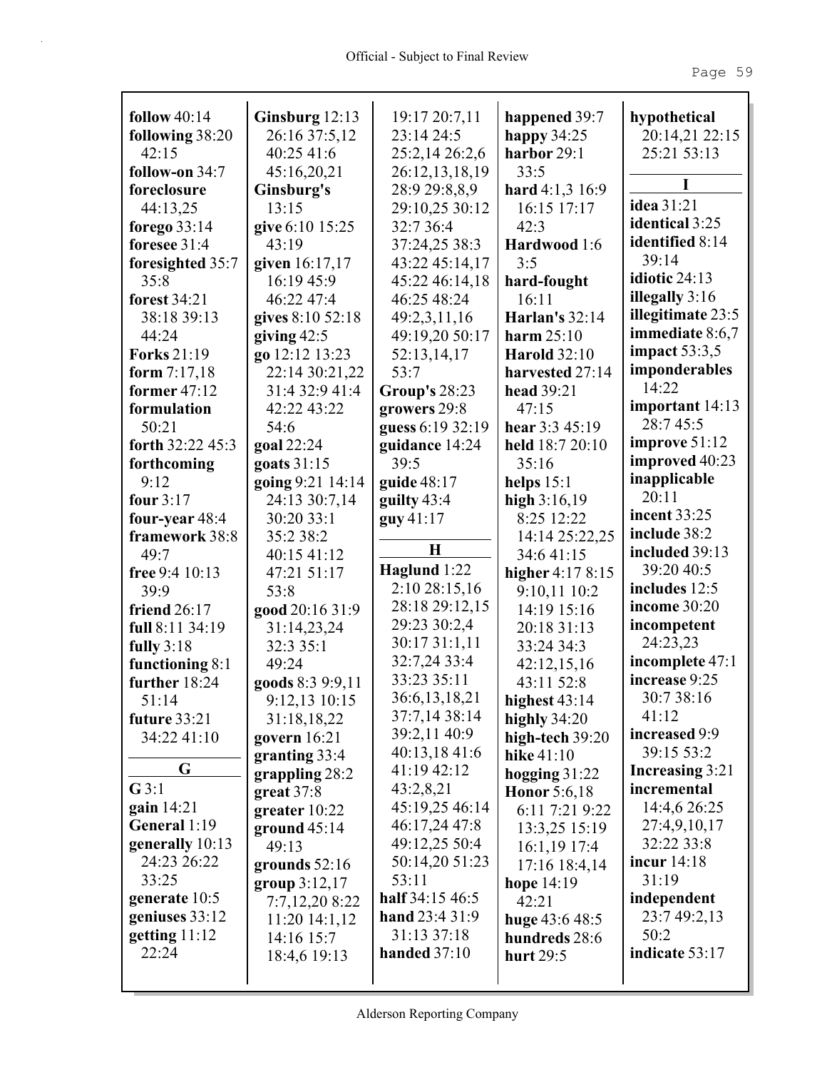**follow** 40:14
**following** 38:20 42:15
**follow-on** 34:7
**foreclosure** 44:13,25
**forego** 33:14
**foresee** 31:4
**foresighted** 35:7 35:8
**forest** 34:21 38:18 39:13 44:24
**Forks** 21:19
**form** 7:17,18
**former** 47:12
**formulation** 50:21
**forth** 32:22 45:3
**forthcoming** 9:12
**four** 3:17
**four-year** 48:4
**framework** 38:8 49:7
**free** 9:4 10:13 39:9
**friend** 26:17
**full** 8:11 34:19
**fully** 3:18
**functioning** 8:1
**further** 18:24 51:14
**future** 33:21 34:22 41:10

**G**

**G** 3:1
**gain** 14:21
**General** 1:19
**generally** 10:13 24:23 26:22 33:25
**generate** 10:5
**geniuses** 33:12
**getting** 11:12 22:24
**Ginsburg** 12:13 26:16 37:5,12 40:25 41:6 45:16,20,21
**Ginsburg's** 13:15
**give** 6:10 15:25 43:19
**given** 16:17,17 16:19 45:9 46:22 47:4
**gives** 8:10 52:18
**giving** 42:5
**go** 12:12 13:23 22:14 30:21,22 31:4 32:9 41:4 42:22 43:22 54:6
**goal** 22:24
**goats** 31:15
**going** 9:21 14:14 24:13 30:7,14 30:20 33:1 35:2 38:2 40:15 41:12 47:21 51:17 53:8
**good** 20:16 31:9 31:14,23,24 32:3 35:1 49:24
**goods** 8:3 9:9,11 9:12,13 10:15 31:18,18,22
**govern** 16:21
**granting** 33:4
**grappling** 28:2
**great** 37:8
**greater** 10:22
**ground** 45:14 49:13
**grounds** 52:16
**group** 3:12,17 7:7,12,20 8:22 11:20 14:1,12 14:16 15:7 18:4,6 19:13 19:17 20:7,11 23:14 24:5 25:2,14 26:2,6 26:12,13,18,19 28:9 29:8,8,9 29:10,25 30:12 32:7 36:4 37:24,25 38:3 43:22 45:14,17 45:22 46:14,18 46:25 48:24 49:2,3,11,16 49:19,20 50:17 52:13,14,17 53:7
**Group's** 28:23
**growers** 29:8
**guess** 6:19 32:19
**guidance** 14:24 39:5
**guide** 48:17
**guilty** 43:4
**guy** 41:17

**H**

**Haglund** 1:22 2:10 28:15,16 28:18 29:12,15 29:23 30:2,4 30:17 31:1,11 32:7,24 33:4 33:23 35:11 36:6,13,18,21 37:7,14 38:14 39:2,11 40:9 40:13,18 41:6 41:19 42:12 43:2,8,21 45:19,25 46:14 46:17,24 47:8 49:12,25 50:4 50:14,20 51:23 53:11
**half** 34:15 46:5
**hand** 23:4 31:9 31:13 37:18
**handed** 37:10
**happened** 39:7
**happy** 34:25
**harbor** 29:1 33:5
**hard** 4:1,3 16:9 16:15 17:17 42:3
**Hardwood** 1:6 3:5
**hard-fought** 16:11
**Harlan's** 32:14
**harm** 25:10
**Harold** 32:10
**harvested** 27:14
**head** 39:21 47:15
**hear** 3:3 45:19
**held** 18:7 20:10 35:16
**helps** 15:1
**high** 3:16,19 8:25 12:22 14:14 25:22,25 34:6 41:15
**higher** 4:17 8:15 9:10,11 10:2 14:19 15:16 20:18 31:13 33:24 34:3 42:12,15,16 43:11 52:8
**highest** 43:14
**highly** 34:20
**high-tech** 39:20
**hike** 41:10
**hogging** 31:22
**Honor** 5:6,18 6:11 7:21 9:22 13:3,25 15:19 16:1,19 17:4 17:16 18:4,14
**hope** 14:19 42:21
**huge** 43:6 48:5
**hundreds** 28:6
**hurt** 29:5
**hypothetical** 20:14,21 22:15 25:21 53:13

**I**

**idea** 31:21
**identical** 3:25
**identified** 8:14 39:14
**idiotic** 24:13
**illegally** 3:16
**illegitimate** 23:5
**immediate** 8:6,7
**impact** 53:3,5
**imponderables** 14:22
**important** 14:13 28:7 45:5
**improve** 51:12
**improved** 40:23
**inapplicable** 20:11
**incent** 33:25
**include** 38:2
**included** 39:13 39:20 40:5
**includes** 12:5
**income** 30:20
**incompetent** 24:23,23
**incomplete** 47:1
**increase** 9:25 30:7 38:16 41:12
**increased** 9:9 39:15 53:2
**Increasing** 3:21
**incremental** 14:4,6 26:25 27:4,9,10,17 32:22 33:8
**incur** 14:18 31:19
**independent** 23:7 49:2,13 50:2
**indicate** 53:17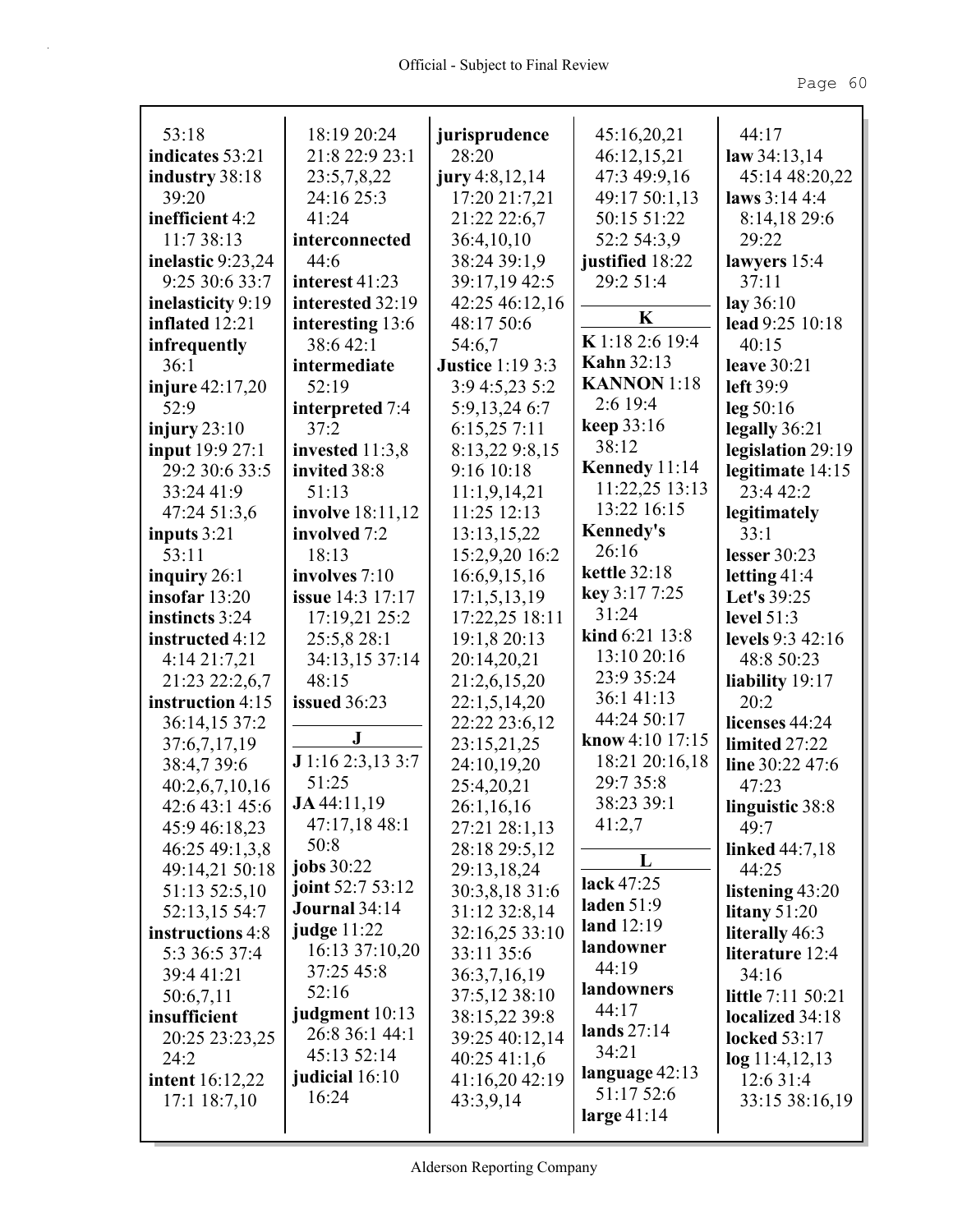53:18
**indicates** 53:21
**industry** 38:18 39:20
**inefficient** 4:2 11:7 38:13
**inelastic** 9:23,24 9:25 30:6 33:7
**inelasticity** 9:19
**inflated** 12:21
**infrequently** 36:1
**injure** 42:17,20 52:9
**injury** 23:10
**input** 19:9 27:1 29:2 30:6 33:5 33:24 41:9 47:24 51:3,6
**inputs** 3:21 53:11
**inquiry** 26:1
**insofar** 13:20
**instincts** 3:24
**instructed** 4:12 4:14 21:7,21 21:23 22:2,6,7
**instruction** 4:15 36:14,15 37:2 37:6,7,17,19 38:4,7 39:6 40:2,6,7,10,16 42:6 43:1 45:6 45:9 46:18,23 46:25 49:1,3,8 49:14,21 50:18 51:13 52:5,10 52:13,15 54:7
**instructions** 4:8 5:3 36:5 37:4 39:4 41:21 50:6,7,11
**insufficient** 20:25 23:23,25 24:2
**intent** 16:12,22 17:1 18:7,10 18:19 20:24 21:8 22:9 23:1 23:5,7,8,22 24:16 25:3 41:24
**interconnected** 44:6
**interest** 41:23
**interested** 32:19
**interesting** 13:6 38:6 42:1
**intermediate** 52:19
**interpreted** 7:4 37:2
**invested** 11:3,8
**invited** 38:8 51:13
**involve** 18:11,12
**involved** 7:2 18:13
**involves** 7:10
**issue** 14:3 17:17 17:19,21 25:2 25:5,8 28:1 34:13,15 37:14 48:15
**issued** 36:23

## J

**J** 1:16 2:3,13 3:7 51:25
**JA** 44:11,19 47:17,18 48:1 50:8
**jobs** 30:22
**joint** 52:7 53:12
**Journal** 34:14
**judge** 11:22 16:13 37:10,20 37:25 45:8 52:16
**judgment** 10:13 26:8 36:1 44:1 45:13 52:14
**judicial** 16:10 16:24
**jurisprudence** 28:20
**jury** 4:8,12,14 17:20 21:7,21 21:22 22:6,7 36:4,10,10 38:24 39:1,9 39:17,19 42:5 42:25 46:12,16 48:17 50:6 54:6,7
**Justice** 1:19 3:3 3:9 4:5,23 5:2 5:9,13,24 6:7 6:15,25 7:11 8:13,22 9:8,15 9:16 10:18 11:1,9,14,21 11:25 12:13 13:13,15,22 15:2,9,20 16:2 16:6,9,15,16 17:1,5,13,19 17:22,25 18:11 19:1,8 20:13 20:14,20,21 21:2,6,15,20 22:1,5,14,20 22:22 23:6,12 23:15,21,25 24:10,19,20 25:4,20,21 26:1,16,16 27:21 28:1,13 28:18 29:5,12 29:13,18,24 30:3,8,18 31:6 31:12 32:8,14 32:16,25 33:10 33:11 35:6 36:3,7,16,19 37:5,12 38:10 38:15,22 39:8 39:25 40:12,14 40:25 41:1,6 41:16,20 42:19 43:3,9,14 45:16,20,21 46:12,15,21 47:3 49:9,16 49:17 50:1,13 50:15 51:22 52:2 54:3,9
**justified** 18:22 29:2 51:4

## K

**K** 1:18 2:6 19:4
**Kahn** 32:13
**KANNON** 1:18 2:6 19:4
**keep** 33:16 38:12
**Kennedy** 11:14 11:22,25 13:13 13:22 16:15
**Kennedy's** 26:16
**kettle** 32:18
**key** 3:17 7:25 31:24
**kind** 6:21 13:8 13:10 20:16 23:9 35:24 36:1 41:13 44:24 50:17
**know** 4:10 17:15 18:21 20:16,18 29:7 35:8 38:23 39:1 41:2,7

## L

**lack** 47:25
**laden** 51:9
**land** 12:19
**landowner** 44:19
**landowners** 44:17
**lands** 27:14 34:21
**language** 42:13 51:17 52:6
**large** 41:14 44:17
**law** 34:13,14 45:14 48:20,22
**laws** 3:14 4:4 8:14,18 29:6 29:22
**lawyers** 15:4 37:11
**lay** 36:10
**lead** 9:25 10:18 40:15
**leave** 30:21
**left** 39:9
**leg** 50:16
**legally** 36:21
**legislation** 29:19
**legitimate** 14:15 23:4 42:2
**legitimately** 33:1
**lesser** 30:23
**letting** 41:4
**Let's** 39:25
**level** 51:3
**levels** 9:3 42:16 48:8 50:23
**liability** 19:17 20:2
**licenses** 44:24
**limited** 27:22
**line** 30:22 47:6 47:23
**linguistic** 38:8 49:7
**linked** 44:7,18 44:25
**listening** 43:20
**litany** 51:20
**literally** 46:3
**literature** 12:4 34:16
**little** 7:11 50:21
**localized** 34:18
**locked** 53:17
**log** 11:4,12,13 12:6 31:4 33:15 38:16,19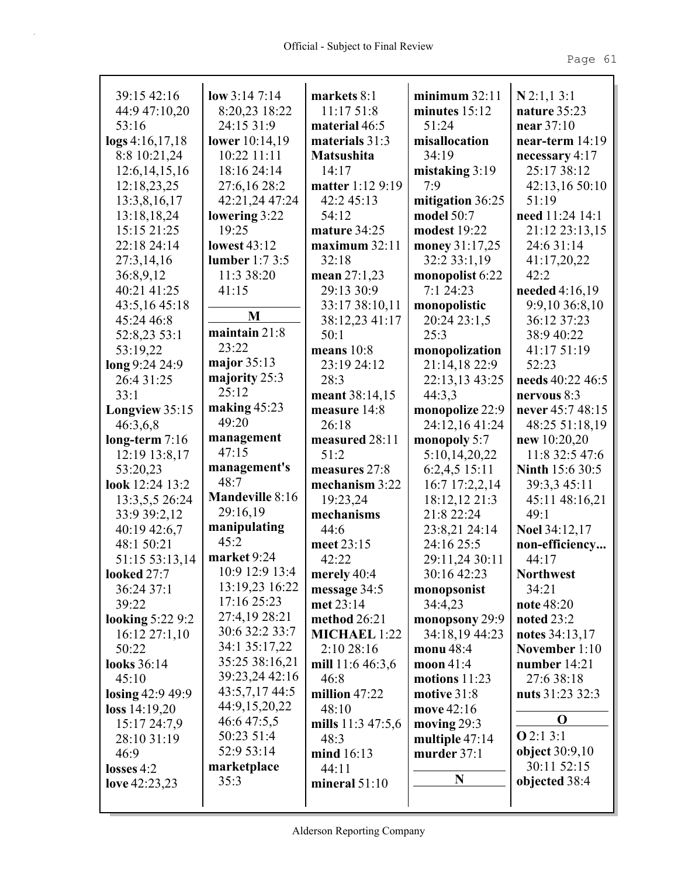39:15 42:16 44:9 47:10,20 53:16
**logs** 4:16,17,18 8:8 10:21,24 12:6,14,15,16 12:18,23,25 13:3,8,16,17 13:18,18,24 15:15 21:25 22:18 24:14 27:3,14,16 36:8,9,12 40:21 41:25 43:5,16 45:18 45:24 46:8 52:8,23 53:1 53:19,22
**long** 9:24 24:9 26:4 31:25 33:1
**Longview** 35:15 46:3,6,8
**long-term** 7:16 12:19 13:8,17 53:20,23
**look** 12:24 13:2 13:3,5,5 26:24 33:9 39:2,12 40:19 42:6,7 48:1 50:21 51:15 53:13,14
**looked** 27:7 36:24 37:1 39:22
**looking** 5:22 9:2 16:12 27:1,10 50:22
**looks** 36:14 45:10
**losing** 42:9 49:9
**loss** 14:19,20 15:17 24:7,9 28:10 31:19 46:9
**losses** 4:2
**love** 42:23,23
**low** 3:14 7:14 8:20,23 18:22 24:15 31:9
**lower** 10:14,19 10:22 11:11 18:16 24:14 27:6,16 28:2 42:21,24 47:24
**lowering** 3:22 19:25
**lowest** 43:12
**lumber** 1:7 3:5 11:3 38:20 41:15

## M

**maintain** 21:8 23:22
**major** 35:13
**majority** 25:3 25:12
**making** 45:23 49:20
**management** 47:15
**management's** 48:7
**Mandeville** 8:16 29:16,19
**manipulating** 45:2
**market** 9:24 10:9 12:9 13:4 13:19,23 16:22 17:16 25:23 27:4,19 28:21 30:6 32:2 33:7 34:1 35:17,22 35:25 38:16,21 39:23,24 42:16 43:5,7,17 44:5 44:9,15,20,22 46:6 47:5,5 50:23 51:4 52:9 53:14
**marketplace** 35:3
**markets** 8:1 11:17 51:8
**material** 46:5
**materials** 31:3
**Matsushita** 14:17
**matter** 1:12 9:19 42:2 45:13 54:12
**mature** 34:25
**maximum** 32:11 32:18
**mean** 27:1,23 29:13 30:9 33:17 38:10,11 38:12,23 41:17 50:1
**means** 10:8 23:19 24:12 28:3
**meant** 38:14,15
**measure** 14:8 26:18
**measured** 28:11 51:2
**measures** 27:8
**mechanism** 3:22 19:23,24
**mechanisms** 44:6
**meet** 23:15 42:22
**merely** 40:4
**message** 34:5
**met** 23:14
**method** 26:21
**MICHAEL** 1:22 2:10 28:16
**mill** 11:6 46:3,6 46:8
**million** 47:22 48:10
**mills** 11:3 47:5,6 48:3
**mind** 16:13 44:11
**mineral** 51:10
**minimum** 32:11
**minutes** 15:12 51:24
**misallocation** 34:19
**mistaking** 3:19 7:9
**mitigation** 36:25
**model** 50:7
**modest** 19:22
**money** 31:17,25 32:2 33:1,19
**monopolist** 6:22 7:1 24:23
**monopolistic** 20:24 23:1,5 25:3
**monopolization** 21:14,18 22:9 22:13,13 43:25 44:3,3
**monopolize** 22:9 24:12,16 41:24
**monopoly** 5:7 5:10,14,20,22 6:2,4,5 15:11 16:7 17:2,2,14 18:12,12 21:3 21:8 22:24 23:8,21 24:14 24:16 25:5 29:11,24 30:11 30:16 42:23
**monopsonist** 34:4,23
**monopsony** 29:9 34:18,19 44:23
**monu** 48:4
**moon** 41:4
**motions** 11:23
**motive** 31:8
**move** 42:16
**moving** 29:3
**multiple** 47:14
**murder** 37:1

## N

**N** 2:1,1 3:1
**nature** 35:23
**near** 37:10
**near-term** 14:19
**necessary** 4:17 25:17 38:12 42:13,16 50:10 51:19
**need** 11:24 14:1 21:12 23:13,15 24:6 31:14 41:17,20,22 42:2
**needed** 4:16,19 9:9,10 36:8,10 36:12 37:23 38:9 40:22 41:17 51:19 52:23
**needs** 40:22 46:5
**nervous** 8:3
**never** 45:7 48:15 48:25 51:18,19
**new** 10:20,20 11:8 32:5 47:6
**Ninth** 15:6 30:5 39:3,3 45:11 45:11 48:16,21 49:1
**Noel** 34:12,17
**non-efficiency...** 44:17
**Northwest** 34:21
**note** 48:20
**noted** 23:2
**notes** 34:13,17
**November** 1:10
**number** 14:21 27:6 38:18
**nuts** 31:23 32:3

## O

**O** 2:1 3:1
**object** 30:9,10 30:11 52:15
**objected** 38:4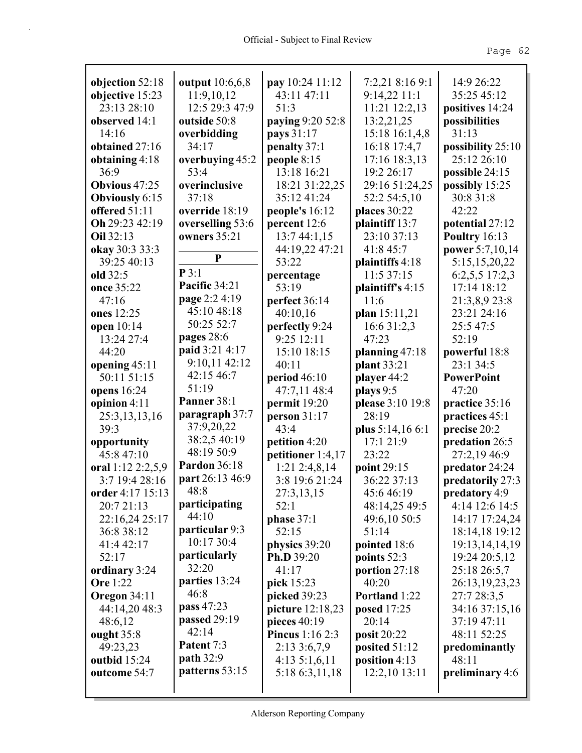**objection** 52:18
**objective** 15:23 23:13 28:10
**observed** 14:1 14:16
**obtained** 27:16
**obtaining** 4:18 36:9
**Obvious** 47:25
**Obviously** 6:15
**offered** 51:11
**Oh** 29:23 42:19
**Oil** 32:13
**okay** 30:3 33:3 39:25 40:13
**old** 32:5
**once** 35:22 47:16
**ones** 12:25
**open** 10:14 13:24 27:4 44:20
**opening** 45:11 50:11 51:15
**opens** 16:24
**opinion** 4:11 25:3,13,13,16 39:3
**opportunity** 45:8 47:10
**oral** 1:12 2:2,5,9 3:7 19:4 28:16
**order** 4:17 15:13 20:7 21:13 22:16,24 25:17 36:8 38:12 41:4 42:17 52:17
**ordinary** 3:24
**Ore** 1:22
**Oregon** 34:11 44:14,20 48:3 48:6,12
**ought** 35:8 49:23,23
**outbid** 15:24
**outcome** 54:7
**output** 10:6,6,8 11:9,10,12 12:5 29:3 47:9
**outside** 50:8
**overbidding** 34:17
**overbuying** 45:2 53:4
**overinclusive** 37:18
**override** 18:19
**overselling** 53:6
**owners** 35:21

**P**

**P** 3:1
**Pacific** 34:21
**page** 2:2 4:19 45:10 48:18 50:25 52:7
**pages** 28:6
**paid** 3:21 4:17 9:10,11 42:12 42:15 46:7 51:19
**Panner** 38:1
**paragraph** 37:7 37:9,20,22 38:2,5 40:19 48:19 50:9
**Pardon** 36:18
**part** 26:13 46:9 48:8
**participating** 44:10
**particular** 9:3 10:17 30:4
**particularly** 32:20
**parties** 13:24 46:8
**pass** 47:23
**passed** 29:19 42:14
**Patent** 7:3
**path** 32:9
**patterns** 53:15
**pay** 10:24 11:12 43:11 47:11 51:3
**paying** 9:20 52:8
**pays** 31:17
**penalty** 37:1
**people** 8:15 13:18 16:21 18:21 31:22,25 35:12 41:24
**people's** 16:12
**percent** 12:6 13:7 44:1,15 44:19,22 47:21 53:22
**percentage** 53:19
**perfect** 36:14 40:10,16
**perfectly** 9:24 9:25 12:11 15:10 18:15 40:11
**period** 46:10 47:7,11 48:4
**permit** 19:20
**person** 31:17 43:4
**petition** 4:20
**petitioner** 1:4,17 1:21 2:4,8,14 3:8 19:6 21:24 27:3,13,15 52:1
**phase** 37:1 52:15
**physics** 39:20
**Ph.D** 39:20 41:17
**pick** 15:23
**picked** 39:23
**picture** 12:18,23
**pieces** 40:19
**Pincus** 1:16 2:3 2:13 3:6,7,9 4:13 5:1,6,11 5:18 6:3,11,18 7:2,21 8:16 9:1 9:14,22 11:1 11:21 12:2,13 13:2,21,25 15:18 16:1,4,8 16:18 17:4,7 17:16 18:3,13 19:2 26:17 29:16 51:24,25 52:2 54:5,10
**places** 30:22
**plaintiff** 13:7 23:10 37:13 41:8 45:7
**plaintiffs** 4:18 11:5 37:15
**plaintiff's** 4:15 11:6
**plan** 15:11,21 16:6 31:2,3 47:23
**planning** 47:18
**plant** 33:21
**player** 44:2
**plays** 9:5
**please** 3:10 19:8 28:19
**plus** 5:14,16 6:1 17:1 21:9 23:22
**point** 29:15 36:22 37:13 45:6 46:19 48:14,25 49:5 49:6,10 50:5 51:14
**pointed** 18:6
**points** 52:3
**portion** 27:18 40:20
**Portland** 1:22
**posed** 17:25 20:14
**posit** 20:22
**posited** 51:12
**position** 4:13 12:2,10 13:11 14:9 26:22 35:25 45:12
**positives** 14:24
**possibilities** 31:13
**possibility** 25:10 25:12 26:10
**possible** 24:15
**possibly** 15:25 30:8 31:8 42:22
**potential** 27:12
**Poultry** 16:13
**power** 5:7,10,14 5:15,15,20,22 6:2,5,5 17:2,3 17:14 18:12 21:3,8,9 23:8 23:21 24:16 25:5 47:5 52:19
**powerful** 18:8 23:1 34:5
**PowerPoint** 47:20
**practice** 35:16
**practices** 45:1
**precise** 20:2
**predation** 26:5 27:2,19 46:9
**predator** 24:24
**predatorily** 27:3
**predatory** 4:9 4:14 12:6 14:5 14:17 17:24,24 18:14,18 19:12 19:13,14,14,19 19:24 20:5,12 25:18 26:5,7 26:13,19,23,23 27:7 28:3,5 34:16 37:15,16 37:19 47:11 48:11 52:25
**predominantly** 48:11
**preliminary** 4:6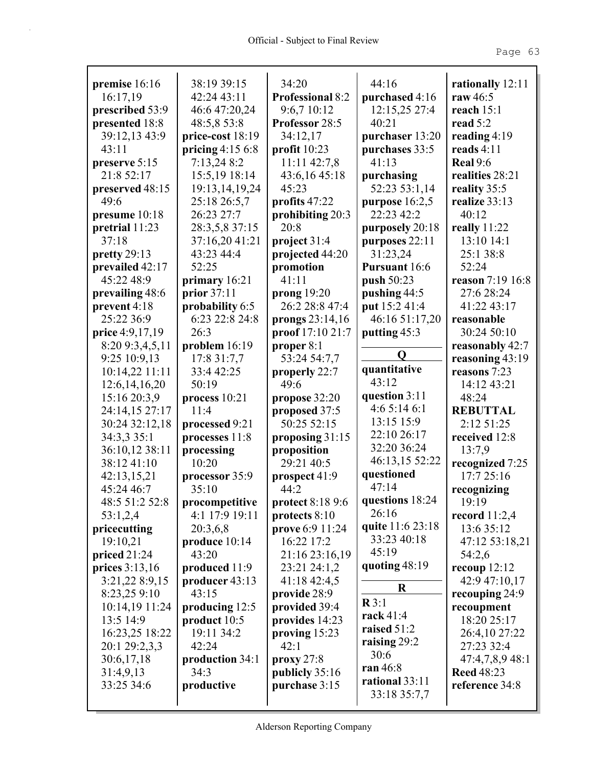**premise** 16:16 16:17,19
**prescribed** 53:9
**presented** 18:8 39:12,13 43:9 43:11
**preserve** 5:15 21:8 52:17
**preserved** 48:15 49:6
**presume** 10:18
**pretrial** 11:23 37:18
**pretty** 29:13
**prevailed** 42:17 45:22 48:9
**prevailing** 48:6
**prevent** 4:18 25:22 36:9
**price** 4:9,17,19 8:20 9:3,4,5,11 9:25 10:9,13 10:14,22 11:11 12:6,14,16,20 15:16 20:3,9 24:14,15 27:17 30:24 32:12,18 34:3,3 35:1 36:10,12 38:11 38:12 41:10 42:13,15,21 45:24 46:7 48:5 51:2 52:8 53:1,2,4
**pricecutting** 19:10,21
**priced** 21:24
**prices** 3:13,16 3:21,22 8:9,15 8:23,25 9:10 10:14,19 11:24 13:5 14:9 16:23,25 18:22 20:1 29:2,3,3 30:6,17,18 31:4,9,13 33:25 34:6 38:19 39:15 42:24 43:11 46:6 47:20,24 48:5,8 53:8
**price-cost** 18:19
**pricing** 4:15 6:8 7:13,24 8:2 15:5,19 18:14 19:13,14,19,24 25:18 26:5,7 26:23 27:7 28:3,5,8 37:15 37:16,20 41:21 43:23 44:4 52:25
**primary** 16:21
**prior** 37:11
**probability** 6:5 6:23 22:8 24:8 26:3
**problem** 16:19 17:8 31:7,7 33:4 42:25 50:19
**process** 10:21 11:4
**processed** 9:21
**processes** 11:8
**processing** 10:20
**processor** 35:9 35:10
**procompetitive** 4:1 17:9 19:11 20:3,6,8
**produce** 10:14 43:20
**produced** 11:9
**producer** 43:13 43:15
**producing** 12:5
**product** 10:5 19:11 34:2 42:24
**production** 34:1 34:3
**productive** 34:20
**Professional** 8:2 9:6,7 10:12
**Professor** 28:5 34:12,17
**profit** 10:23 11:11 42:7,8 43:6,16 45:18 45:23
**profits** 47:22
**prohibiting** 20:3 20:8
**project** 31:4
**projected** 44:20
**promotion** 41:11
**prong** 19:20 26:2 28:8 47:4
**prongs** 23:14,16
**proof** 17:10 21:7
**proper** 8:1 53:24 54:7,7
**properly** 22:7 49:6
**propose** 32:20
**proposed** 37:5 50:25 52:15
**proposing** 31:15
**proposition** 29:21 40:5
**prospect** 41:9 44:2
**protect** 8:18 9:6
**protects** 8:10
**prove** 6:9 11:24 16:22 17:2 21:16 23:16,19 23:21 24:1,2 41:18 42:4,5
**provide** 28:9
**provided** 39:4
**provides** 14:23
**proving** 15:23 42:1
**proxy** 27:8
**publicly** 35:16
**purchase** 3:15 44:16
**purchased** 4:16 12:15,25 27:4 40:21
**purchaser** 13:20
**purchases** 33:5 41:13
**purchasing** 52:23 53:1,14
**purpose** 16:2,5 22:23 42:2
**purposely** 20:18
**purposes** 22:11 31:23,24
**Pursuant** 16:6
**push** 50:23
**pushing** 44:5
**put** 15:2 41:4 46:16 51:17,20
**putting** 45:3

## Q

**quantitative** 43:12
**question** 3:11 4:6 5:14 6:1 13:15 15:9 22:10 26:17 32:20 36:24 46:13,15 52:22
**questioned** 47:14
**questions** 18:24 26:16
**quite** 11:6 23:18 33:23 40:18 45:19
**quoting** 48:19

## R

**R** 3:1
**rack** 41:4
**raised** 51:2
**raising** 29:2 30:6
**ran** 46:8
**rational** 33:11 33:18 35:7,7
**rationally** 12:11
**raw** 46:5
**reach** 15:1
**read** 5:2
**reading** 4:19
**reads** 4:11
**Real** 9:6
**realities** 28:21
**reality** 35:5
**realize** 33:13 40:12
**really** 11:22 13:10 14:1 25:1 38:8 52:24
**reason** 7:19 16:8 27:6 28:24 41:22 43:17
**reasonable** 30:24 50:10
**reasonably** 42:7
**reasoning** 43:19
**reasons** 7:23 14:12 43:21 48:24
**REBUTTAL** 2:12 51:25
**received** 12:8 13:7,9
**recognized** 7:25 17:7 25:16
**recognizing** 19:19
**record** 11:2,4 13:6 35:12 47:12 53:18,21 54:2,6
**recoup** 12:12 42:9 47:10,17
**recouping** 24:9
**recoupment** 18:20 25:17 26:4,10 27:22 27:23 32:4 47:4,7,8,9 48:1
**Reed** 48:23
**reference** 34:8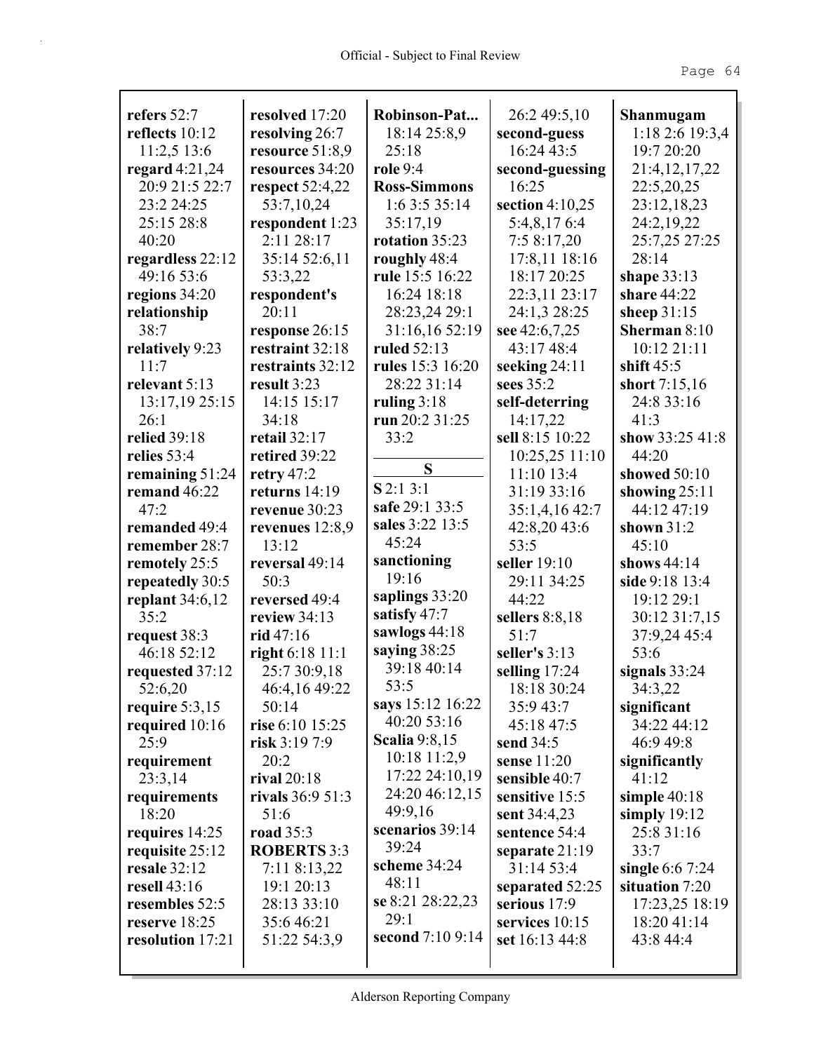**refers** 52:7
**reflects** 10:12 11:2,5 13:6
**regard** 4:21,24 20:9 21:5 22:7 23:2 24:25 25:15 28:8 40:20
**regardless** 22:12 49:16 53:6
**regions** 34:20
**relationship** 38:7
**relatively** 9:23 11:7
**relevant** 5:13 13:17,19 25:15 26:1
**relied** 39:18
**relies** 53:4
**remaining** 51:24
**remand** 46:22 47:2
**remanded** 49:4
**remember** 28:7
**remotely** 25:5
**repeatedly** 30:5
**replant** 34:6,12 35:2
**request** 38:3 46:18 52:12
**requested** 37:12 52:6,20
**require** 5:3,15
**required** 10:16 25:9
**requirement** 23:3,14
**requirements** 18:20
**requires** 14:25
**requisite** 25:12
**resale** 32:12
**resell** 43:16
**resembles** 52:5
**reserve** 18:25
**resolution** 17:21
**resolved** 17:20
**resolving** 26:7
**resource** 51:8,9
**resources** 34:20
**respect** 52:4,22 53:7,10,24
**respondent** 1:23 2:11 28:17 35:14 52:6,11 53:3,22
**respondent's** 20:11
**response** 26:15
**restraint** 32:18
**restraints** 32:12
**result** 3:23 14:15 15:17 34:18
**retail** 32:17
**retired** 39:22
**retry** 47:2
**returns** 14:19
**revenue** 30:23
**revenues** 12:8,9 13:12
**reversal** 49:14 50:3
**reversed** 49:4
**review** 34:13
**rid** 47:16
**right** 6:18 11:1 25:7 30:9,18 46:4,16 49:22 50:14
**rise** 6:10 15:25
**risk** 3:19 7:9 20:2
**rival** 20:18
**rivals** 36:9 51:3 51:6
**road** 35:3
**ROBERTS** 3:3 7:11 8:13,22 19:1 20:13 28:13 33:10 35:6 46:21 51:22 54:3,9
**Robinson-Pat...** 18:14 25:8,9 25:18
**role** 9:4
**Ross-Simmons** 1:6 3:5 35:14 35:17,19
**rotation** 35:23
**roughly** 48:4
**rule** 15:5 16:22 16:24 18:18 28:23,24 29:1 31:16,16 52:19
**ruled** 52:13
**rules** 15:3 16:20 28:22 31:14
**ruling** 3:18
**run** 20:2 31:25 33:2

## S

**S** 2:1 3:1
**safe** 29:1 33:5
**sales** 3:22 13:5 45:24
**sanctioning** 19:16
**saplings** 33:20
**satisfy** 47:7
**sawlogs** 44:18
**saying** 38:25 39:18 40:14 53:5
**says** 15:12 16:22 40:20 53:16
**Scalia** 9:8,15 10:18 11:2,9 17:22 24:10,19 24:20 46:12,15 49:9,16
**scenarios** 39:14 39:24
**scheme** 34:24 48:11
**se** 8:21 28:22,23 29:1
**second** 7:10 9:14 26:2 49:5,10
**second-guess** 16:24 43:5
**second-guessing** 16:25
**section** 4:10,25 5:4,8,17 6:4 7:5 8:17,20 17:8,11 18:16 18:17 20:25 22:3,11 23:17 24:1,3 28:25
**see** 42:6,7,25 43:17 48:4
**seeking** 24:11
**sees** 35:2
**self-deterring** 14:17,22
**sell** 8:15 10:22 10:25,25 11:10 11:10 13:4 31:19 33:16 35:1,4,16 42:7 42:8,20 43:6 53:5
**seller** 19:10 29:11 34:25 44:22
**sellers** 8:8,18 51:7
**seller's** 3:13
**selling** 17:24 18:18 30:24 35:9 43:7 45:18 47:5
**send** 34:5
**sense** 11:20
**sensible** 40:7
**sensitive** 15:5
**sent** 34:4,23
**sentence** 54:4
**separate** 21:19 31:14 53:4
**separated** 52:25
**serious** 17:9
**services** 10:15
**set** 16:13 44:8
**Shanmugam** 1:18 2:6 19:3,4 19:7 20:20 21:4,12,17,22 22:5,20,25 23:12,18,23 24:2,19,22 25:7,25 27:25 28:14
**shape** 33:13
**share** 44:22
**sheep** 31:15
**Sherman** 8:10 10:12 21:11
**shift** 45:5
**short** 7:15,16 24:8 33:16 41:3
**show** 33:25 41:8 44:20
**showed** 50:10
**showing** 25:11 44:12 47:19
**shown** 31:2 45:10
**shows** 44:14
**side** 9:18 13:4 19:12 29:1 30:12 31:7,15 37:9,24 45:4 53:6
**signals** 33:24 34:3,22
**significant** 34:22 44:12 46:9 49:8
**significantly** 41:12
**simple** 40:18
**simply** 19:12 25:8 31:16 33:7
**single** 6:6 7:24
**situation** 7:20 17:23,25 18:19 18:20 41:14 43:8 44:4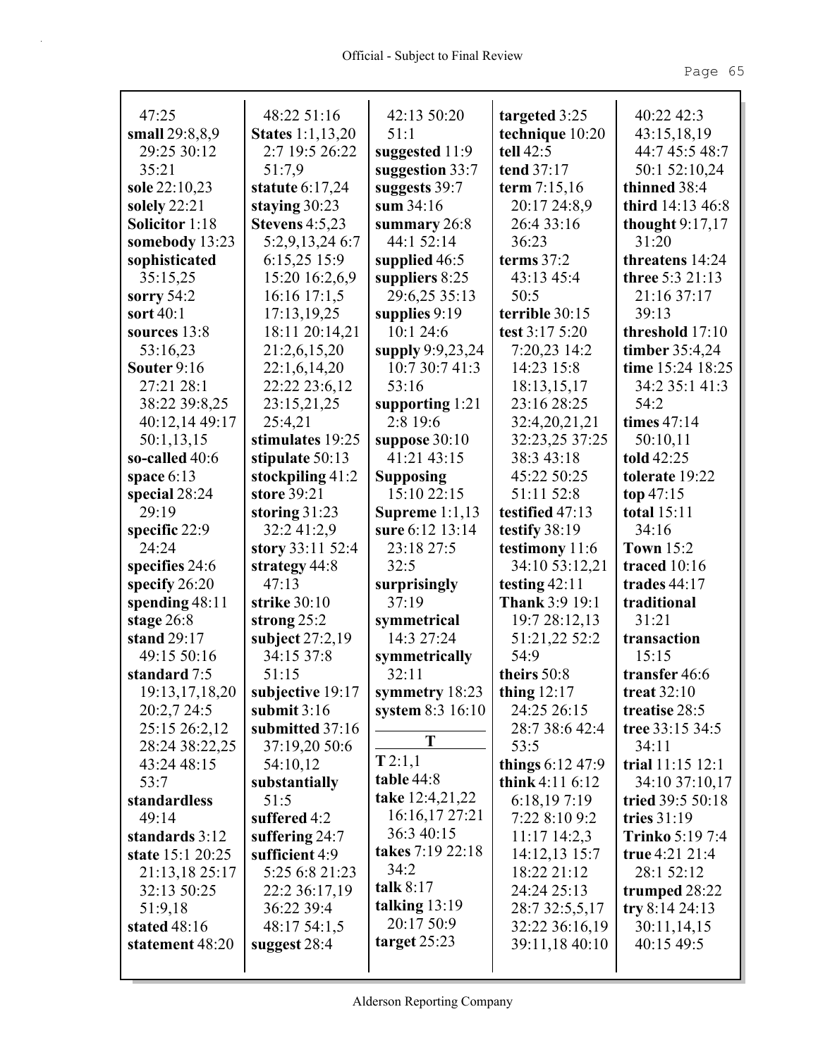47:25
**small** 29:8,8,9 29:25 30:12 35:21
**sole** 22:10,23
**solely** 22:21
**Solicitor** 1:18
**somebody** 13:23
**sophisticated** 35:15,25
**sorry** 54:2
**sort** 40:1
**sources** 13:8 53:16,23
**Souter** 9:16 27:21 28:1 38:22 39:8,25 40:12,14 49:17 50:1,13,15
**so-called** 40:6
**space** 6:13
**special** 28:24 29:19
**specific** 22:9 24:24
**specifies** 24:6
**specify** 26:20
**spending** 48:11
**stage** 26:8
**stand** 29:17 49:15 50:16
**standard** 7:5 19:13,17,18,20 20:2,7 24:5 25:15 26:2,12 28:24 38:22,25 43:24 48:15 53:7
**standardless** 49:14
**standards** 3:12
**state** 15:1 20:25 21:13,18 25:17 32:13 50:25 51:9,18
**stated** 48:16
**statement** 48:20

48:22 51:16
**States** 1:1,13,20 2:7 19:5 26:22 51:7,9
**statute** 6:17,24
**staying** 30:23
**Stevens** 4:5,23 5:2,9,13,24 6:7 6:15,25 15:9 15:20 16:2,6,9 16:16 17:1,5 17:13,19,25 18:11 20:14,21 21:2,6,15,20 22:1,6,14,20 22:22 23:6,12 23:15,21,25 25:4,21
**stimulates** 19:25
**stipulate** 50:13
**stockpiling** 41:2
**store** 39:21
**storing** 31:23 32:2 41:2,9
**story** 33:11 52:4
**strategy** 44:8 47:13
**strike** 30:10
**strong** 25:2
**subject** 27:2,19 34:15 37:8 51:15
**subjective** 19:17
**submit** 3:16
**submitted** 37:16 37:19,20 50:6 54:10,12
**substantially** 51:5
**suffered** 4:2
**suffering** 24:7
**sufficient** 4:9 5:25 6:8 21:23 22:2 36:17,19 36:22 39:4 48:17 54:1,5
**suggest** 28:4

42:13 50:20 51:1
**suggested** 11:9
**suggestion** 33:7
**suggests** 39:7
**sum** 34:16
**summary** 26:8 44:1 52:14
**supplied** 46:5
**suppliers** 8:25 29:6,25 35:13
**supplies** 9:19 10:1 24:6
**supply** 9:9,23,24 10:7 30:7 41:3 53:16
**supporting** 1:21 2:8 19:6
**suppose** 30:10 41:21 43:15
**Supposing** 15:10 22:15
**Supreme** 1:1,13
**sure** 6:12 13:14 23:18 27:5 32:5
**surprisingly** 37:19
**symmetrical** 14:3 27:24
**symmetrically** 32:11
**symmetry** 18:23
**system** 8:3 16:10

**T**

**T** 2:1,1
**table** 44:8
**take** 12:4,21,22 16:16,17 27:21 36:3 40:15
**takes** 7:19 22:18 34:2
**talk** 8:17
**talking** 13:19 20:17 50:9
**target** 25:23

**targeted** 3:25
**technique** 10:20
**tell** 42:5
**tend** 37:17
**term** 7:15,16 20:17 24:8,9 26:4 33:16 36:23
**terms** 37:2 43:13 45:4 50:5
**terrible** 30:15
**test** 3:17 5:20 7:20,23 14:2 14:23 15:8 18:13,15,17 23:16 28:25 32:4,20,21,21 32:23,25 37:25 38:3 43:18 45:22 50:25 51:11 52:8
**testified** 47:13
**testify** 38:19
**testimony** 11:6 34:10 53:12,21
**testing** 42:11
**Thank** 3:9 19:1 19:7 28:12,13 51:21,22 52:2 54:9
**theirs** 50:8
**thing** 12:17 24:25 26:15 28:7 38:6 42:4 53:5
**things** 6:12 47:9
**think** 4:11 6:12 6:18,19 7:19 7:22 8:10 9:2 11:17 14:2,3 14:12,13 15:7 18:22 21:12 24:24 25:13 28:7 32:5,5,17 32:22 36:16,19 39:11,18 40:10

40:22 42:3 43:15,18,19 44:7 45:5 48:7 50:1 52:10,24
**thinned** 38:4
**third** 14:13 46:8
**thought** 9:17,17 31:20
**threatens** 14:24
**three** 5:3 21:13 21:16 37:17 39:13
**threshold** 17:10
**timber** 35:4,24
**time** 15:24 18:25 34:2 35:1 41:3 54:2
**times** 47:14 50:10,11
**told** 42:25
**tolerate** 19:22
**top** 47:15
**total** 15:11 34:16
**Town** 15:2
**traced** 10:16
**trades** 44:17
**traditional** 31:21
**transaction** 15:15
**transfer** 46:6
**treat** 32:10
**treatise** 28:5
**tree** 33:15 34:5 34:11
**trial** 11:15 12:1 34:10 37:10,17
**tried** 39:5 50:18
**tries** 31:19
**Trinko** 5:19 7:4
**true** 4:21 21:4 28:1 52:12
**trumped** 28:22
**try** 8:14 24:13 30:11,14,15 40:15 49:5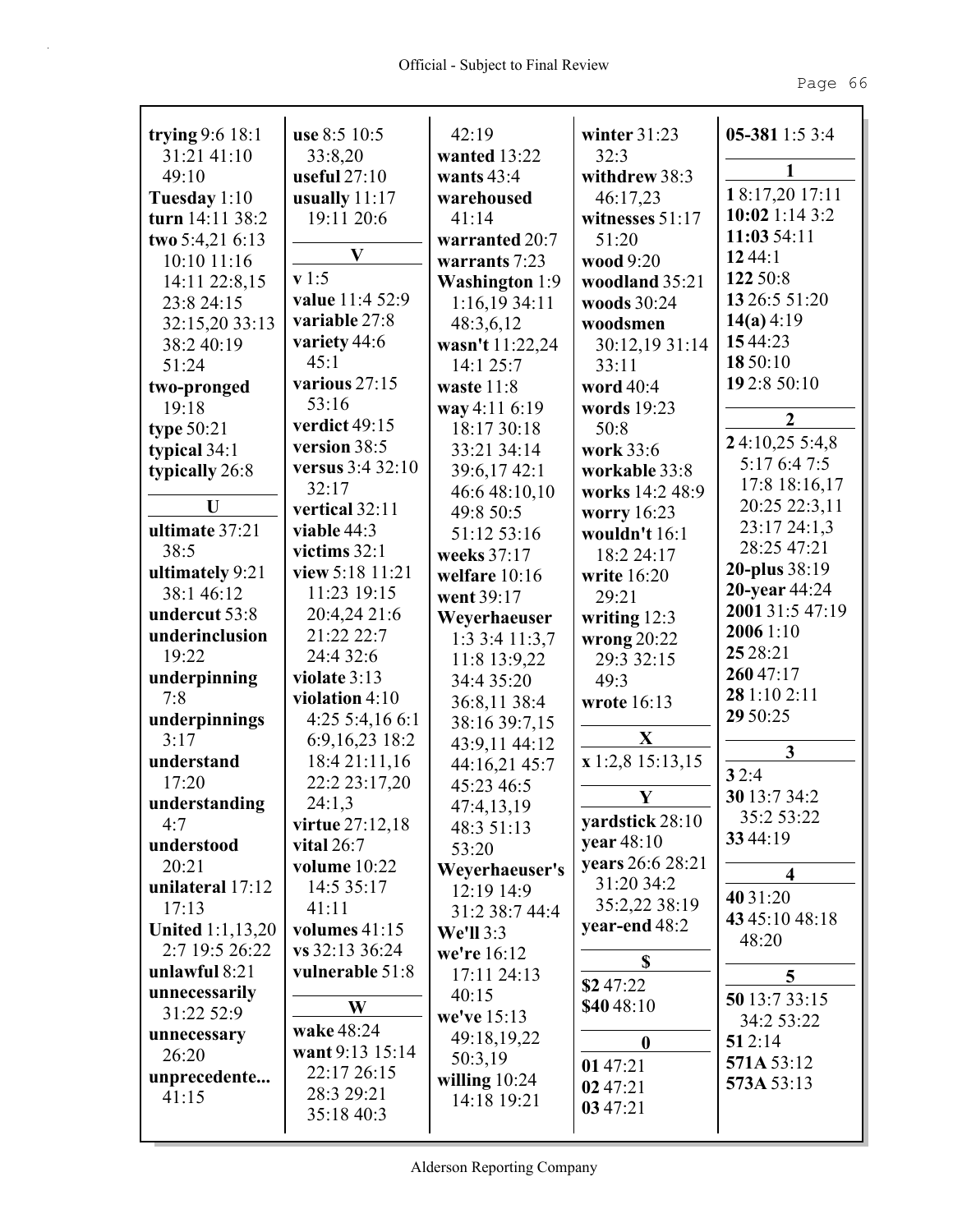**trying** 9:6 18:1 31:21 41:10 49:10
**Tuesday** 1:10
**turn** 14:11 38:2
**two** 5:4,21 6:13 10:10 11:16 14:11 22:8,15 23:8 24:15 32:15,20 33:13 38:2 40:19 51:24
**two-pronged** 19:18
**type** 50:21
**typical** 34:1
**typically** 26:8

**U**

**ultimate** 37:21 38:5
**ultimately** 9:21 38:1 46:12
**undercut** 53:8
**underinclusion** 19:22
**underpinning** 7:8
**underpinnings** 3:17
**understand** 17:20
**understanding** 4:7
**understood** 20:21
**unilateral** 17:12 17:13
**United** 1:1,13,20 2:7 19:5 26:22
**unlawful** 8:21
**unnecessarily** 31:22 52:9
**unnecessary** 26:20
**unprecedente...** 41:15
**use** 8:5 10:5 33:8,20
**useful** 27:10
**usually** 11:17 19:11 20:6

**V**

**v** 1:5
**value** 11:4 52:9
**variable** 27:8
**variety** 44:6 45:1
**various** 27:15 53:16
**verdict** 49:15
**version** 38:5
**versus** 3:4 32:10 32:17
**vertical** 32:11
**viable** 44:3
**victims** 32:1
**view** 5:18 11:21 11:23 19:15 20:4,24 21:6 21:22 22:7 24:4 32:6
**violate** 3:13
**violation** 4:10 4:25 5:4,16 6:1 6:9,16,23 18:2 18:4 21:11,16 22:2 23:17,20 24:1,3
**virtue** 27:12,18
**vital** 26:7
**volume** 10:22 14:5 35:17 41:11
**volumes** 41:15
**vs** 32:13 36:24
**vulnerable** 51:8

**W**

**wake** 48:24
**want** 9:13 15:14 22:17 26:15 28:3 29:21 35:18 40:3 42:19
**wanted** 13:22
**wants** 43:4
**warehoused** 41:14
**warranted** 20:7
**warrants** 7:23
**Washington** 1:9 1:16,19 34:11 48:3,6,12
**wasn't** 11:22,24 14:1 25:7
**waste** 11:8
**way** 4:11 6:19 18:17 30:18 33:21 34:14 39:6,17 42:1 46:6 48:10,10 49:8 50:5 51:12 53:16
**weeks** 37:17
**welfare** 10:16
**went** 39:17
**Weyerhaeuser** 1:3 3:4 11:3,7 11:8 13:9,22 34:4 35:20 36:8,11 38:4 38:16 39:7,15 43:9,11 44:12 44:16,21 45:7 45:23 46:5 47:4,13,19 48:3 51:13 53:20
**Weyerhaeuser's** 12:19 14:9 31:2 38:7 44:4
**We'll** 3:3
**we're** 16:12 17:11 24:13 40:15
**we've** 15:13 49:18,19,22 50:3,19
**willing** 10:24 14:18 19:21
**winter** 31:23 32:3
**withdrew** 38:3 46:17,23
**witnesses** 51:17 51:20
**wood** 9:20
**woodland** 35:21
**woods** 30:24
**woodsmen** 30:12,19 31:14 33:11
**word** 40:4
**words** 19:23 50:8
**work** 33:6
**workable** 33:8
**works** 14:2 48:9
**worry** 16:23
**wouldn't** 16:1 18:2 24:17
**write** 16:20 29:21
**writing** 12:3
**wrong** 20:22 29:3 32:15 49:3
**wrote** 16:13

**X**

**x** 1:2,8 15:13,15

**Y**

**yardstick** 28:10
**year** 48:10
**years** 26:6 28:21 31:20 34:2 35:2,22 38:19
**year-end** 48:2

**$**

**$2** 47:22
**$40** 48:10

**0**

**01** 47:21
**02** 47:21
**03** 47:21
**05-381** 1:5 3:4

**1**

**1** 8:17,20 17:11
**10:02** 1:14 3:2
**11:03** 54:11
**12** 44:1
**122** 50:8
**13** 26:5 51:20
**14(a)** 4:19
**15** 44:23
**18** 50:10
**19** 2:8 50:10

**2**

**2** 4:10,25 5:4,8 5:17 6:4 7:5 17:8 18:16,17 20:25 22:3,11 23:17 24:1,3 28:25 47:21
**20-plus** 38:19
**20-year** 44:24
**2001** 31:5 47:19
**2006** 1:10
**25** 28:21
**260** 47:17
**28** 1:10 2:11
**29** 50:25

**3**

**3** 2:4
**30** 13:7 34:2 35:2 53:22
**33** 44:19

**4**

**40** 31:20
**43** 45:10 48:18 48:20

**5**

**50** 13:7 33:15 34:2 53:22
**51** 2:14
**571A** 53:12
**573A** 53:13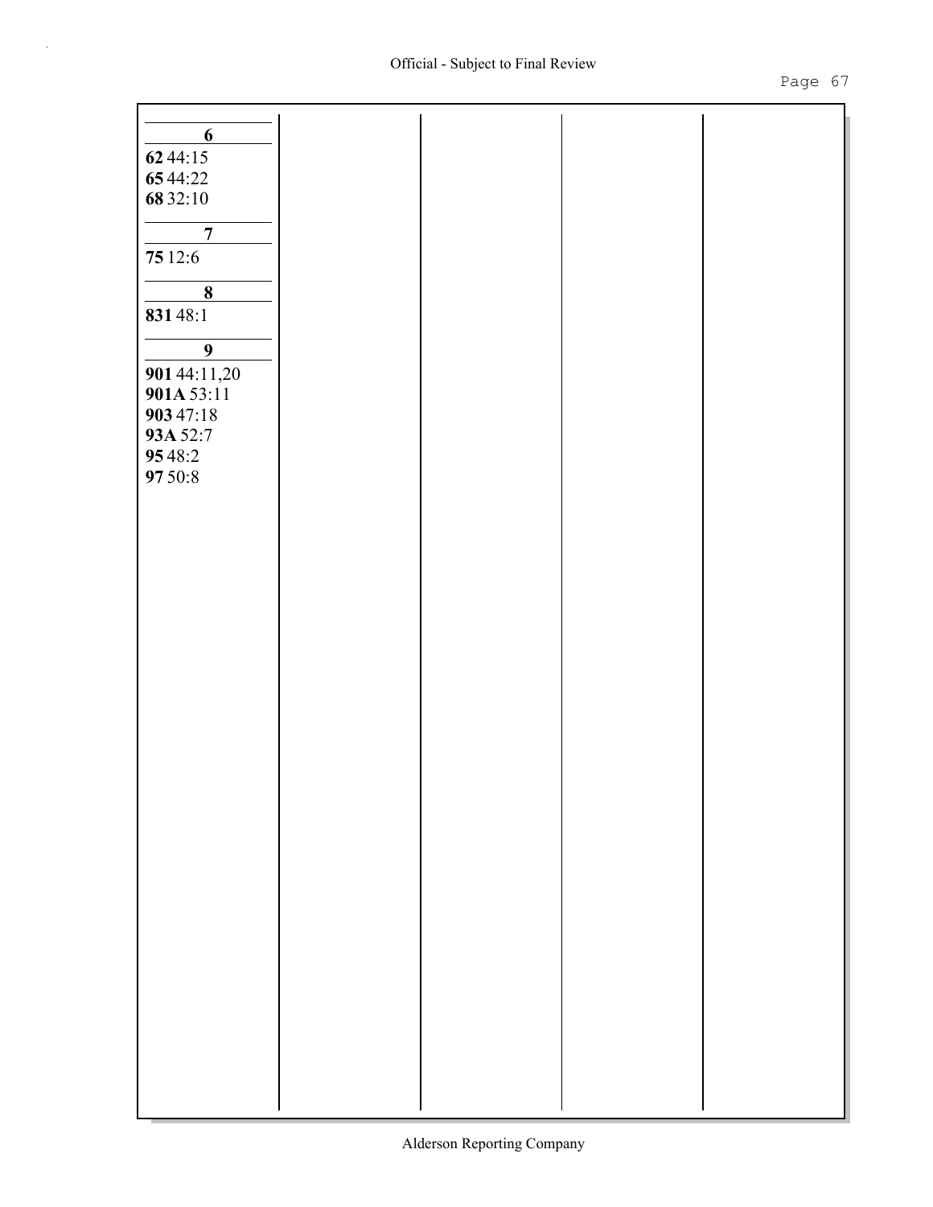**6**

**62** 44:15
**65** 44:22
**68** 32:10

**7**

**75** 12:6

**8**

**831** 48:1

**9**

**901** 44:11,20
**901A** 53:11
**903** 47:18
**93A** 52:7
**95** 48:2
**97** 50:8